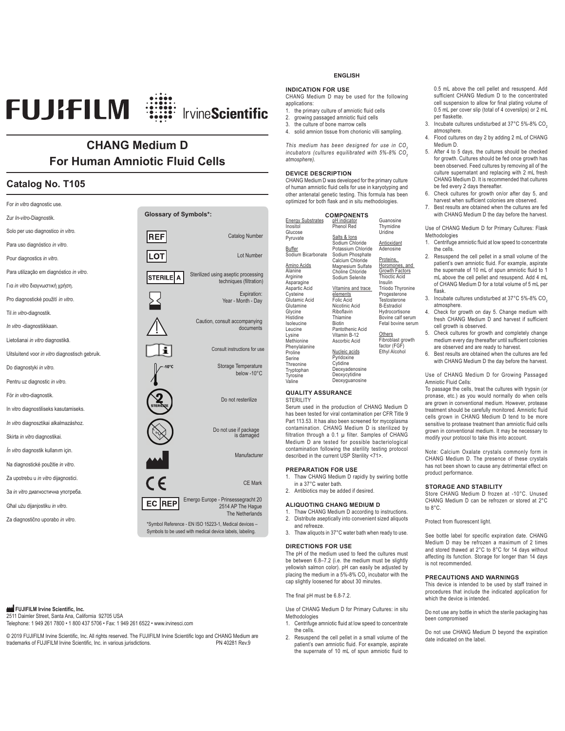# CHANG Medium D

# For Human Amniotic Fluid Cells

## Catalog No. T105

For *in vitro* diagnostic use.

Zur *In-vitro*-Diagnostik.

Solo per uso diagnostico *in vitro*.

Para uso diagnóstico *in vitro*.

Pour diagnostics *in vitro*.

Para utilização em diagnóstico *in vitro*.

Για *in vitro* διαγνωστική χρήση.

Pro diagnostické použití *in vitro*.

Til *in vitro*-diagnostik.

*In vitro* -diagnostiikkaan.

Lietošanai *in vitro* diagnostikā.

Uitsluitend voor *in vitro* diagnostisch gebruik.

Do diagnostyki *in vitro*.

Pentru uz diagnostic *in vitro*.

För *in vitro*-diagnostik.

In vitro diagnostiliseks kasutamiseks.

*In vitro* diagnosztikai alkalmazáshoz.

Skirta *in vitro* diagnostikai.

*İn vitro* diagnostik kullanım için.

Na diagnostické použitie *in vitro*.

Za upotrebu u *in vitro* dijagnostici.

За *in vitro* диагностична употреба.

Għal użu dijanjostiku *in vitro*.

Za diagnostično uporabo *in vitro*.

### Glossary of Symbols*:

| Symbol | Meaning |
|---|---|
| REF | Catalog Number |
| LOT | Lot Number |
| STERILE A | Sterilized using aseptic processing techniques (filtration) |
| (hourglass) | Expiration: Year - Month - Day |
| (warning triangle) | Caution, consult accompanying documents |
| (i book) | Consult instructions for use |
| (thermometer) -10°C | Storage Temperature below -10°C |
| (2 STERILIZE) | Do not resterilize |
| (damaged package) | Do not use if package is damaged |
| (factory) | Manufacturer |
| CE | CE Mark |
| EC REP | Emergo Europe - Prinsessegracht 20 2514 AP The Hague The Netherlands |

*Symbol Reference - EN ISO 15223-1, Medical devices – Symbols to be used with medical device labels, labeling.

**FUJIFILM Irvine Scientific, Inc.**
2511 Daimler Street, Santa Ana, California 92705 USA
Telephone: 1 949 261 7800 • 1 800 437 5706 • Fax: 1 949 261 6522 • www.irvinesci.com

© 2019 FUJIFILM Irvine Scientific, Inc. All rights reserved. The FUJIFILM Irvine Scientific logo and CHANG Medium are trademarks of FUJIFILM Irvine Scientific, Inc. in various jurisdictions. PN 40281 Rev.9

## ENGLISH

### INDICATION FOR USE

CHANG Medium D may be used for the following applications:

1. the primary culture of amniotic fluid cells
2. growing passaged amniotic fluid cells
3. the culture of bone marrow cells
4. solid amnion tissue from chorionic villi sampling.

*This medium has been designed for use in $CO_2$ incubators (cultures equilibrated with 5%-8% $CO_2$ atmosphere).*

### DEVICE DESCRIPTION

CHANG Medium D was developed for the primary culture of human amniotic fluid cells for use in karyotyping and other antenatal genetic testing. This formula has been optimized for both flask and in situ methodologies.

### COMPONENTS

| | | |
|---|---|---|
| Energy Substrates | pH indicator | Guanosine |
| Inositol | Phenol Red | Thymidine |
| Glucose | | Uridine |
| Pyruvate | Salts & Ions | |
| | Sodium Chloride | Antioxidant |
| Buffer | Potassium Chloride | Adenosine |
| Sodium Bicarbonate | Sodium Phosphate | |
| | Calcium Chloride | Proteins, Horomones, and Growth Factors |
| Amino Acids | Magnesium Sulfate | Thioctic Acid |
| Alanine | Choline Chloride | Insulin |
| Arginine | Sodium Selenite | Triiodo Thyronine |
| Asparagine | | Progesterone |
| Aspartic Acid | Vitamins and trace elements | Testosterone |
| Cysteine | Folic Acid | B-Estradiol |
| Glutamic Acid | Nicotinic Acid | Hydrocortisone |
| Glutamine | Riboflavin | Bovine calf serum |
| Glycine | Thiamine | Fetal bovine serum |
| Histidine | Biotin | |
| Isoleucine | Pantothenic Acid | Others |
| Leucine | Vitamin B-12 | Fibroblast growth factor (FGF) |
| Lysine | Ascorbic Acid | Ethyl Alcohol |
| Methionine | | |
| Phenylalanine | Nucleic acids | |
| Proline | Pyridoxine | |
| Serine | Cytidine | |
| Threonine | Deoxyadenosine | |
| Tryptophan | Deoxycytidine | |
| Tyrosine | Deoxyguanosine | |
| Valine | | |

### QUALITY ASSURANCE

STERILITY

Serum used in the production of CHANG Medium D has been tested for viral contamination per CFR Title 9 Part 113.53. It has also been screened for mycoplasma contamination. CHANG Medium D is sterilized by filtration through a 0.1 µ filter. Samples of CHANG Medium D are tested for possible bacteriological contamination following the sterility testing protocol described in the current USP Sterility <71>.

### PREPARATION FOR USE

1. Thaw CHANG Medium D rapidly by swirling bottle in a 37°C water bath.
2. Antibiotics may be added if desired.

### ALIQUOTING CHANG MEDIUM D

1. Thaw CHANG Medium D according to instructions.
2. Distribute aseptically into convenient sized aliquots and refreeze.
3. Thaw aliquots in 37°C water bath when ready to use.

### DIRECTIONS FOR USE

The pH of the medium used to feed the cultures must be between 6.8–7.2 (i.e. the medium must be slightly yellowish salmon color). pH can easily be adjusted by placing the medium in a 5%-8% $CO_2$ incubator with the cap slightly loosened for about 30 minutes.

The final pH must be 6.8-7.2.

Use of CHANG Medium D for Primary Cultures: in situ Methodologies

1. Centrifuge amniotic fluid at low speed to concentrate the cells.
2. Resuspend the cell pellet in a small volume of the patient's own amniotic fluid. For example, aspirate the supernate of 10 mL of spun amniotic fluid to 0.5 mL above the cell pellet and resuspend. Add sufficient CHANG Medium D to the concentrated cell suspension to allow for final plating volume of 0.5 mL per cover slip (total of 4 coverslips) or 2 mL per flaskette.
3. Incubate cultures undisturbed at 37°C 5%-8% $CO_2$ atmosphere.
4. Flood cultures on day 2 by adding 2 mL of CHANG Medium D.
5. After 4 to 5 days, the cultures should be checked for growth. Cultures should be fed once growth has been observed. Feed cultures by removing all of the culture supernatant and replacing with 2 mL fresh CHANG Medium D. It is recommended that cultures be fed every 2 days thereafter.
6. Check cultures for growth on/or after day 5, and harvest when sufficient colonies are observed.
7. Best results are obtained when the cultures are fed with CHANG Medium D the day before the harvest.

Use of CHANG Medium D for Primary Cultures: Flask Methodologies

1. Centrifuge amniotic fluid at low speed to concentrate the cells.
2. Resuspend the cell pellet in a small volume of the patient's own amniotic fluid. For example, aspirate the supernate of 10 mL of spun amniotic fluid to 1 mL above the cell pellet and resuspend. Add 4 mL of CHANG Medium D for a total volume of 5 mL per flask.
3. Incubate cultures undisturbed at 37°C 5%-8% $CO_2$ atmosphere.
4. Check for growth on day 5. Change medium with fresh CHANG Medium D and harvest if sufficient cell growth is observed.
5. Check cultures for growth and completely change medium every day thereafter until sufficient colonies are observed and are ready to harvest.
6. Best results are obtained when the cultures are fed with CHANG Medium D the day before the harvest.

Use of CHANG Medium D for Growing Passaged Amniotic Fluid Cells:

To passage the cells, treat the cultures with trypsin (or pronase, etc.) as you would normally do when cells are grown in conventional medium. However, protease treatment should be carefully monitored. Amniotic fluid cells grown in CHANG Medium D tend to be more sensitive to protease treatment than amniotic fluid cells grown in conventional medium. It may be necessary to modify your protocol to take this into account.

Note: Calcium Oxalate crystals commonly form in CHANG Medium D. The presence of these crystals has not been shown to cause any detrimental effect on product performance.

### STORAGE AND STABILITY

Store CHANG Medium D frozen at -10°C. Unused CHANG Medium D can be refrozen or stored at 2°C to 8°C.

Protect from fluorescent light.

See bottle label for specific expiration date. CHANG Medium D may be refrozen a maximum of 2 times and stored thawed at 2°C to 8°C for 14 days without affecting its function. Storage for longer than 14 days is not recommended.

### PRECAUTIONS AND WARNINGS

This device is intended to be used by staff trained in procedures that include the indicated application for which the device is intended.

Do not use any bottle in which the sterile packaging has been compromised

Do not use CHANG Medium D beyond the expiration date indicated on the label.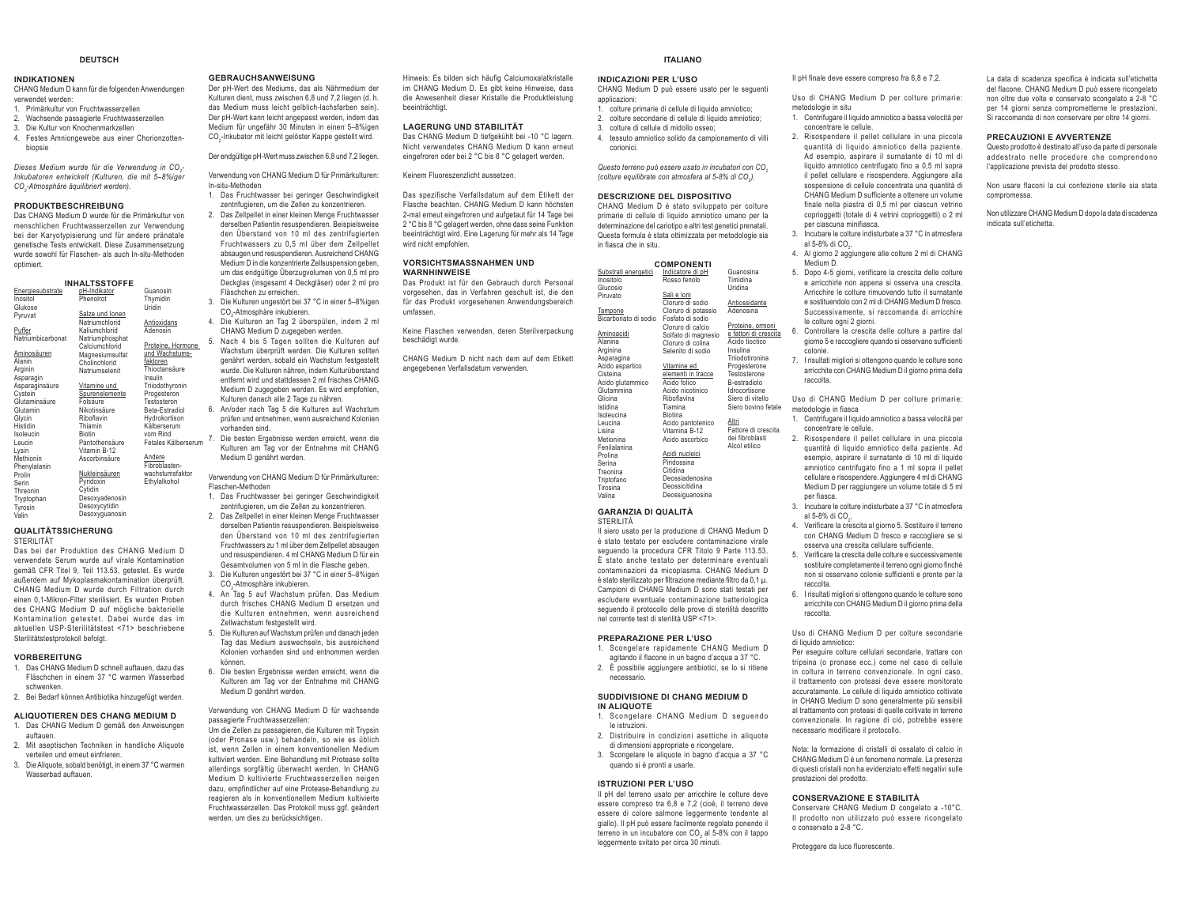# DEUTSCH

## INDIKATIONEN

CHANG Medium D kann für die folgenden Anwendungen verwendet werden:

1. Primärkultur von Fruchtwasserzellen
2. Wachsende passagierte Fruchtwasserzellen
3. Die Kultur von Knochenmarkzellen
4. Festes Amniongewebe aus einer Chorionzottenbiopsie

*Dieses Medium wurde für die Verwendung in $CO_2$-Inkubatoren entwickelt (Kulturen, die mit 5–8%iger $CO_2$-Atmosphäre äquilibriert werden).*

## PRODUKTBESCHREIBUNG

Das CHANG Medium D wurde für die Primärkultur von menschlichen Fruchtwasserzellen zur Verwendung bei der Karyotypisierung und für andere pränatale genetische Tests entwickelt. Diese Zusammensetzung wurde sowohl für Flaschen- als auch In-situ-Methoden optimiert.

### INHALTSSTOFFE

| | | |
|---|---|---|
| Energiesubstrate | pH-Indikator | Guanosin |
| Inositol | Phenolrot | Thymidin |
| Glukose | | Uridin |
| Pyruvat | Salze und Ionen | |
| | Natriumchlorid | Antioxidans |
| Puffer | Kaliumchlorid | Adenosin |
| Natriumbicarbonat | Natriumphosphat | |
| | Calciumchlorid | Proteine, Hormone und Wachstumsfaktoren |
| Aminosäuren | Magnesiumsulfat | |
| Alanin | Cholinchlorid | |
| Arginin | Natriumselenit | Thioctansäure |
| Asparagin | | Insulin |
| Asparaginsäure | Vitamine und Spurenelemente | Triiodothyronin |
| Cystein | | Progesteron |
| Glutaminsäure | Folsäure | Testosteron |
| Glutamin | Nikotinsäure | Beta-Estradiol |
| Glycin | Riboflavin | Hydrokortison |
| Histidin | Thiamin | Kälberserum vom Rind |
| Isoleucin | Biotin | |
| Leucin | Pantothensäure | Fetales Kälberserum |
| Lysin | Vitamin B-12 | |
| Methionin | Ascorbinsäure | Andere |
| Phenylalanin | | Fibroblasten-wachstumsfaktor |
| Prolin | Nukleinsäuren | |
| Serin | Pyridoxin | Ethylalkohol |
| Threonin | Cytidin | |
| Tryptophan | Desoxyadenosin | |
| Tyrosin | Desoxycytidin | |
| Valin | Desoxyguanosin | |

## QUALITÄTSSICHERUNG

STERILITÄT

Das bei der Produktion des CHANG Medium D verwendete Serum wurde auf virale Kontamination gemäß CFR Titel 9, Teil 113.53, getestet. Es wurde außerdem auf Mykoplasmakontamination überprüft. CHANG Medium D wurde durch Filtration durch einen 0,1-Mikron-Filter sterilisiert. Es wurden Proben des CHANG Medium D auf mögliche bakterielle Kontamination getestet. Dabei wurde das im aktuellen USP-Sterilitätstest <71> beschriebene Sterilitätstestprotokoll befolgt.

## VORBEREITUNG

1. Das CHANG Medium D schnell auftauen, dazu das Fläschchen in einem 37 °C warmen Wasserbad schwenken.
2. Bei Bedarf können Antibiotika hinzugefügt werden.

## ALIQUOTIEREN DES CHANG MEDIUM D

1. Das CHANG Medium D gemäß den Anweisungen auftauen.
2. Mit aseptischen Techniken in handliche Aliquote verteilen und erneut einfrieren.
3. Die Aliquote, sobald benötigt, in einem 37 °C warmen Wasserbad auftauen.

## GEBRAUCHSANWEISUNG

Der pH-Wert des Mediums, das als Nährmedium der Kulturen dient, muss zwischen 6,8 und 7,2 liegen (d. h. das Medium muss leicht gelblich-lachsfarben sein). Der pH-Wert kann leicht angepasst werden, indem das Medium für ungefähr 30 Minuten in einen 5–8%igen $CO_2$-Inkubator mit leicht gelöster Kappe gestellt wird.

Der endgültige pH-Wert muss zwischen 6,8 und 7,2 liegen.

Verwendung von CHANG Medium D für Primärkulturen: In-situ-Methoden

1. Das Fruchtwasser bei geringer Geschwindigkeit zentrifugieren, um die Zellen zu konzentrieren.
2. Das Zellpellet in einer kleinen Menge Fruchtwasser derselben Patientin resuspendieren. Beispielsweise den Überstand von 10 ml des zentrifugierten Fruchtwassers zu 0,5 ml über dem Zellpellet absaugen und resuspendieren. Ausreichend CHANG Medium D in die konzentrierte Zellsuspension geben, um das endgültige Überzugvolumen von 0,5 ml pro Deckglas (insgesamt 4 Deckgläser) oder 2 ml pro Fläschchen zu erreichen.
3. Die Kulturen ungestört bei 37 °C in einer 5–8%igen $CO_2$-Atmosphäre inkubieren.
4. Die Kulturen an Tag 2 überspülen, indem 2 ml CHANG Medium D zugegeben werden.
5. Nach 4 bis 5 Tagen sollten die Kulturen auf Wachstum überprüft werden. Die Kulturen sollten genährt werden, sobald ein Wachstum festgestellt wurde. Die Kulturen nähren, indem Kulturüberstand entfernt wird und stattdessen 2 ml frisches CHANG Medium D zugegeben werden. Es wird empfohlen, Kulturen danach alle 2 Tage zu nähren.
6. An/oder nach Tag 5 die Kulturen auf Wachstum prüfen und entnehmen, wenn ausreichend Kolonien vorhanden sind.
7. Die besten Ergebnisse werden erreicht, wenn die Kulturen am Tag vor der Entnahme mit CHANG Medium D genährt werden.

Verwendung von CHANG Medium D für Primärkulturen: Flaschen-Methoden

1. Das Fruchtwasser bei geringer Geschwindigkeit zentrifugieren, um die Zellen zu konzentrieren.
2. Das Zellpellet in einer kleinen Menge Fruchtwasser derselben Patientin resuspendieren. Beispielsweise den Überstand von 10 ml des zentrifugierten Fruchtwassers zu 1 ml über dem Zellpellet absaugen und resuspendieren. 4 ml CHANG Medium D für ein Gesamtvolumen von 5 ml in die Flasche geben.
3. Die Kulturen ungestört bei 37 °C in einer 5–8%igen $CO_2$-Atmosphäre inkubieren.
4. An Tag 5 auf Wachstum prüfen. Das Medium durch frisches CHANG Medium D ersetzen und die Kulturen entnehmen, wenn ausreichend Zellwachstum festgestellt wird.
5. Die Kulturen auf Wachstum prüfen und danach jeden Tag das Medium auswechseln, bis ausreichend Kolonien vorhanden sind und entnommen werden können.
6. Die besten Ergebnisse werden erreicht, wenn die Kulturen am Tag vor der Entnahme mit CHANG Medium D genährt werden.

Verwendung von CHANG Medium D für wachsende passagierte Fruchtwasserzellen:

Um die Zellen zu passagieren, die Kulturen mit Trypsin (oder Pronase usw.) behandeln, so wie es üblich ist, wenn Zellen in einem konventionellen Medium kultiviert werden. Eine Behandlung mit Protease sollte allerdings sorgfältig überwacht werden. In CHANG Medium D kultivierte Fruchtwasserzellen neigen dazu, empfindlicher auf eine Protease-Behandlung zu reagieren als in konventionellem Medium kultivierte Fruchtwasserzellen. Das Protokoll muss ggf. geändert werden, um dies zu berücksichtigen.

Hinweis: Es bilden sich häufig Calciumoxalatkristalle im CHANG Medium D. Es gibt keine Hinweise, dass die Anwesenheit dieser Kristalle die Produktleistung beeinträchtigt.

## LAGERUNG UND STABILITÄT

Das CHANG Medium D tiefgekühlt bei -10 °C lagern. Nicht verwendetes CHANG Medium D kann erneut eingefroren oder bei 2 °C bis 8 °C gelagert werden.

Keinem Fluoreszenzlicht aussetzen.

Das spezifische Verfallsdatum auf dem Etikett der Flasche beachten. CHANG Medium D kann höchsten 2-mal erneut eingefroren und aufgetaut für 14 Tage bei 2 °C bis 8 °C gelagert werden, ohne dass seine Funktion beeinträchtigt wird. Eine Lagerung für mehr als 14 Tage wird nicht empfohlen.

## VORSICHTSMASSNAHMEN UND WARNHINWEISE

Das Produkt ist für den Gebrauch durch Personal vorgesehen, das in Verfahren geschult ist, die den für das Produkt vorgesehenen Anwendungsbereich umfassen.

Keine Flaschen verwenden, deren Sterilverpackung beschädigt wurde.

CHANG Medium D nicht nach dem auf dem Etikett angegebenen Verfallsdatum verwenden.

# ITALIANO

## INDICAZIONI PER L'USO

CHANG Medium D può essere usato per le seguenti applicazioni:

1. colture primarie di cellule di liquido amniotico;
2. colture secondarie di cellule di liquido amniotico;
3. colture di cellule di midollo osseo;
4. tessuto amniotico solido da campionamento di villi corionici.

*Questo terreno può essere usato in incubatori con $CO_2$ (colture equilibrate con atmosfera al 5-8% di $CO_2$).*

## DESCRIZIONE DEL DISPOSITIVO

CHANG Medium D è stato sviluppato per colture primarie di cellule di liquido amniotico umano per la determinazione del cariotipo e altri test genetici prenatali. Questa formula è stata ottimizzata per metodologie sia in fiasca che in situ.

### COMPONENTI

| | | |
|---|---|---|
| Substrati energetici | Indicatore di pH | Guanosina |
| Inositolo | Rosso fenolo | Timidina |
| Glucosio | | Uridina |
| Piruvato | Sali e ioni | |
| | Cloruro di sodio | Antiossidante |
| Tampone | Cloruro di potassio | Adenosina |
| Bicarbonato di sodio | Fosfato di sodio | |
| | Cloruro di calcio | Proteine, ormoni e fattori di crescita |
| Aminoacidi | Solfato di magnesio | |
| Alanina | Cloruro di colina | Acido tioctico |
| Arginina | Selenito di sodio | Insulina |
| Asparagina | | Triiodotironina |
| Acido aspartico | Vitamine ed elementi in tracce | Progesterone |
| Cisteina | | Testosterone |
| Acido glutammico | Acido folico | B-estradiolo |
| Glutammina | Acido nicotinico | Idrocortisone |
| Glicina | Riboflavina | Siero di vitello |
| Istidina | Tiamina | Siero bovino fetale |
| Isoleucina | Biotina | |
| Leucina | Acido pantotenico | Altri |
| Lisina | Vitamina B-12 | Fattore di crescita dei fibroblasti |
| Metionina | Acido ascorbico | |
| Fenilalanina | | Alcol etilico |
| Prolina | Acidi nucleici | |
| Serina | Piridossina | |
| Treonina | Citidina | |
| Triptofano | Deossiadenosina | |
| Tirosina | Deossicitidina | |
| Valina | Deossiguanosina | |

## GARANZIA DI QUALITÀ

STERILITÀ

Il siero usato per la produzione di CHANG Medium D è stato testato per escludere contaminazione virale seguendo la procedura CFR Titolo 9 Parte 113.53. È stato anche testato per determinare eventuali contaminazioni da micoplasma. CHANG Medium D è stato sterilizzato per filtrazione mediante filtro da 0,1 μ. Campioni di CHANG Medium D sono stati testati per escludere eventuale contaminazione batteriologica seguendo il protocollo delle prove di sterilità descritto nel corrente test di sterilità USP <71>.

## PREPARAZIONE PER L'USO

1. Scongelare rapidamente CHANG Medium D agitando il flacone in un bagno d'acqua a 37 °C.
2. È possibile aggiungere antibiotici, se lo si ritiene necessario.

## SUDDIVISIONE DI CHANG MEDIUM D IN ALIQUOTE

1. Scongelare CHANG Medium D seguendo le istruzioni.
2. Distribuire in condizioni asettiche in aliquote di dimensioni appropriate e ricongelare.
3. Scongelare le aliquote in bagno d'acqua a 37 °C quando si è pronti a usarle.

## ISTRUZIONI PER L'USO

Il pH del terreno usato per arricchire le colture deve essere compreso tra 6,8 e 7,2 (cioè, il terreno deve essere di colore salmone leggermente tendente al giallo). Il pH può essere facilmente regolato ponendo il terreno in un incubatore con $CO_2$ al 5-8% con il tappo leggermente svitato per circa 30 minuti.

Il pH finale deve essere compreso fra 6,8 e 7,2.

Uso di CHANG Medium D per colture primarie: metodologie in situ

1. Centrifugare il liquido amniotico a bassa velocità per concentrare le cellule.
2. Risospendere il pellet cellulare in una piccola quantità di liquido amniotico della paziente. Ad esempio, aspirare il surnatante di 10 ml di liquido amniotico centrifugato fino a 0,5 ml sopra il pellet cellulare e risospendere. Aggiungere alla sospensione di cellule concentrata una quantità di CHANG Medium D sufficiente a ottenere un volume finale nella piastra di 0,5 ml per ciascun vetrino coprioggetti (totale di 4 vetrini coprioggetti) o 2 ml per ciascuna minifiasca.
3. Incubare le colture indisturbate a 37 °C in atmosfera al 5-8% di $CO_2$.
4. Al giorno 2 aggiungere alle colture 2 ml di CHANG Medium D.
5. Dopo 4-5 giorni, verificare la crescita delle colture e arricchirle non appena si osserva una crescita. Arricchire le colture rimuovendo tutto il surnatante e sostituendolo con 2 ml di CHANG Medium D fresco. Successivamente, si raccomanda di arricchire le colture ogni 2 giorni.
6. Controllare la crescita delle colture a partire dal giorno 5 e raccogliere quando si osservano sufficienti colonie.
7. I risultati migliori si ottengono quando le colture sono arricchite con CHANG Medium D il giorno prima della raccolta.

Uso di CHANG Medium D per colture primarie: metodologie in fiasca

1. Centrifugare il liquido amniotico a bassa velocità per concentrare le cellule.
2. Risospendere il pellet cellulare in una piccola quantità di liquido amniotico della paziente. Ad esempio, aspirare il surnatante di 10 ml di liquido amniotico centrifugato fino a 1 ml sopra il pellet cellulare e risospendere. Aggiungere 4 ml di CHANG Medium D per raggiungere un volume totale di 5 ml per fiasca.
3. Incubare le colture indisturbate a 37 °C in atmosfera al 5-8% di $CO_2$.
4. Verificare la crescita al giorno 5. Sostituire il terreno con CHANG Medium D fresco e raccogliere se si osserva una crescita cellulare sufficiente.
5. Verificare la crescita delle colture e successivamente sostituire completamente il terreno ogni giorno finché non si osservano colonie sufficienti e pronte per la raccolta.
6. I risultati migliori si ottengono quando le colture sono arricchite con CHANG Medium D il giorno prima della raccolta.

Uso di CHANG Medium D per colture secondarie di liquido amniotico:

Per eseguire colture cellulari secondarie, trattare con tripsina (o pronase ecc.) come nel caso di cellule in coltura in terreno convenzionale. In ogni caso, il trattamento con proteasi deve essere monitorato accuratamente. Le cellule di liquido amniotico coltivate in CHANG Medium D sono generalmente più sensibili al trattamento con proteasi di quelle coltivate in terreno convenzionale. In ragione di ciò, potrebbe essere necessario modificare il protocollo.

Nota: la formazione di cristalli di ossalato di calcio in CHANG Medium D è un fenomeno normale. La presenza di questi cristalli non ha evidenziato effetti negativi sulle prestazioni del prodotto.

## CONSERVAZIONE E STABILITÀ

Conservare CHANG Medium D congelato a -10°C. Il prodotto non utilizzato può essere ricongelato o conservato a 2-8 °C.

Proteggere da luce fluorescente.

La data di scadenza specifica è indicata sull'etichetta del flacone. CHANG Medium D può essere ricongelato non oltre due volte e conservato scongelato a 2-8 °C per 14 giorni senza comprometterne le prestazioni. Si raccomanda di non conservare per oltre 14 giorni.

## PRECAUZIONI E AVVERTENZE

Questo prodotto è destinato all'uso da parte di personale addestrato nelle procedure che comprendono l'applicazione prevista del prodotto stesso.

Non usare flaconi la cui confezione sterile sia stata compromessa.

Non utilizzare CHANG Medium D dopo la data di scadenza indicata sull'etichetta.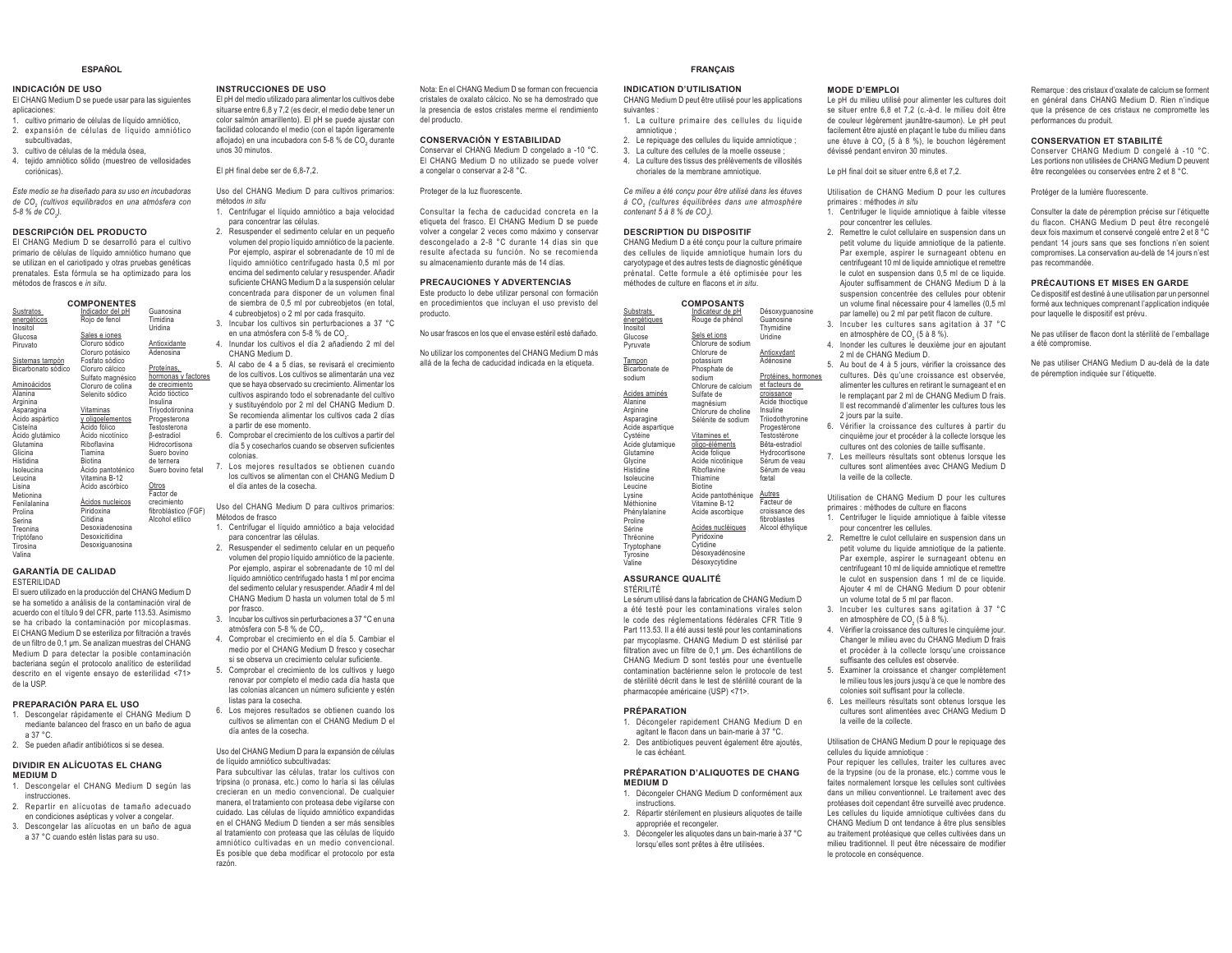## ESPAÑOL

### INDICACIÓN DE USO

El CHANG Medium D se puede usar para las siguientes aplicaciones:

1. cultivo primario de células de líquido amniótico,
2. expansión de células de líquido amniótico subcultivadas,
3. cultivo de células de la médula ósea,
4. tejido amniótico sólido (muestreo de vellosidades coriónicas).

*Este medio se ha diseñado para su uso en incubadoras de $CO_2$ (cultivos equilibrados en una atmósfera con 5-8 % de $CO_2$).*

### DESCRIPCIÓN DEL PRODUCTO

El CHANG Medium D se desarrolló para el cultivo primario de células de líquido amniótico humano que se utilizan en el cariotipado y otras pruebas genéticas prenatales. Esta fórmula se ha optimizado para los métodos de frascos e *in situ*.

**COMPONENTES**

| Sustratos energéticos | Indicador del pH | Guanosina |
|---|---|---|
| Inositol | Rojo de fenol | Timidina |
| Glucosa | | Uridina |
| Piruvato | Sales e iones | |
| | Cloruro sódico | Antioxidante |
| Sistemas tampón | Cloruro potásico | Adenosina |
| Bicarbonato sódico | Fosfato sódico | |
| | Cloruro cálcico | Proteínas, hormonas y factores de crecimiento |
| Aminoácidos | Sulfato magnésico | Ácido tióctico |
| Alanina | Cloruro de colina | Insulina |
| Arginina | Selenito sódico | Triyodotironina |
| Asparagina | | β-estradiol |
| Ácido aspártico | Vitaminas y oligoelementos | Progesterona |
| Cisteína | Ácido fólico | Testosterona |
| Ácido glutámico | Ácido nicotínico | Hidrocortisona |
| Glutamina | Riboflavina | Suero bovino de ternera |
| Glicina | Tiamina | Suero bovino fetal |
| Histidina | Biotina | |
| Isoleucina | Ácido pantoténico | Otros |
| Leucina | Vitamina B-12 | Factor de crecimiento fibroblástico (FGF) |
| Lisina | Ácido ascórbico | Alcohol etílico |
| Metionina | | |
| Fenilalanina | Ácidos nucleicos | |
| Prolina | Piridoxina | |
| Serina | Citidina | |
| Treonina | Desoxiadenosina | |
| Triptófano | Desoxicitidina | |
| Tirosina | Desoxiguanosina | |
| Valina | | |

### GARANTÍA DE CALIDAD

ESTERILIDAD

El suero utilizado en la producción del CHANG Medium D se ha sometido a análisis de la contaminación viral de acuerdo con el título 9 del CFR, parte 113.53. Asimismo se ha cribado la contaminación por micoplasmas. El CHANG Medium D se esteriliza por filtración a través de un filtro de 0,1 µm. Se analizan muestras del CHANG Medium D para detectar la posible contaminación bacteriana según el protocolo analítico de esterilidad descrito en el vigente ensayo de esterilidad <71> de la USP.

### PREPARACIÓN PARA EL USO

1. Descongelar rápidamente el CHANG Medium D mediante balanceo del frasco en un baño de agua a 37 °C.
2. Se pueden añadir antibióticos si se desea.

### DIVIDIR EN ALÍCUOTAS EL CHANG MEDIUM D

1. Descongelar el CHANG Medium D según las instrucciones.
2. Repartir en alícuotas de tamaño adecuado en condiciones asépticas y volver a congelar.
3. Descongelar las alícuotas en un baño de agua a 37 °C cuando estén listas para su uso.

### INSTRUCCIONES DE USO

El pH del medio utilizado para alimentar los cultivos debe situarse entre 6,8 y 7,2 (es decir, el medio debe tener un color salmón amarillento). El pH se puede ajustar con facilidad colocando el medio (con el tapón ligeramente aflojado) en una incubadora con 5-8 % de $CO_2$ durante unos 30 minutos.

El pH final debe ser de 6,8-7,2.

Uso del CHANG Medium D para cultivos primarios: métodos *in situ*

1. Centrifugar el líquido amniótico a baja velocidad para concentrar las células.
2. Resuspender el sedimento celular en un pequeño volumen del propio líquido amniótico de la paciente. Por ejemplo, aspirar el sobrenadante de 10 ml de líquido amniótico centrifugado hasta 0,5 ml por encima del sedimento celular y resuspender. Añadir suficiente CHANG Medium D a la suspensión celular concentrada para disponer de un volumen final de siembra de 0,5 ml por cubreobjetos (en total, 4 cubreobjetos) o 2 ml por cada frasquito.
3. Incubar los cultivos sin perturbaciones a 37 °C en una atmósfera con 5-8 % de $CO_2$.
4. Inundar los cultivos el día 2 añadiendo 2 ml del CHANG Medium D.
5. Al cabo de 4 a 5 días, se revisará el crecimiento de los cultivos. Los cultivos se alimentarán una vez que se haya observado su crecimiento. Alimentar los cultivos aspirando todo el sobrenadante del cultivo y sustituyéndolo por 2 ml del CHANG Medium D. Se recomienda alimentar los cultivos cada 2 días a partir de ese momento.
6. Comprobar el crecimiento de los cultivos a partir del día 5 y cosecharlos cuando se observen suficientes colonias.
7. Los mejores resultados se obtienen cuando los cultivos se alimentan con el CHANG Medium D el día antes de la cosecha.

Uso del CHANG Medium D para cultivos primarios: Métodos de frasco

1. Centrifugar el líquido amniótico a baja velocidad para concentrar las células.
2. Resuspender el sedimento celular en un pequeño volumen del propio líquido amniótico de la paciente. Por ejemplo, aspirar el sobrenadante de 10 ml del líquido amniótico centrifugado hasta 1 ml por encima del sedimento celular y resuspender. Añadir 4 ml del CHANG Medium D hasta un volumen total de 5 ml por frasco.
3. Incubar los cultivos sin perturbaciones a 37 °C en una atmósfera con 5-8 % de $CO_2$.
4. Comprobar el crecimiento en el día 5. Cambiar el medio por el CHANG Medium D fresco y cosechar si se observa un crecimiento celular suficiente.
5. Comprobar el crecimiento de los cultivos y luego renovar por completo el medio cada día hasta que las colonias alcancen un número suficiente y estén listas para la cosecha.
6. Los mejores resultados se obtienen cuando los cultivos se alimentan con el CHANG Medium D el día antes de la cosecha.

Uso del CHANG Medium D para la expansión de células de líquido amniótico subcultivadas:

Para subcultivar las células, tratar los cultivos con tripsina (o pronasa, etc.) como lo haría si las células crecieran en un medio convencional. De cualquier manera, el tratamiento con proteasa debe vigilarse con cuidado. Las células de líquido amniótico expandidas en el CHANG Medium D tienden a ser más sensibles al tratamiento con proteasa que las células de líquido amniótico cultivadas en un medio convencional. Es posible que deba modificar el protocolo por esta razón.

Nota: En el CHANG Medium D se forman con frecuencia cristales de oxalato cálcico. No se ha demostrado que la presencia de estos cristales merme el rendimiento del producto.

### CONSERVACIÓN Y ESTABILIDAD

Conservar el CHANG Medium D congelado a -10 °C. El CHANG Medium D no utilizado se puede volver a congelar o conservar a 2-8 °C.

Proteger de la luz fluorescente.

Consultar la fecha de caducidad concreta en la etiqueta del frasco. El CHANG Medium D se puede volver a congelar 2 veces como máximo y conservar descongelado a 2-8 °C durante 14 días sin que resulte afectada su función. No se recomienda su almacenamiento durante más de 14 días.

### PRECAUCIONES Y ADVERTENCIAS

Este producto lo debe utilizar personal con formación en procedimientos que incluyan el uso previsto del producto.

No usar frascos en los que el envase estéril esté dañado.

No utilizar los componentes del CHANG Medium D más allá de la fecha de caducidad indicada en la etiqueta.

## FRANÇAIS

### INDICATION D'UTILISATION

CHANG Medium D peut être utilisé pour les applications suivantes :

1. La culture primaire des cellules du liquide amniotique ;
2. Le repiquage des cellules du liquide amniotique ;
3. La culture des cellules de la moelle osseuse ;
4. La culture des tissus des prélèvements de villosités choriales de la membrane amniotique.

*Ce milieu a été conçu pour être utilisé dans les étuves à $CO_2$ (cultures équilibrées dans une atmosphère contenant 5 à 8 % de $CO_2$).*

### DESCRIPTION DU DISPOSITIF

CHANG Medium D a été conçu pour la culture primaire des cellules de liquide amniotique humain lors du caryotypage et des autres tests de diagnostic génétique prénatal. Cette formule a été optimisée pour les méthodes de culture en flacons et *in situ*.

**COMPOSANTS**

| Substrats énergétiques | Indicateur de pH | Désoxyguanosine |
|---|---|---|
| Inositol | Rouge de phénol | Guanosine |
| Glucose | | Thymidine |
| Pyruvate | Sels et ions | Uridine |
| | Chlorure de sodium | |
| Tampon | Chlorure de potassium | Antioxydant |
| Bicarbonate de sodium | Phosphate de sodium | Adénosine |
| | Chlorure de calcium | Protéines, hormones et facteurs de croissance |
| Acides aminés | Sulfate de magnésium | Acide thioctique |
| Alanine | Chlorure de choline | Insuline |
| Arginine | Sélénite de sodium | Triiodothyronine |
| Asparagine | | Progestérone |
| Acide aspartique | Vitamines et oligo-éléments | Testostérone |
| Cystéine | Acide folique | Bêta-estradiol |
| Acide glutamique | Acide nicotinique | Hydrocortisone |
| Glutamine | Riboflavine | Sérum de veau |
| Glycine | Thiamine | Sérum de veau fœtal |
| Histidine | Biotine | |
| Isoleucine | Acide pantothénique | Autres |
| Leucine | Vitamine B-12 | Facteur de croissance des fibroblastes |
| Lysine | Acide ascorbique | Alcool éthylique |
| Méthionine | | |
| Phénylalanine | Acides nucléiques | |
| Proline | Pyridoxine | |
| Sérine | Cytidine | |
| Thréonine | Désoxyadénosine | |
| Tryptophane | Désoxycytidine | |
| Tyrosine | | |
| Valine | | |

### ASSURANCE QUALITÉ

STÉRILITÉ

Le sérum utilisé dans la fabrication de CHANG Medium D a été testé pour les contaminations virales selon le code des réglementations fédérales CFR Title 9 Part 113.53. Il a été aussi testé pour les contaminations par mycoplasme. CHANG Medium D est stérilisé par filtration avec un filtre de 0,1 µm. Des échantillons de CHANG Medium D sont testés pour une éventuelle contamination bactérienne selon le protocole de test de stérilité décrit dans le test de stérilité courant de la pharmacopée américaine (USP) <71>.

### PRÉPARATION

1. Décongeler rapidement CHANG Medium D en agitant le flacon dans un bain-marie à 37 °C.
2. Des antibiotiques peuvent également être ajoutés, le cas échéant.

### PRÉPARATION D'ALIQUOTES DE CHANG MEDIUM D

1. Décongeler CHANG Medium D conformément aux instructions.
2. Répartir stérilement en plusieurs aliquotes de taille appropriée et recongeler.
3. Décongeler les aliquotes dans un bain-marie à 37 °C lorsqu'elles sont prêtes à être utilisées.

### MODE D'EMPLOI

Le pH du milieu utilisé pour alimenter les cultures doit se situer entre 6,8 et 7,2 (c.-à-d. le milieu doit être de couleur légèrement jaunâtre-saumon). Le pH peut facilement être ajusté en plaçant le tube du milieu dans une étuve à $CO_2$ (5 à 8 %), le bouchon légèrement dévissé pendant environ 30 minutes.

Le pH final doit se situer entre 6,8 et 7,2.

Utilisation de CHANG Medium D pour les cultures primaires : méthodes *in situ*

1. Centrifuger le liquide amniotique à faible vitesse pour concentrer les cellules.
2. Remettre le culot cellulaire en suspension dans un petit volume du liquide amniotique de la patiente. Par exemple, aspirer le surnageant obtenu en centrifugeant 10 ml de liquide amniotique et remettre le culot en suspension dans 0,5 ml de ce liquide. Ajouter suffisamment de CHANG Medium D à la suspension concentrée des cellules pour obtenir un volume final nécessaire pour 4 lamelles (0,5 ml par lamelle) ou 2 ml par petit flacon de culture.
3. Incuber les cultures sans agitation à 37 °C en atmosphère de $CO_2$ (5 à 8 %).
4. Inonder les cultures le deuxième jour en ajoutant 2 ml de CHANG Medium D.
5. Au bout de 4 à 5 jours, vérifier la croissance des cultures. Dès qu'une croissance est observée, alimenter les cultures en retirant le surnageant et en le remplaçant par 2 ml de CHANG Medium D frais. Il est recommandé d'alimenter les cultures tous les 2 jours par la suite.
6. Vérifier la croissance des cultures à partir du cinquième jour et procéder à la collecte lorsque les cultures ont des colonies de taille suffisante.
7. Les meilleurs résultats sont obtenus lorsque les cultures sont alimentées avec CHANG Medium D la veille de la collecte.

Utilisation de CHANG Medium D pour les cultures primaires : méthodes de culture en flacons

1. Centrifuger le liquide amniotique à faible vitesse pour concentrer les cellules.
2. Remettre le culot cellulaire en suspension dans un petit volume du liquide amniotique de la patiente. Par exemple, aspirer le surnageant obtenu en centrifugeant 10 ml de liquide amniotique et remettre le culot en suspension dans 1 ml de ce liquide. Ajouter 4 ml de CHANG Medium D pour obtenir un volume total de 5 ml par flacon.
3. Incuber les cultures sans agitation à 37 °C en atmosphère de $CO_2$ (5 à 8 %).
4. Vérifier la croissance des cultures le cinquième jour. Changer le milieu avec du CHANG Medium D frais et procéder à la collecte lorsqu'une croissance suffisante des cellules est observée.
5. Examiner la croissance et changer complètement le milieu tous les jours jusqu'à ce que le nombre des colonies soit suffisant pour la collecte.
6. Les meilleurs résultats sont obtenus lorsque les cultures sont alimentées avec CHANG Medium D la veille de la collecte.

Utilisation de CHANG Medium D pour le repiquage des cellules du liquide amniotique :

Pour repiquer les cellules, traiter les cultures avec de la trypsine (ou de la pronase, etc.) comme vous le faites normalement lorsque les cellules sont cultivées dans un milieu conventionnel. Le traitement avec des protéases doit cependant être surveillé avec prudence. Les cellules du liquide amniotique cultivées dans du CHANG Medium D ont tendance à être plus sensibles au traitement protéasique que celles cultivées dans un milieu traditionnel. Il peut être nécessaire de modifier le protocole en conséquence.

Remarque : des cristaux d'oxalate de calcium se forment en général dans CHANG Medium D. Rien n'indique que la présence de ces cristaux ne compromette les performances du produit.

### CONSERVATION ET STABILITÉ

Conserver CHANG Medium D congelé à -10 °C. Les portions non utilisées de CHANG Medium D peuvent être recongelées ou conservées entre 2 et 8 °C.

Protéger de la lumière fluorescente.

Consulter la date de péremption précise sur l'étiquette du flacon. CHANG Medium D peut être recongelé deux fois maximum et conservé congelé entre 2 et 8 °C pendant 14 jours sans que ses fonctions n'en soient compromises. La conservation au-delà de 14 jours n'est pas recommandée.

### PRÉCAUTIONS ET MISES EN GARDE

Ce dispositif est destiné à une utilisation par un personnel formé aux techniques comprenant l'application indiquée pour laquelle le dispositif est prévu.

Ne pas utiliser de flacon dont la stérilité de l'emballage a été compromise.

Ne pas utiliser CHANG Medium D au-delà de la date de péremption indiquée sur l'étiquette.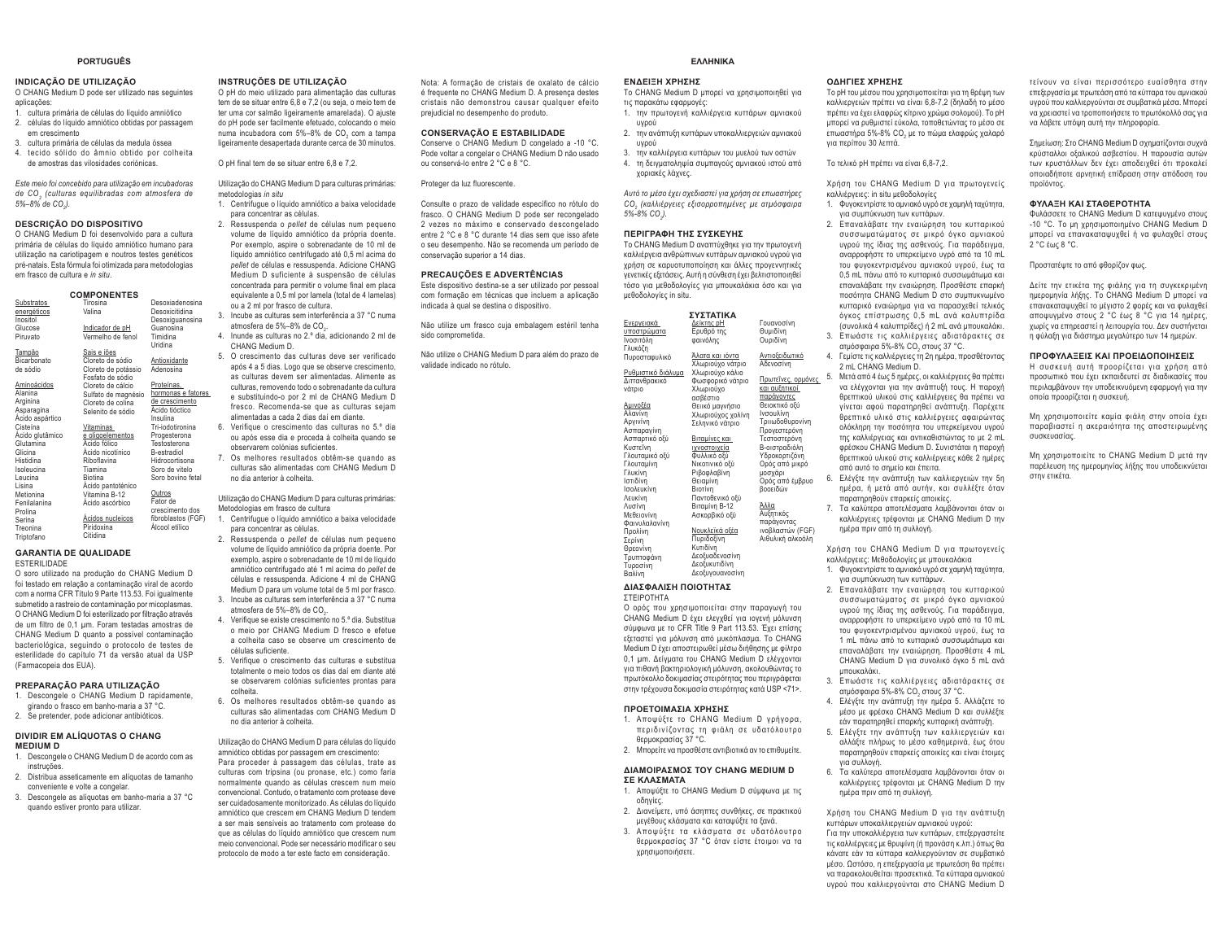# PORTUGUÊS

## INDICAÇÃO DE UTILIZAÇÃO

O CHANG Medium D pode ser utilizado nas seguintes aplicações:

1. cultura primária de células do líquido amniótico
2. células do líquido amniótico obtidas por passagem em crescimento
3. cultura primária de células da medula óssea
4. tecido sólido do âmnio obtido por colheita de amostras das vilosidades coriónicas.

*Este meio foi concebido para utilização em incubadoras de $CO_2$ (culturas equilibradas com atmosfera de 5%–8% de $CO_2$).*

## DESCRIÇÃO DO DISPOSITIVO

O CHANG Medium D foi desenvolvido para a cultura primária de células do líquido amniótico humano para utilização na cariotipagem e noutros testes genéticos pré-natais. Esta fórmula foi otimizada para metodologias em frasco de cultura e *in situ*.

### COMPONENTES

| | | |
|---|---|---|
| Substratos energéticos | Tirosina | Desoxiadenosina |
| Inositol | Valina | Desoxicitidina |
| Glucose | | Desoxiguanosina |
| Piruvato | Indicador de pH | Guanosina |
| | Vermelho de fenol | Timidina |
| | | Uridina |
| Tampão | Sais e iões | |
| Bicarbonato de sódio | Cloreto de cálcio | Antioxidante |
| | Cloreto de potássio | Adenosina |
| | Fosfato de sódio | |
| Aminoácidos | Cloreto de cálcio | Proteínas, hormonas e fatores de crescimento |
| Alanina | Sulfato de magnésio | |
| Arginina | Cloreto de colina | |
| Asparagina | Selenito de sódio | Ácido tióctico |
| Ácido aspártico | | Insulina |
| Cisteína | Vitaminas e oligoelementos | Tri-iodotironina |
| Ácido glutâmico | Ácido fólico | Progesterona |
| Glutamina | | Testosterona |
| Glicina | Ácido nicotínico | B-estradiol |
| Histidina | Riboflavina | Hidrocortisona |
| Isoleucina | Tiamina | Soro de vitelo |
| Leucina | Biotina | Soro bovino fetal |
| Lisina | Ácido pantoténico | |
| Metionina | Vitamina B-12 | Outros |
| Fenilalanina | Ácido ascórbico | Fator de crescimento dos fibroblastos (FGF) |
| Prolina | | |
| Serina | Ácidos nucleicos | |
| Treonina | Piridoxina | Álcool etílico |
| Triptofano | Citidina | |

## GARANTIA DE QUALIDADE

ESTERILIDADE

O soro utilizado na produção do CHANG Medium D foi testado em relação a contaminação viral de acordo com a norma CFR Título 9 Parte 113.53. Foi igualmente submetido a rastreio de contaminação por micoplasmas. O CHANG Medium D foi esterilizado por filtração através de um filtro de 0,1 µm. Foram testadas amostras de CHANG Medium D quanto a possível contaminação bacteriológica, seguindo o protocolo de testes de esterilidade do capítulo 71 da versão atual da USP (Farmacopeia dos EUA).

## PREPARAÇÃO PARA UTILIZAÇÃO

1. Descongele o CHANG Medium D rapidamente, girando o frasco em banho-maria a 37 °C.
2. Se pretender, pode adicionar antibióticos.

## DIVIDIR EM ALÍQUOTAS O CHANG MEDIUM D

1. Descongele o CHANG Medium D de acordo com as instruções.
2. Distribua asseticamente em alíquotas de tamanho conveniente e volte a congelar.
3. Descongele as alíquotas em banho-maria a 37 °C quando estiver pronto para utilizar.

## INSTRUÇÕES DE UTILIZAÇÃO

O pH do meio utilizado para alimentação das culturas tem de se situar entre 6,8 e 7,2 (ou seja, o meio tem de ter uma cor salmão ligeiramente amarelada). O ajuste do pH pode ser facilmente efetuado, colocando o meio numa incubadora com 5%–8% de $CO_2$ com a tampa ligeiramente desapertada durante cerca de 30 minutos.

O pH final tem de se situar entre 6,8 e 7,2.

Utilização do CHANG Medium D para culturas primárias: metodologias *in situ*

1. Centrifugue o líquido amniótico a baixa velocidade para concentrar as células.
2. Ressuspenda o *pellet* de células num pequeno volume de líquido amniótico da própria doente. Por exemplo, aspire o sobrenadante de 10 ml de líquido amniótico centrifugado até 0,51 ml acima do *pellet* de células e ressuspenda. Adicione CHANG Medium D suficiente à suspensão de células concentrada para permitir o volume final em placa equivalente a 0,5 ml por lamela (total de 4 lamelas) ou a 2 ml por frasco de cultura.
3. Incube as culturas sem interferência a 37 °C numa atmosfera de 5%–8% de $CO_2$.
4. Inunde as culturas no 2.º dia, adicionando 2 ml de CHANG Medium D.
5. O crescimento das culturas deve ser verificado após 4 a 5 dias. Logo que se observe crescimento, as culturas devem ser alimentadas. Alimente as culturas, removendo todo o sobrenadante da cultura e substituindo-o por 2 ml de CHANG Medium D fresco. Recomenda-se que as culturas sejam alimentadas a cada 2 dias daí em diante.
6. Verifique o crescimento das culturas no 5.º dia ou após esse dia e proceda à colheita quando se observarem colónias suficientes.
7. Os melhores resultados obtêm-se quando as culturas são alimentadas com CHANG Medium D no dia anterior à colheita.

Utilização do CHANG Medium D para culturas primárias: Metodologias em frasco de cultura

1. Centrifugue o líquido amniótico a baixa velocidade para concentrar as células.
2. Ressuspenda o *pellet* de células num pequeno volume de líquido amniótico da própria doente. Por exemplo, aspire o sobrenadante de 10 ml de líquido amniótico centrifugado até 1 ml acima do *pellet* de células e ressuspenda. Adicione 4 ml de CHANG Medium D para um volume total de 5 ml por frasco.
3. Incube as culturas sem interferência a 37 °C numa atmosfera de 5%–8% de $CO_2$.
4. Verifique se existe crescimento no 5.º dia. Substitua o meio por CHANG Medium D fresco e efetue a colheita caso se observe um crescimento de células suficiente.
5. Verifique o crescimento das culturas e substitua totalmente o meio todos os dias daí em diante até se observarem colónias suficientes prontas para colheita.
6. Os melhores resultados obtêm-se quando as culturas são alimentadas com CHANG Medium D no dia anterior à colheita.

Utilização do CHANG Medium D para células do líquido amniótico obtidas por passagem em crescimento:
Para proceder à passagem das células, trate as culturas com tripsina (ou pronase, etc.) como faria normalmente quando as células crescem num meio convencional. Contudo, o tratamento com protease deve ser cuidadosamente monitorizado. As células do líquido amniótico que crescem em CHANG Medium D tendem a ser mais sensíveis ao tratamento com protease do que as células do líquido amniótico que crescem num meio convencional. Pode ser necessário modificar o seu protocolo de modo a ter este facto em consideração.

Nota: A formação de cristais de oxalato de cálcio é frequente no CHANG Medium D. A presença destes cristais não demonstrou causar qualquer efeito prejudicial no desempenho do produto.

## CONSERVAÇÃO E ESTABILIDADE

Conserve o CHANG Medium D congelado a -10 °C. Pode voltar a congelar o CHANG Medium D não usado ou conservá-lo entre 2 °C e 8 °C.

Proteger da luz fluorescente.

Consulte o prazo de validade específico no rótulo do frasco. O CHANG Medium D pode ser recongelado 2 vezes no máximo e conservado descongelado entre 2 °C e 8 °C durante 14 dias sem que isso afete o seu desempenho. Não se recomenda um período de conservação superior a 14 dias.

## PRECAUÇÕES E ADVERTÊNCIAS

Este dispositivo destina-se a ser utilizado por pessoal com formação em técnicas que incluem a aplicação indicada à qual se destina o dispositivo.

Não utilize um frasco cuja embalagem estéril tenha sido comprometida.

Não utilize o CHANG Medium D para além do prazo de validade indicado no rótulo.

# ΕΛΛΗΝΙΚΑ

## ΕΝΔΕΙΞΗ ΧΡΗΣΗΣ

Το CHANG Medium D μπορεί να χρησιμοποιηθεί για τις παρακάτω εφαρμογές:

1. την πρωτογενή καλλιέργεια κυττάρων αμνιακού υγρού
2. την ανάπτυξη κυττάρων υποκαλλιεργειών αμνιακού υγρού
3. την καλλιέργεια κυττάρων του μυελού των οστών
4. τη δειγματοληψία συμπαγούς αμνιακού ιστού από χοριακές λάχνες.

*Αυτό το μέσο έχει σχεδιαστεί για χρήση σε επωαστήρες $CO_2$ (καλλιέργειες εξισορροπημένες με ατμόσφαιρα 5%-8% $CO_2$).*

## ΠΕΡΙΓΡΑΦΗ ΤΗΣ ΣΥΣΚΕΥΗΣ

Το CHANG Medium D αναπτύχθηκε για την πρωτογενή καλλιέργεια ανθρώπινων κυττάρων αμνιακού υγρού για χρήση σε καρυοτυποποίηση και άλλες προγεννητικές γενετικές εξετάσεις. Αυτή η σύνθεση έχει βελτιστοποιηθεί τόσο για μεθοδολογίες για μπουκαλάκια όσο και για μεθοδολογίες in situ.

### ΣΥΣΤΑΤΙΚΑ

| | | |
|---|---|---|
| Ενεργειακά υποστρώματα | Δείκτης pH | Γουανοσίνη |
| Ινοσιτόλη | Ερυθρό της φαινόλης | Θυμιδίνη |
| Γλυκόζη | | Ουριδίνη |
| Πυροσταφυλικό | Άλατα και ιόντα | Αντιοξειδωτικό |
| | Χλωριούχο νάτριο | Αδενοσίνη |
| Ρυθμιστικό διάλυμα | Χλωριούχο κάλιο | |
| Διττανθρακικό νάτριο | Φωσφορικό νάτριο | Πρωτεΐνες, ορμόνες και αυξητικοί παράγοντες |
| | Χλωριούχο ασβέστιο | |
| Αμινοξέα | Θειικό μαγνήσιο | Θειοκτικό οξύ |
| Αλανίνη | Χλωριούχος χολίνη | Ινσουλίνη |
| Αργινίνη | Σεληνικό νάτριο | Τριιωδοθυρονίνη |
| Ασπαραγίνη | | Προγεστερόνη |
| Ασπαρτικό οξύ | Βιταμίνες και ιχνοστοιχεία | Τεστοστερόνη |
| Κυστεΐνη | | Β-οιστραδιόλη |
| Γλουταμικό οξύ | Φυλλικό οξύ | Υδροκορτιζόνη |
| Γλουταμίνη | Νικοτινικό οξύ | Ορός από μικρό μοσχάρι |
| Γλυκίνη | Ριβοφλαβίνη | |
| Ιστιδίνη | Θειαμίνη | Ορός από έμβρυο βοοειδών |
| Ισολευκίνη | Βιοτίνη | |
| Λευκίνη | Παντοθενικό οξύ | |
| Λυσίνη | Βιταμίνη B-12 | Άλλα |
| Μεθειονίνη | Ασκορβικό οξύ | Αυξητικός παράγοντας ινοβλαστών (FGF) |
| Φαινυλαλανίνη | | |
| Προλίνη | Νουκλεϊκά οξέα | Αιθυλική αλκοόλη |
| Σερίνη | Πυριδοξίνη | |
| Θρεονίνη | Κυτιδίνη | |
| Τρυπτοφάνη | Δεοξυαδενοσίνη | |
| Τυροσίνη | Δεοξυκυτιδίνη | |
| Βαλίνη | Δεοξυγουανοσίνη | |

## ΔΙΑΣΦΑΛΙΣΗ ΠΟΙΟΤΗΤΑΣ

ΣΤΕΙΡΟΤΗΤΑ

Ο ορός που χρησιμοποιείται στην παραγωγή του CHANG Medium D έχει ελεγχθεί για ιογενή μόλυνση σύμφωνα με το CFR Title 9 Part 113.53. Έχει επίσης εξεταστεί για μόλυνση από μυκόπλασμα. Το CHANG Medium D έχει αποστειρωθεί μέσω διήθησης με φίλτρο 0,1 µm. Δείγματα του CHANG Medium D ελέγχονται για πιθανή βακτηριολογική μόλυνση, ακολουθώντας το πρωτόκολλο δοκιμασίας στειρότητας που περιγράφεται στην τρέχουσα δοκιμασία στειρότητας κατά USP <71>.

## ΠΡΟΕΤΟΙΜΑΣΙΑ ΧΡΗΣΗΣ

1. Αποψύξτε το CHANG Medium D γρήγορα, περιδινίζοντας τη φιάλη σε υδατόλουτρο θερμοκρασίας 37 °C.
2. Μπορείτε να προσθέστε αντιβιοτικά αν το επιθυμείτε.

## ΔΙΑΜΟΙΡΑΣΜΟΣ ΤΟΥ CHANG MEDIUM D ΣΕ ΚΛΑΣΜΑΤΑ

1. Αποψύξτε το CHANG Medium D σύμφωνα με τις οδηγίες.
2. Διανείμετε, υπό άσηπτες συνθήκες, σε πρακτικού μεγέθους κλάσματα και καταψύξτε τα ξανά.
3. Αποψύξτε τα κλάσματα σε υδατόλουτρο θερμοκρασίας 37 °C όταν είστε έτοιμοι να τα χρησιμοποιήσετε.

## ΟΔΗΓΙΕΣ ΧΡΗΣΗΣ

Το pH του μέσου που χρησιμοποιείται για τη θρέψη των καλλιεργειών πρέπει να είναι 6,8-7,2 (δηλαδή το μέσο πρέπει να έχει ελαφρώς κίτρινο χρώμα σολομού). Το pH μπορεί να ρυθμιστεί εύκολα, τοποθετώντας το μέσο σε επωαστήρα 5%-8% $CO_2$ με το πώμα ελαφρώς χαλαρό για περίπου 30 λεπτά.

Το τελικό pH πρέπει να είναι 6,8-7,2.

Χρήση του CHANG Medium D για πρωτογενείς καλλιέργειες: in situ μεθοδολογίες

1. Φυγοκεντρίστε το αμνιακό υγρό σε χαμηλή ταχύτητα, για συμπύκνωση των κυττάρων.
2. Επαναλάβατε την εναιώρηση του κυτταρικού συσσωματώματος σε μικρό όγκο αμνιακού υγρού της ίδιας της ασθενούς. Για παράδειγμα, αναρροφήστε το υπερκείμενο υγρό από τα 10 mL του φυγοκεντρισμένου αμνιακού υγρού, έως τα 0,5 mL πάνω από το κυτταρικό συσσωμάτωμα και επαναλάβατε την εναιώρηση. Προσθέστε επαρκή ποσότητα CHANG Medium D στο συμπυκνωμένο κυτταρικό εναιώρημα για να παρασχεθεί τελικός όγκος επίστρωσης 0,5 mL ανά καλυπτρίδα (συνολικά 4 καλυπτρίδες) ή 2 mL ανά μπουκαλάκι.
3. Επωάστε τις καλλιέργειες αδιατάρακτες σε ατμόσφαιρα 5%-8% $CO_2$ στους 37 °C.
4. Γεμίστε τις καλλιέργειες τη 2η ημέρα, προσθέτοντας 2 mL CHANG Medium D.
5. Μετά από 4 έως 5 ημέρες, οι καλλιέργειες θα πρέπει να ελέγχονται για την ανάπτυξή τους. Η παροχή θρεπτικού υλικού στις καλλιέργειες θα πρέπει να γίνεται αφού παρατηρηθεί ανάπτυξη. Παρέχετε θρεπτικό υλικό στις καλλιέργειες αφαιρώντας ολόκληρη την ποσότητα του υπερκείμενου υγρού της καλλιέργειας και αντικαθιστώντας το με 2 mL φρέσκου CHANG Medium D. Συνιστάται η παροχή θρεπτικού υλικού στις καλλιέργειες κάθε 2 ημέρες από αυτό το σημείο και έπειτα.
6. Ελέγξτε την ανάπτυξη των καλλιεργειών την 5η ημέρα, ή μετά από αυτήν, και συλλέξτε όταν παρατηρηθούν επαρκείς αποικίες.
7. Τα καλύτερα αποτελέσματα λαμβάνονται όταν οι καλλιέργειες τρέφονται με CHANG Medium D την ημέρα πριν από τη συλλογή.

Χρήση του CHANG Medium D για πρωτογενείς καλλιέργειες: Μεθοδολογίες με μπουκαλάκια

1. Φυγοκεντρίστε το αμνιακό υγρό σε χαμηλή ταχύτητα, για συμπύκνωση των κυττάρων.
2. Επαναλάβατε την εναιώρηση του κυτταρικού συσσωματώματος σε μικρό όγκο αμνιακού υγρού της ίδιας της ασθενούς. Για παράδειγμα, αναρροφήστε το υπερκείμενο υγρό από τα 10 mL του φυγοκεντρισμένου αμνιακού υγρού, έως τα 1 mL πάνω από το κυτταρικό συσσωμάτωμα και επαναλάβατε την εναιώρηση. Προσθέστε 4 mL CHANG Medium D για συνολικό όγκο 5 mL ανά μπουκαλάκι.
3. Επωάστε τις καλλιέργειες αδιατάρακτες σε ατμόσφαιρα 5%-8% $CO_2$ στους 37 °C.
4. Ελέγξτε την ανάπτυξη την ημέρα 5. Αλλάξτε το μέσο με φρέσκο CHANG Medium D και συλλέξτε εάν παρατηρηθεί επαρκής κυτταρική ανάπτυξη.
5. Ελέγξτε την ανάπτυξη των καλλιεργειών και αλλάξτε πλήρως το μέσο καθημερινά, έως ότου παρατηρηθούν επαρκείς αποικίες και είναι έτοιμες για συλλογή.
6. Τα καλύτερα αποτελέσματα λαμβάνονται όταν οι καλλιέργειες τρέφονται με CHANG Medium D την ημέρα πριν από τη συλλογή.

Χρήση του CHANG Medium D για την ανάπτυξη κυττάρων υποκαλλιεργειών αμνιακού υγρού:
Για την υποκαλλιέργεια των κυττάρων, επεξεργαστείτε τις καλλιέργειες με θρυψίνη (ή πρoνάση κ.λπ.) όπως θα κάνατε εάν τα κύτταρα καλλιεργούνταν σε συμβατικό μέσο. Ωστόσο, η επεξεργασία με πρωτεάση θα πρέπει να παρακολουθείται προσεκτικά. Τα κύτταρα αμνιακού υγρού που καλλιεργούνται στο CHANG Medium D τείνουν να είναι περισσότερο ευαίσθητα στην επεξεργασία με πρωτεάση από τα κύτταρα του αμνιακού υγρού που καλλιεργούνται σε συμβατικά μέσα. Μπορεί να χρειαστεί να τροποποιήσετε το πρωτόκολλό σας για να λάβετε υπόψη αυτή την πληροφορία.

Σημείωση: Στο CHANG Medium D σχηματίζονται συχνά κρύσταλλοι οξαλικού ασβεστίου. Η παρουσία αυτών των κρυστάλλων δεν έχει αποδειχθεί ότι προκαλεί οποιαδήποτε αρνητική επίδραση στην απόδοση του προϊόντος.

## ΦΥΛΑΞΗ ΚΑΙ ΣΤΑΘΕΡΟΤΗΤΑ

Φυλάσσετε το CHANG Medium D κατεψυγμένο στους -10 °C. Το μη χρησιμοποιημένο CHANG Medium D μπορεί να επανακαταψυχθεί ή να φυλαχθεί στους 2 °C έως 8 °C.

Προστατέψτε το από φθορίζον φως.

Δείτε την ετικέτα της φιάλης για τη συγκεκριμένη ημερομηνία λήξης. Το CHANG Medium D μπορεί να επανακαταψυχθεί το μέγιστο 2 φορές και να φυλαχθεί αποψυγμένο στους 2 °C έως 8 °C για 14 ημέρες, χωρίς να επηρεαστεί η λειτουργία του. Δεν συστήνεται η φύλαξη για διάστημα μεγαλύτερο των 14 ημερών.

## ΠΡΟΦΥΛΑΞΕΙΣ ΚΑΙ ΠΡΟΕΙΔΟΠΟΙΗΣΕΙΣ

Η συσκευή αυτή προορίζεται για χρήση από προσωπικό που έχει εκπαιδευτεί σε διαδικασίες που περιλαμβάνουν την υποδεικνυόμενη εφαρμογή για την οποία προορίζεται η συσκευή.

Μη χρησιμοποιείτε καμία φιάλη στην οποία έχει παραβιαστεί η ακεραιότητα της αποστειρωμένης συσκευασίας.

Μη χρησιμοποιείτε το CHANG Medium D μετά την παρέλευση της ημερομηνίας λήξης που υποδεικνύεται στην ετικέτα.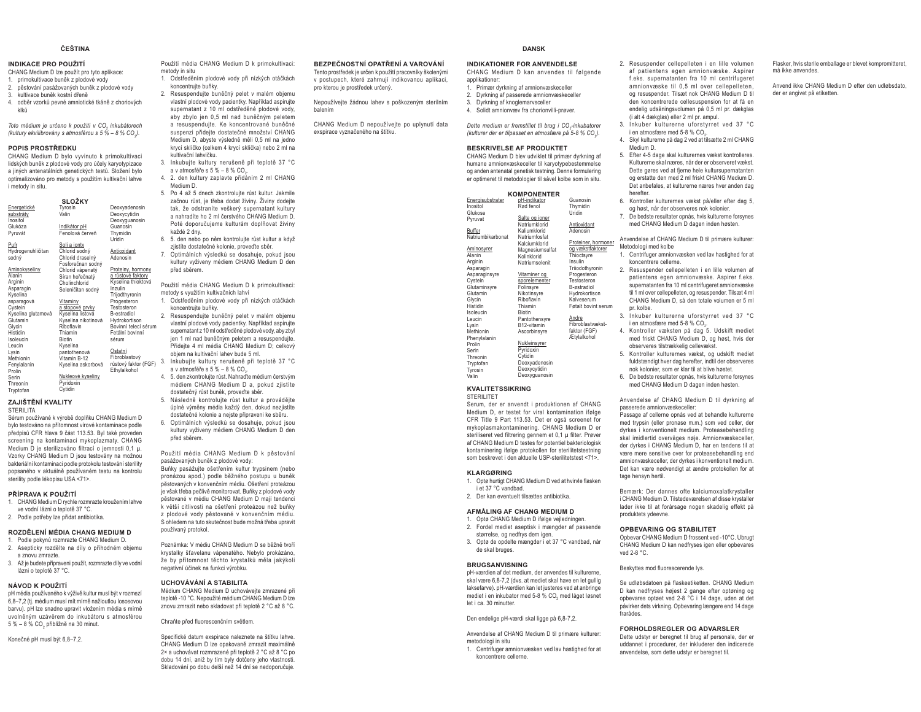# ČEŠTINA

## INDIKACE PRO POUŽITÍ

CHANG Medium D lze použít pro tyto aplikace:

1. primokultivace buněk z plodové vody
2. pěstování pasážovaných buněk z plodové vody
3. kultivace buněk kostní dřeně
4. odběr vzorků pevné amniotické tkáně z choriových klků

*Toto médium je určeno k použití v $CO_2$ inkubátorech (kultury ekvilibrovány s atmosférou s 5 % – 8 % $CO_2$).*

## POPIS PROSTŘEDKU

CHANG Medium D bylo vyvinuto k primokultivaci lidských buněk z plodové vody pro účely karyotypizace a jiných antenatálních genetických testů. Složení bylo optimalizováno pro metody s použitím kultivační lahve i metody in situ.

### SLOŽKY

| | | |
|---|---|---|
| Energetické substráty | Tyrosin | Deoxyadenosin |
| Inositol | Valin | Deoxycytidin |
| Glukóza | | Deoxyguanosin |
| Pyruvát | Indikátor pH | Guanosin |
| | Fenolová červeň | Thymidin |
| Pufr | | Uridin |
| Hydrogenuhličitan sodný | Soli a ionty | |
| | Chlorid sodný | Antioxidant |
| Aminokyseliny | Chlorid draselný | Adenosin |
| Alanin | Fosforečnan sodný | |
| Arginin | Chlorid vápenatý | Proteiny, hormony a růstové faktory |
| Asparagin | Síran hořečnatý | Kyselina thioktová |
| Kyselina asparagová | Cholinchlorid | Inzulin |
| Cystein | Seleničitan sodný | Trijodthyronin |
| Kyselina glutamová | | Progesteron |
| Glutamin | Vitaminy a stopové prvky | Testosteron |
| Glycin | Kyselina listová | B-estradiol |
| Histidin | Kyselina nikotinová | Hydrokortison |
| Isoleucin | Riboflavin | Bovinní telecí sérum |
| Leucin | Thiamin | Fetální bovinní sérum |
| Lysin | Biotin | |
| Methionin | Kyselina pantothenová | Ostatní |
| Fenylalanin | Vitamin B-12 | Fibroblastový růstový faktor (FGF) |
| Prolin | Kyselina askorbová | Ethylalkohol |
| Serin | | |
| Threonin | Nukleové kyseliny | |
| Tryptofan | Pyridoxin | |
| | Cytidin | |

## ZAJIŠTĚNÍ KVALITY

STERILITA

Sérum používané k výrobě doplňku CHANG Medium D bylo testováno na přítomnost virové kontaminace podle předpisů CFR hlava 9 část 113.53. Byl také proveden screening na kontaminaci mykoplazmaty. CHANG Medium D je sterilizováno filtrací o jemnosti 0,1 µ. Vzorky CHANG Medium D jsou testovány na možnou bakteriální kontaminaci podle protokolu testování sterility popsaného v aktuálně používaném testu na kontrolu sterility podle lékopisu USA <71>.

## PŘÍPRAVA K POUŽITÍ

1. CHANG Medium D rychle rozmrazte kroužením lahve ve vodní lázni o teplotě 37 °C.
2. Podle potřeby lze přidat antibiotika.

## ROZDĚLENÍ MÉDIA CHANG MEDIUM D

1. Podle pokynů rozmrazte CHANG Medium D.
2. Asepticky rozdělte na díly o přípodném objemu a znovu zmrazte.
3. Až je budete připraveni použít, rozmrazte díly ve vodní lázni o teplotě 37 °C.

## NÁVOD K POUŽITÍ

pH média používaného k výživě kultur musí být v rozmezí 6,8–7,2 (tj. médium musí mít mírně nažloutlou lososovou barvu). pH lze snadno upravit vložením média s mírně uvolněným uzávěrem do inkubátoru s atmosférou 5 % – 8 % $CO_2$ přibližně na 30 minut.

Konečné pH musí být 6,8–7,2.

Použití média CHANG Medium D k primokultivaci: metody in situ

1. Odstředěním plodové vody při nízkých otáčkách koncentrujte buňky.
2. Resuspendujte buněčný pelet v malém objemu vlastní plodové vody pacientky. Například aspirujte supernatant z 10 ml odstředěné plodové vody, aby zbylo jen 0,5 ml nad buněčným peletem a resuspendujte. Ke koncentrované buněčné suspenzi přidejte dostatečné množství CHANG Medium D, abyste výsledně měli 0,5 ml na jedno krycí sklíčko (celkem 4 krycí sklíčka) nebo 2 ml na kultivační lahvičku.
3. Inkubujte kultury nerušeně při teplotě 37 °C a v atmosféře s 5 % – 8 % $CO_2$.
4. 2. den kultury zaplavte přidáním 2 ml CHANG Medium D.
5. Po 4 až 5 dnech zkontrolujte růst kultur. Jakmile začnou růst, je třeba dodat živiny. Živiny dodejte tak, že odstraníte veškerý supernatant kultury a nahradíte ho 2 ml čerstvého CHANG Medium D. Poté doporučujeme kulturám doplňovat živiny každé 2 dny.
6. 5. den nebo po něm kontrolujte růst kultur a když zjistíte dostatečné kolonie, proveďte sběr.
7. Optimálních výsledků se dosahuje, pokud jsou kultury vyživeny médiem CHANG Medium D den před sběrem.

Použití média CHANG Medium D k primokultivaci: metody s využitím kultivačních lahví

1. Odstředěním plodové vody při nízkých otáčkách koncentrujte buňky.
2. Resuspendujte buněčný pelet v malém objemu vlastní plodové vody pacientky. Například aspirujte supernatant z 10 ml odstředěné plodové vody, aby zbyl jen 1 ml nad buněčným peletem a resuspendujte. Přidejte 4 ml média CHANG Medium D; celkový objem na kultivační lahev bude 5 ml.
3. Inkubujte kultury nerušeně při teplotě 37 °C a v atmosféře s 5 % – 8 % $CO_2$.
4. 5. den zkontrolujte růst. Nahraďte médium čerstvým médiem CHANG Medium D, pokud zjistíte dostatečný růst buněk, proveďte sběr.
5. Následně kontrolujte růst kultur a provádějte úplné výměny média každý den, dokud nezjistíte dostatečné kolonie a nejste připraveni ke sběru.
6. Optimálních výsledků se dosahuje, pokud jsou kultury vyživeny médiem CHANG Medium D den před sběrem.

Použití média CHANG Medium D k pěstování pasážovaných buněk z plodové vody:

Buňky pasážujte ošetřením kultur trypsinem (nebo pronázou apod.) podle běžného postupu u buněk pěstovaných v konvenčním médiu. Ošetření proteázou je však třeba pečlivě monitorovat. Buňky z plodové vody pěstované v médiu CHANG Medium D mají tendenci k větší citlivosti na ošetření proteázou než buňky z plodové vody pěstované v konvenčním médiu. S ohledem na tuto skutečnost bude možná třeba upravit používaný protokol.

Poznámka: V médiu CHANG Medium D se běžně tvoří krystalky šťavelanu vápenatého. Nebylo prokázáno, že by přítomnost těchto krystalků měla jakýkoli negativní účinek na funkci výrobku.

## UCHOVÁVÁNÍ A STABILITA

Médium CHANG Medium D uchovávejte zmrazené při teplotě -10 °C. Nepoužité médium CHANG Medium D lze znovu zmrazit nebo skladovat při teplotě 2 °C až 8 °C.

Chraňte před fluorescenčním světlem.

Specifické datum exspirace naleznete na štítku lahve. CHANG Medium D lze opakovaně zmrazit maximálně 2× a uchovávat rozmrazené při teplotě 2 °C až 8 °C po dobu 14 dní, aniž by tím byly dotčeny jeho vlastnosti. Skladování po dobu delší než 14 dní se nedoporučuje.

## BEZPEČNOSTNÍ OPATŘENÍ A VAROVÁNÍ

Tento prostředek je určen k použití pracovníky školenými v postupech, které zahrnují indikovanou aplikaci, pro kterou je prostředek určený.

Nepoužívejte žádnou lahev s poškozeným sterilním balením

CHANG Medium D nepoužívejte po uplynutí data exspirace vyznačeného na štítku.

# DANSK

## INDIKATIONER FOR ANVENDELSE

CHANG Medium D kan anvendes til følgende applikationer:

1. Primær dyrkning af amnionvæskeceller
2. Dyrkning af passerede amnionvæskeceller
3. Dyrkning af knoglemarvsceller
4. Solidt amnionvæv fra chorionvilli-prøver.

*Dette medium er fremstillet til brug i $CO_2$-inkubatorer (kulturer der er tilpasset en atmosfære på 5-8 % $CO_2$).*

## BESKRIVELSE AF PRODUKTET

CHANG Medium D blev udviklet til primær dyrkning af humane amnionvæskeceller til karyotypebestemmelse og anden antenatal genetisk testning. Denne formulering er optimeret til metodologier til såvel kolbe som in situ.

### KOMPONENTER

| | | |
|---|---|---|
| Energisubstrater | pH-indikator | Guanosin |
| Inositol | Rød fenol | Thymidin |
| Glukose | | Uridin |
| Pyruvat | Salte og ioner | |
| | Natriumklorid | Antioxidant |
| Buffer | Kaliumklorid | Adenosin |
| Natriumbikarbonat | Natriumfosfat | |
| | Kalciumklorid | Proteiner, hormoner og vækstfaktorer |
| Aminosyrer | Magnesiumsulfat | Thioctsyre |
| Alanin | Kolinklorid | Insulin |
| Arginin | Natriumselenit | Triiodothyronin |
| Asparagin | | Progesteron |
| Asparaginsyre | Vitaminer og sporelementer | Testosteron |
| Cystein | Folinsyre | B-østradiol |
| Glutaminsyre | Nikotinsyre | Hydrokortison |
| Glutamin | Riboflavin | Kalveserum |
| Glycin | Thiamin | Føtalt bovint serum |
| Histidin | Biotin | |
| Isoleucin | Pantothensyre | Andre |
| Leucin | B12-vitamin | Fibroblastvækst-faktor (FGF) |
| Lysin | Ascorbinsyre | Ætylalkohol |
| Methionin | | |
| Phenylalanin | Nukleinsyrer | |
| Prolin | Pyridoxin | |
| Serin | Cytidin | |
| Threonin | Deoxyadenosin | |
| Tryptofan | Deoxycytidin | |
| Tyrosin | Deoxyguanosin | |
| Valin | | |

## KVALITETSSIKRING

STERILITET

Serum, der er anvendt i produktionen af CHANG Medium D, er testet for viral kontamination ifølge CFR Title 9 Part 113.53. Det er også screenet for mykoplasmakontaminering. CHANG Medium D er steriliseret ved filtrering gennem et 0,1 µ filter. Prøver af CHANG Medium D testes for potentiel bakteriologisk kontaminering ifølge protokollen for sterilitetstestning som beskrevet i den aktuelle USP-sterilitetstest <71>.

## KLARGØRING

1. Optø hurtigt CHANG Medium D ved at hvirvle flasken i et 37 °C vandbad.
2. Der kan eventuelt tilsættes antibiotika.

## AFMÅLING AF CHANG MEDIUM D

1. Optø CHANG Medium D ifølge vejledningen.
2. Fordel mediet aseptisk i mængder af passende størrelse, og nedfrys dem igen.
3. Optø de opdelte mængder i et 37 °C vandbad, når de skal bruges.

## BRUGSANVISNING

pH-værdien af det medium, der anvendes til kulturerne, skal være 6,8-7,2 (dvs. at mediet skal have en let gullig laksefarve). pH-værdien kan let justeres ved at anbringe mediet i en inkubator med 5-8 % $CO_2$ med låget løsnet let i ca. 30 minutter.

Den endelige pH-værdi skal ligge på 6,8-7,2.

Anvendelse af CHANG Medium D til primære kulturer: metodologi in situ

1. Centrifuger amnionvæsken ved lav hastighed for at koncentrere cellerne.
2. Resuspender cellepelleten i en lille volumen af patientens egen amnionvæske. Aspirer f.eks. supernatanten fra 10 ml centrifugeret amnionvæske til 0,5 ml over cellepelleten, og resuspender. Tilsæt nok CHANG Medium D til den koncentrerede cellesuspension for at få en endelig udsåningsvolumen på 0,5 ml pr. dækglas (i alt 4 dækglas) eller 2 ml pr. ampul.
3. Inkuber kulturerne uforstyrret ved 37 °C i en atmosfære med 5-8 % $CO_2$.
4. Skyl kulturerne på dag 2 ved at tilsætte 2 ml CHANG Medium D.
5. Efter 4-5 dage skal kulturernes vækst kontrolleres. Kulturerne skal næres, når der er observeret vækst. Dette gøres ved at fjerne hele kultursupernatanten og erstatte den med 2 ml friskt CHANG Medium D. Det anbefales, at kulturerne næres hver anden dag herefter.
6. Kontroller kulturernes vækst på/eller efter dag 5, og høst, når der observeres nok kolonier.
7. De bedste resultater opnås, hvis kulturerne forsynes med CHANG Medium D dagen inden høsten.

Anvendelse af CHANG Medium D til primære kulturer: Metodologi med kolbe

1. Centrifuger amnionvæsken ved lav hastighed for at koncentrere cellerne.
2. Resuspender cellepelleten i en lille volumen af patientens egen amnionvæske. Aspirer f.eks. supernatanten fra 10 ml centrifugeret amnionvæske til 1 ml over cellepelleten, og resuspender. Tilsæt 4 ml CHANG Medium D, så den totale volumen er 5 ml pr. kolbe.
3. Inkuber kulturerne uforstyrret ved 37 °C i en atmosfære med 5-8 % $CO_2$.
4. Kontroller væksten på dag 5. Udskift mediet med friskt CHANG Medium D, og høst, hvis der observeres tilstrækkelig cellevækst.
5. Kontroller kulturernes vækst, og udskift mediet fuldstændigt hver dag herefter, indtil der observeres nok kolonier, som er klar til at blive høstet.
6. De bedste resultater opnås, hvis kulturerne forsynes med CHANG Medium D dagen inden høsten.

Anvendelse af CHANG Medium D til dyrkning af passerede amnionvæskeceller:

Passage af cellerne opnås ved at behandle kulturerne med trypsin (eller pronase m.m.) som ved celler, der dyrkes i konventionelt medium. Proteasebehandling skal imidlertid overvåges nøje. Amnionvæskeceller, der dyrkes i CHANG Medium D, har en tendens til at være mere sensitive over for proteasebehandling end amnionvæskeceller, der dyrkes i konventionelt medium. Det kan være nødvendigt at ændre protokollen for at tage hensyn hertil.

Bemærk: Der dannes ofte kalciumoxalatkrystaller i CHANG Medium D. Tilstedeværelsen af disse krystaller lader ikke til at forårsage nogen skadelig effekt på produktets ydeevne.

## OPBEVARING OG STABILITET

Opbevar CHANG Medium D frossent ved -10°C. Ubrugt CHANG Medium D kan nedfryses igen eller opbevares ved 2-8 °C.

Beskyttes mod fluorescerende lys.

Se udløbsdatoen på flaskeetiketten. CHANG Medium D kan nedfryses højest 2 gange efter optøning og opbevares optøet ved 2-8 °C i 14 dage, uden at det påvirker dets virkning. Opbevaring længere end 14 dage frarådes.

## FORHOLDSREGLER OG ADVARSLER

Dette udstyr er beregnet til brug af personale, der er uddannet i procedurer, der inkluderer den indicerede anvendelse, som dette udstyr er beregnet til.

Flasker, hvis sterile emballage er blevet kompromitteret, må ikke anvendes.

Anvend ikke CHANG Medium D efter den udløbsdato, der er angivet på etiketten.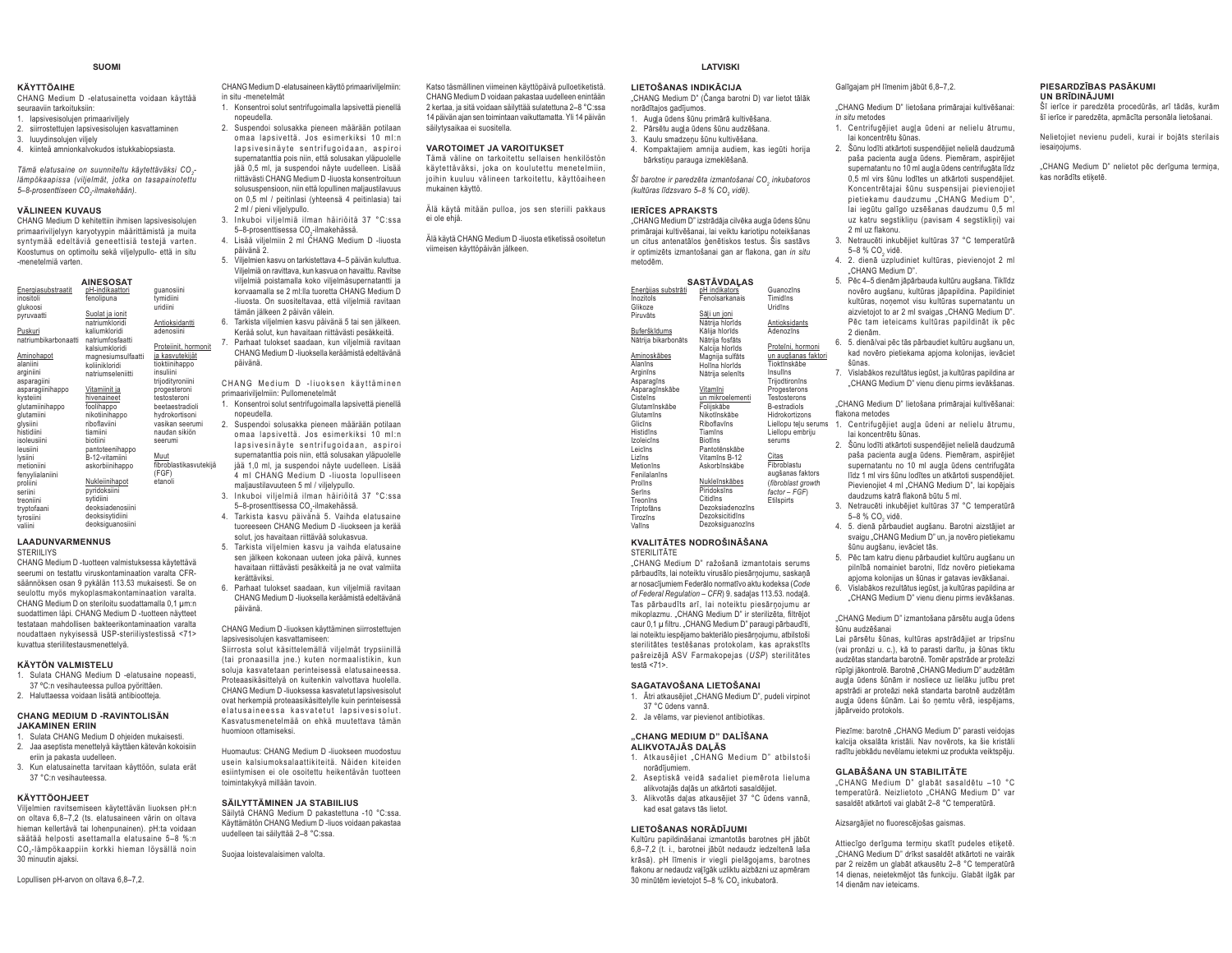# SUOMI

## KÄYTTÖAIHE

CHANG Medium D -elatusainetta voidaan käyttää seuraaviin tarkoituksiin:

1. lapsivesisolujen primaariviljely
2. siirrostettujen lapsivesisolujen kasvattaminen
3. luuydinsolujen viljely
4. kiinteä amnionkalvokudos istukkabiopsiasta.

*Tämä elatusaine on suunniteltu käytettäväksi $CO_2$-lämpökaapissa (viljelmät, jotka on tasapainotettu 5–8-prosenttiseen $CO_2$-ilmakehään).*

## VÄLINEEN KUVAUS

CHANG Medium D kehitettiin ihmisen lapsivesisolujen primaariviljelyyn karyotyypin määrittämistä ja muita syntymää edeltäviä geneettisiä testejä varten. Koostumus on optimoitu sekä viljelypullo- että in situ -menetelmiä varten.

**AINESOSAT**

| | | |
|---|---|---|
| Energiasubstraatit | pH-indikaattori | guanosiini |
| inositoli | fenolipuna | tymidiini |
| glukoosi | | uridiini |
| pyruvaatti | Suolat ja ionit | |
| | natriumkloridi | Antioksidantti |
| Puskuri | kaliumkloridi | adenosiini |
| natriumbikarbonaatti | natriumfosfaatti | |
| | kalsiumkloridi | Proteiinit, hormonit |
| Aminohapot | magnesiumsulfaatti | ja kasvutekijät |
| alaniini | koliinikloridi | tioktiinihappo |
| arginiini | natriumseleniitti | insuliini |
| asparagiini | | trijodityroniini |
| asparagiinihappo | Vitamiinit ja | progesteroni |
| kysteiini | hivenaineet | testosteroni |
| glutamiinihappo | foolihappo | beetaestradioli |
| glutamiini | nikotiinihappo | hydrokortisoni |
| glysiini | riboflaviini | vasikan seerumi |
| histidiini | tiamiini | naudan sikiön |
| isoleusiini | biotiini | seerumi |
| leusiini | pantoteenihappo | |
| lysiini | B-12-vitamiini | Muut |
| metioniini | askorbiinihappo | fibroblastikasvutekijä (FGF) |
| fenyylialaniini | | etanoli |
| proliini | Nukleiinihapot | |
| seriini | pyridoksiini | |
| treoniini | sytidiini | |
| tryptofaani | deoksiadenosiini | |
| tyrosiini | deoksisytidiini | |
| valiini | deoksiguanosiini | |

## LAADUNVARMENNUS

STERIILIYS

CHANG Medium D -tuotteen valmistuksessa käytettävä seerumi on testattu viruskontaminaation varalta CFR-säännöksen osan 9 pykälän 113.53 mukaisesti. Se on seulottu myös mykoplasmakontaminaation varalta. CHANG Medium D on steriloitu suodattamalla 0,1 µm:n suodattimen läpi. CHANG Medium D -tuotteen näytteet testataan mahdollisen bakteerikontaminaation varalta noudattaen nykyisessä USP-steriiliystestissä <71> kuvattua steriilitestausmenettelyä.

## KÄYTÖN VALMISTELU

1. Sulata CHANG Medium D -elatusaine nopeasti, 37 ºC:n vesihauteessa pulloa pyörittäen.
2. Haluttaessa voidaan lisätä antibiootteja.

## CHANG MEDIUM D -RAVINTOLISÄN JAKAMINEN ERIIN

1. Sulata CHANG Medium D ohjeiden mukaisesti.
2. Jaa aseptista menetelmää käyttäen kätevän kokoisiin eriin ja pakasta uudelleen.
3. Kun elatusainetta tarvitaan käyttöön, sulata erät 37 °C:n vesihauteessa.

## KÄYTTÖOHJEET

Viljelmien ravitsemiseen käytettävän liuoksen pH:n on oltava 6,8–7,2 (ts. elatusaineen värin on oltava hieman kellertävä tai lohenpunainen). pH:ta voidaan säätää helposti asettamalla elatusaine 5–8 %:n $CO_2$-lämpökaappiin korkki hieman löysällä noin 30 minuutin ajaksi.

Lopullisen pH-arvon on oltava 6,8–7,2.

CHANG Medium D -elatusaineen käyttö primaariviljelmiin: in situ -menetelmät

1. Konsentroi solut sentrifugoimalla lapsivettä pienellä nopeudella.
2. Suspendoi solusakka pieneen määrään potilaan omaa lapsivettä. Jos esimerkiksi 10 ml:n lapsivesinäyte sentrifugoidaan, aspiroi supernatanttia pois niin, että solusakan yläpuolelle jää 0,5 ml, ja suspendoi näyte uudelleen. Lisää riittävästi CHANG Medium D -liuosta konsentroituun solususpensioon, niin että lopullinen maljastilavuus on 0,5 ml / peitinlasi (yhteensä 4 peitinlasia) tai 2 ml / pieni viljelypullo.
3. Inkuboi viljelmiä ilman häiriöitä 37 °C:ssa 5–8-prosenttisessa $CO_2$-ilmakehässä.
4. Lisää viljelmiin 2 ml CHANG Medium D -liuosta päivänä 2.
5. Viljelmien kasvu on tarkistettava 4–5 päivän kuluttua. Viljelmiä on ravittava, kun kasvua on havaittu. Ravitse viljelmiä poistamalla koko viljelmäsupernatantti ja korvaamalla se 2 ml:lla tuoretta CHANG Medium D -liuosta. On suositeltavaa, että viljelmiä ravitaan tämän jälkeen 2 päivän välein.
6. Tarkista viljelmien kasvu päivänä 5 tai sen jälkeen. Kerää solut, kun havaitaan riittävästi pesäkkeitä.
7. Parhaat tulokset saadaan, kun viljelmiä ravitaan CHANG Medium D -liuoksella keräämistä edeltävänä päivänä.

CHANG Medium D -liuoksen käyttäminen primaariviljelmiin: Pullomenetelmät

1. Konsentroi solut sentrifugoimalla lapsivettä pienellä nopeudella.
2. Suspendoi solusakka pieneen määrään potilaan omaa lapsivettä. Jos esimerkiksi 10 ml:n lapsivesinäyte sentrifugoidaan, aspiroi supernatanttia pois niin, että solusakan yläpuolelle jää 1,0 ml, ja suspendoi näyte uudelleen. Lisää 4 ml CHANG Medium D -liuosta lopulliseen maljastilavuuteen 5 ml / viljelypullo.
3. Inkuboi viljelmiä ilman häiriöitä 37 °C:ssa 5–8-prosenttisessa $CO_2$-ilmakehässä.
4. Tarkista kasvu päivänä 5. Vaihda elatusaine tuoreeseen CHANG Medium D -liuokseen ja kerää solut, jos havaitaan riittävää solukasvua.
5. Tarkista viljelmien kasvu ja vaihda elatusaine sen jälkeen kokonaan uuteen joka päivä, kunnes havaitaan riittävästi pesäkkeitä ja ne ovat valmiita kerättäviksi.
6. Parhaat tulokset saadaan, kun viljelmiä ravitaan CHANG Medium D -liuoksella keräämistä edeltävänä päivänä.

CHANG Medium D -liuoksen käyttäminen siirrostettujen lapsivesisolujen kasvattamiseen:

Siirrosta solut käsittelemällä viljelmät trypsiinillä (tai pronaasilla jne.) kuten normaalistikin, kun soluja kasvatetaan perinteisessä elatusaineessa. Proteaasikäsittelyä on kuitenkin valvottava huolella. CHANG Medium D -liuoksessa kasvatetut lapsivesisolut ovat herkempiä proteaasikäsittelylle kuin perinteisessä elatusaineessa kasvatetut lapsivesisolut. Kasvatusmenetelmää on ehkä muutettava tämän huomioon ottamiseksi.

Huomautus: CHANG Medium D -liuokseen muodostuu usein kalsiumoksalaattikiteitä. Näiden kiteiden esiintymisen ei ole osoitettu heikentävän tuotteen toimintakykyä millään tavoin.

## SÄILYTTÄMINEN JA STABIILIUS

Säilytä CHANG Medium D pakastettuna -10 °C:ssa. Käyttämätön CHANG Medium D -liuos voidaan pakastaa uudelleen tai säilyttää 2–8 °C:ssa.

Suojaa loistevalaisimen valolta.

Katso täsmällinen viimeinen käyttöpäivä pulloetiketistä. CHANG Medium D voidaan pakastaa uudelleen enintään 2 kertaa, ja sitä voidaan säilyttää sulatettuna 2–8 °C:ssa 14 päivän ajan sen toimintaan vaikuttamatta. Yli 14 päivän säilytysaikaa ei suositella.

## VAROTOIMET JA VAROITUKSET

Tämä väline on tarkoitettu sellaisen henkilöstön käytettäväksi, joka on koulutettu menetelmiin, joihin kuuluu välineen tarkoitettu, käyttöaiheen mukainen käyttö.

Älä käytä mitään pulloa, jos sen steriili pakkaus ei ole ehjä.

Älä käytä CHANG Medium D -liuosta etiketissä osoitetun viimeisen käyttöpäivän jälkeen.

# LATVISKI

## LIETOŠANAS INDIKĀCIJA

„CHANG Medium D" (Čanga barotni D) var lietot tālāk norādītajos gadījumos.

1. Augļa ūdens šūnu primārā kultivēšana.
2. Pārsētu augļa ūdens šūnu audzēšana.
3. Kaulu smadzeņu šūnu kultivēšana.
4. Kompaktajiem amnija audiem, kas iegūti horija bārkstiņu parauga izmeklēšanā.

*Šī barotne ir paredzēta izmantošanai $CO_2$ inkubatoros (kultūras līdzsvaro 5–8 % $CO_2$ vidē).*

## IERĪCES APRAKSTS

„CHANG Medium D" izstrādāja cilvēka augļa ūdens šūnu primārajai kultivēšanai, lai veiktu kariotipu noteikšanas un citus antenatālos ģenētiskos testus. Šīs sastāvs ir optimizēts izmantošanai gan ar flakona, gan *in situ* metodēm.

**SASTĀVDAĻAS**

| | | |
|---|---|---|
| Enerģijas substrāti | pH indikators | Guanozīns |
| Inozitols | Fenolsarkanais | Timidīns |
| Glikoze | | Uridīns |
| Piruvāts | Sāļi un joni | |
| | Nātrija hlorīds | Antioksidants |
| Buferšķīdums | Kālija hlorīds | Adenozīns |
| Nātrija bikarbonāts | Nātrija fosfāts | |
| | Kalcija hlorīds | Proteīni, hormoni |
| Aminoskābes | Magnija sulfāts | un augšanas faktori |
| Alanīns | Holīna hlorīds | Tioktīnskābe |
| Arginīns | Nātrija selenīts | Insulīns |
| Asparagīns | | Trijodtironīns |
| Asparagīnskābe | Vitamīni | Progesterons |
| Cisteīns | un mikroelementi | Testosterons |
| Glutamīnskābe | Folijskābe | B-estradiols |
| Glutamīns | Nikotīnskābe | Hidrokortizons |
| Glicīns | Riboflavīns | Liellopu teļu serums |
| Histidīns | Tiamīns | Liellopu embriju |
| Izoleicīns | Biotīns | serums |
| Leicīns | Pantotēnskābe | |
| Lizīns | Vitamīns B-12 | Citas |
| Metionīns | Askorbīnskābe | Fibroblastu augšanas faktors (*fibroblast growth factor – FGF*) |
| Fenilalanīns | | Etilspirts |
| Prolīns | Nukleīnskābes | |
| Serīns | Piridoksīns | |
| Treonīns | Citidīns | |
| Triptofāns | Dezoksiadenozīns | |
| Tirozīns | Dezoksicitidīns | |
| Valīns | Dezoksiguanozīns | |

## KVALITĀTES NODROŠINĀŠANA

STERILITĀTE

„CHANG Medium D" ražošanā izmantotais serums pārbaudīts, lai noteiktu vīrusālo piesārņojumu, saskaņā ar nosacījumiem Federālo normatīvo aktu kodeksa (*Code of Federal Regulation – CFR*) 9. sadaļas 113.53. nodaļā. Tas pārbaudīts arī, lai noteiktu piesārņojumu ar mikoplazmu. „CHANG Medium D" ir sterilizēta, filtrējot caur 0,1 µ filtru. „CHANG Medium D" paraugi pārbaudīti, lai noteiktu iespējamo bakteriālo piesārņojumu, atbilstoši sterilitātes testēšanas protokolam, kas aprakstīts pašreizējā ASV Farmakopejas (*USP*) sterilitātes testā <71>.

## SAGATAVOŠANA LIETOŠANAI

1. Ātri atkausējiet „CHANG Medium D", pudeli virpinot 37 °C ūdens vannā.
2. Ja vēlams, var pievienot antibiotikas.

## „CHANG MEDIUM D" DALĪŠANA ALIKVOTAJĀS DAĻĀS

1. Atkausējiet „CHANG Medium D" atbilstoši norādījumiem.
2. Aseptiskā veidā sadaliet piemērota lieluma alikvotajās daļās un atkārtoti sasaldējiet.
3. Alikvotās daļas atkausējiet 37 °C ūdens vannā, kad esat gatavs tās lietot.

## LIETOŠANAS NORĀDĪJUMI

Kultūru papildināšanai izmantotās barotnes pH jābūt 6,8–7,2 (t. i., barotnei jābūt nedaudz iedzeltenā laša krāsā). pH līmenis ir viegli pielāgojams, barotnes flakonu ar nedaudz vaļīgāk uzliktu aizbāzni uz apmēram 30 minūtēm ievietojot 5–8 % $CO_2$ inkubatorā.

Galīgajam pH līmenim jābūt 6,8–7,2.

„CHANG Medium D" lietošana primārajai kultivēšanai: *in situ* metodes

1. Centrifugējiet augļa ūdeni ar nelielu ātrumu, lai koncentrētu šūnas.
2. Šūnu lodīti atkārtoti suspendējiet nelielā daudzumā paša pacienta augļa ūdens. Piemēram, aspirējiet supernatantu no 10 ml augļa ūdens centrifugāta līdz 0,5 ml virs šūnu lodītes un atkārtoti suspendējiet. Koncentrētajai šūnu suspensijai pievienojiet pietiekamu daudzumu „CHANG Medium D", lai iegūtu galīgo uzsēšanas daudzumu 0,5 ml uz katru segstikliņu (pavisam 4 segstikliņi) vai 2 ml uz flakonu.
3. Netraucēti inkubējiet kultūras 37 °C temperatūrā 5–8 % $CO_2$ vidē.
4. 2. dienā uzpludiniet kultūras, pievienojot 2 ml „CHANG Medium D".
5. Pēc 4–5 dienām jāpārbauda kultūru augšana. Tiklīdz novēro augšanu, kultūras jāpapildina. Papildiniet kultūras, noņemot visu kultūras supernatantu un aizvietojot to ar 2 ml svaigas „CHANG Medium D". Pēc tam ieteicams kultūras papildināt ik pēc 2 dienām.
6. 5. dienā/vai pēc tās pārbaudiet kultūru augšanu un, kad novēro pietiekama apjoma kolonijas, ievāciet šūnas.
7. Vislabākos rezultātus iegūst, ja kultūras papildina ar „CHANG Medium D" vienu dienu pirms ievākšanas.

„CHANG Medium D" lietošana primārajai kultivēšanai: flakona metodes

1. Centrifugējiet augļa ūdeni ar nelielu ātrumu, lai koncentrētu šūnas.
2. Šūnu lodīti atkārtoti suspendējiet nelielā daudzumā paša pacienta augļa ūdens. Piemēram, aspirējiet supernatantu no 10 ml augļa ūdens centrifugāta līdz 1 ml virs šūnu lodītes un atkārtoti suspendējiet. Pievienojiet 4 ml „CHANG Medium D", lai kopējais daudzums katrā flakonā būtu 5 ml.
3. Netraucēti inkubējiet kultūras 37 °C temperatūrā 5–8 % $CO_2$ vidē.
4. 5. dienā pārbaudiet augšanu. Barotni aizstājiet ar svaigu „CHANG Medium D" un, ja novēro pietiekamu šūnu augšanu, ievāciet tās.
5. Pēc tam katru dienu pārbaudiet kultūru augšanu un pilnībā nomainiet barotni, līdz novēro pietiekama apjoma kolonijas un šūnas ir gatavas ievākšanai.
6. Vislabākos rezultātus iegūst, ja kultūras papildina ar „CHANG Medium D" vienu dienu pirms ievākšanas.

„CHANG Medium D" izmantošana pārsētu augļa ūdens šūnu audzēšanai

Lai pārsētu šūnas, kultūras apstrādājiet ar tripsīnu (vai pronāzi u. c.), kā to parasti darītu, ja šūnas tiktu audzētas standarta barotnē. Tomēr apstrāde ar proteāzi rūpīgi jākontrolē. Barotnē „CHANG Medium D" audzētām augļa ūdens šūnām ir nosliece uz lielāku jutību pret apstrādi ar proteāzi nekā standarta barotnē audzētām augļa ūdens šūnām. Lai šo ņemtu vērā, iespējams, jāpārveido protokols.

Piezīme: barotnē „CHANG Medium D" parasti veidojas kalcija oksalāta kristāli. Nav novērots, ka šie kristāli radītu jebkādu nevēlamu ietekmi uz produkta veiktspēju.

## GLABĀŠANA UN STABILITĀTE

„CHANG Medium D" glabāt sasaldētu –10 °C temperatūrā. Neizlietoto „CHANG Medium D" var sasaldēt atkārtoti vai glabāt 2–8 °C temperatūrā.

Aizsargājiet no fluorescējošās gaismas.

Attiecīgo derīguma termiņu skatīt pudeles etiķetē. „CHANG Medium D" drīkst sasaldēt atkārtoti ne vairāk par 2 reizēm un glabāt atkausētu 2–8 °C temperatūrā 14 dienas, neietekmējot tās funkciju. Glabāt ilgāk par 14 dienām nav ieteicams.

## PIESARDZĪBAS PASĀKUMI UN BRĪDINĀJUMI

Šī ierīce ir paredzēta procedūrās, arī tādās, kurām šī ierīce ir paredzēta, apmācīta personāla lietošanai.

Nelietojiet nevienu pudeli, kurai ir bojāts sterilais iesaiņojums.

„CHANG Medium D" nelietot pēc derīguma termiņa, kas norādīts etiķetē.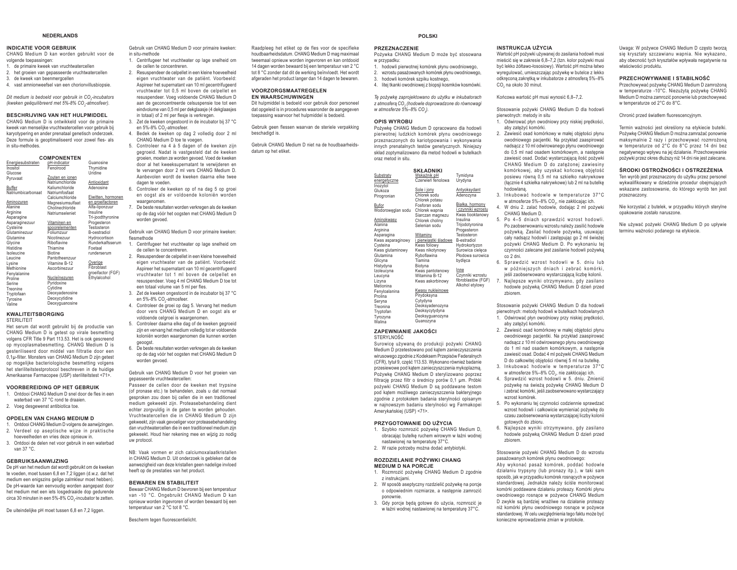# NEDERLANDS

## INDICATIE VOOR GEBRUIK

CHANG Medium D kan worden gebruikt voor de volgende toepassingen:

1. de primaire kweek van vruchtwatercellen
2. het groeien van gepasseerde vruchtwatercellen
3. de kweek van beenmergcellen
4. vast amnionweefsel van een chorionvillusbiopsie.

*Dit medium is bedoeld voor gebruik in $CO_2$-incubators (kweken geëquilibreerd met 5%-8% $CO_2$-atmosfeer).*

## BESCHRIJVING VAN HET HULPMIDDEL

CHANG Medium D is ontwikkeld voor de primaire kweek van menselijke vruchtwatercellen voor gebruik bij karyotypering en ander prenataal genetisch onderzoek. Deze formule is geoptimaliseerd voor zowel fles- als in situ-methodes.

### COMPONENTEN

| | | |
|---|---|---|
| Energiesubstraten | pH-indicator | Guanosine |
| Inositol | Fenolrood | Thymidine |
| Glucose | | Uridine |
| Pyruvaat | Zouten en ionen | |
| | Natriumchloride | Antioxidant |
| Buffer | Kaliumchloride | Adenosine |
| Natriumbicarbonaat | Natriumfosfaat | |
| | Calciumchloride | Eiwitten, hormonen en groeifactoren |
| Aminozuren | Magnesiumsulfaat | Alfa-liponzuur |
| Alanine | Cholinechloride | Insuline |
| Arginine | Natriumseleniet | Tri-joodthyronine |
| Asparagine | | Progesteron |
| Asparaginezuur | Vitaminen en spoorelementen | Testosteron |
| Cysteïne | Foliumzuur | B-oestradiol |
| Glutaminezuur | Nicotinezuur | Hydrocortison |
| Glutamine | Riboflavine | Runderkalfsserum |
| Glycine | Thiamine | Foetaal runderserum |
| Histidine | Biotine | |
| Isoleucine | Pantotheenzuur | |
| Leucine | Vitamine B-12 | Overige |
| Lysine | Ascorbinezuur | Fibroblast groeifactor (FGF) |
| Methionine | | Ethylalcohol |
| Fenylalanine | Nucleïnezuren | |
| Proline | Pyridoxine | |
| Serine | Cytidine | |
| Treonine | Deoxyadenosine | |
| Tryptofaan | Deoxycytidine | |
| Tyrosine | Deoxyguanosine | |
| Valine | | |

## KWALITEITSBORGING

STERILITEIT

Het serum dat wordt gebruikt bij de productie van CHANG Medium D is getest op virale besmetting volgens CFR Title 9 Part 113.53. Het is ook gescreend op mycoplasmabesmetting. CHANG Medium D is gesteriliseerd door middel van filtratie door een 0,1µ-filter. Monsters van CHANG Medium D zijn getest op mogelijke bacteriologische besmetting volgens het steriliteitstestprotocol beschreven in de huidige Amerikaanse Farmacopee (USP) steriliteitstest <71>.

## VOORBEREIDING OP HET GEBRUIK

1. Ontdooi CHANG Medium D snel door de fles in een waterbad van 37 °C rond te draaien.
2. Voeg desgewenst antibiotica toe.

## OPDELEN VAN CHANG MEDIUM D

1. Ontdooi CHANG Medium D volgens de aanwijzingen.
2. Verdeel op aseptische wijze in praktische hoeveelheden en vries deze opnieuw in.
3. Ontdooi de delen net voor gebruik in een waterbad van 37 °C.

## GEBRUIKSAANWIJZING

De pH van het medium dat wordt gebruikt om de kweken te voeden, moet tussen 6,8 en 7,2 liggen (d.w.z. dat het medium een enigszins gelige zalmkleur moet hebben). De pH-waarde kan eenvoudig worden aangepast door het medium met een iets losgedraaide dop gedurende circa 30 minuten in een 5%-8% $CO_2$-incubator te zetten.

De uiteindelijke pH moet tussen 6,8 en 7,2 liggen.

Gebruik van CHANG Medium D voor primaire kweken: in situ-methode

1. Centrifugeer het vruchtwater op lage snelheid om de cellen te concentreren.
2. Resuspendeer de celpellet in een kleine hoeveelheid eigen vruchtwater van de patiënt. Voorbeeld: Aspireer het supernatant van 10 ml gecentrifugeerd vruchtwater tot 0,5 ml boven de celpellet en resuspendeer. Voeg voldoende CHANG Medium D aan de geconcentreerde celsuspensie toe tot een eindvolume van 0,5 ml per dekglaasje (4 dekglaasjes in totaal) of 2 ml per flesje is verkregen.
3. Zet de kweken ongestoord in de incubator bij 37 °C en 5%-8% $CO_2$-atmosfeer.
4. Bedek de kweken op dag 2 volledig door 2 ml CHANG Medium D toe te voegen.
5. Controleer na 4 à 5 dagen of de kweken zijn gegroeid. Nadat is vastgesteld dat de kweken groeien, moeten ze worden gevoed. Voed de kweken door al het kweeksupernatant te verwijderen en te vervangen door 2 ml vers CHANG Medium D. Aanbevolen wordt de kweken daarna elke twee dagen te voeden.
6. Controleer de kweken op of na dag 5 op groei en oogst als er voldoende kolonies worden waargenomen.
7. De beste resultaten worden verkregen als de kweken op de dag vóór het oogsten met CHANG Medium D worden gevoed.

Gebruik van CHANG Medium D voor primaire kweken: flesmethode

1. Centrifugeer het vruchtwater op lage snelheid om de cellen te concentreren.
2. Resuspendeer de celpellet in een kleine hoeveelheid eigen vruchtwater van de patiënt. Voorbeeld: Aspireer het supernatant van 10 ml gecentrifugeerd vruchtwater tot 1 ml boven de celpellet en resuspendeer. Voeg 4 ml CHANG Medium D toe tot een totaal volume van 5 ml per fles.
3. Zet de kweken ongestoord in de incubator bij 37 °C en 5%-8% $CO_2$-atmosfeer.
4. Controleer de groei op dag 5. Vervang het medium door vers CHANG Medium D en oogst als er voldoende celgroei is waargenomen.
5. Controleer daarna elke dag of de kweken gegroeid zijn en vervang het medium volledig tot er voldoende kolonies worden waargenomen die kunnen worden geoogst.
6. De beste resultaten worden verkregen als de kweken op de dag vóór het oogsten met CHANG Medium D worden gevoed.

Gebruik van CHANG Medium D voor het groeien van gepasseerde vruchtwatercellen:

Passeer de cellen door de kweken met trypsine (of pronase etc.) te behandelen, zoals u dat normaal gesproken zou doen bij cellen die in een traditioneel medium gekweekt zijn. Proteasebehandeling dient echter zorgvuldig in de gaten te worden gehouden. Vruchtwatercellen die in CHANG Medium D zijn gekweekt, zijn vaak gevoeliger voor proteasebehandeling dan vruchtwatercellen die in een traditioneel medium zijn gekweekt. Houd hier rekening mee en wijzig zo nodig uw protocol.

NB: Vaak vormen er zich calciumoxalaatkristallen in CHANG Medium D. Uit onderzoek is gebleken dat de aanwezigheid van deze kristallen geen nadelige invloed heeft op de prestaties van het product.

## BEWAREN EN STABILITEIT

Bewaar CHANG Medium D bevroren bij een temperatuur van -10 °C. Ongebruikt CHANG Medium D kan opnieuw worden ingevroren of worden bewaard bij een temperatuur van 2 °C tot 8 °C.

Bescherm tegen fluorescentielicht.

Raadpleeg het etiket op de fles voor de specifieke houdbaarheidsdatum. CHANG Medium D mag maximaal tweemaal opnieuw worden ingevroren en kan ontdooid 14 dagen worden bewaard bij een temperatuur van 2 °C tot 8 °C zonder dat dit de werking beïnvloedt. Het wordt afgeraden het product langer dan 14 dagen te bewaren.

## VOORZORGSMAATREGELEN EN WAARSCHUWINGEN

Dit hulpmiddel is bedoeld voor gebruik door personeel dat opgeleid is in procedures waaronder de aangegeven toepassing waarvoor het hulpmiddel is bedoeld.

Gebruik geen flessen waarvan de steriele verpakking beschadigd is.

Gebruik CHANG Medium D niet na de houdbaarheidsdatum op het etiket.

# POLSKI

## PRZEZNACZENIE

Pożywka CHANG Medium D może być stosowana w przypadku:

1. hodowli pierwotnej komórek płynu owodniowego,
2. wzrostu pasażowanych komórek płynu owodniowego,
3. hodowli komórek szpiku kostnego,
4. litej tkanki owodniowej z biopsji kosmków kosmówki.

*Tę pożywkę zaprojektowano do użytku w inkubatorach z atmosferą $CO_2$ (hodowle doprowadzone do równowagi w atmosferze 5%–8% $CO_2$).*

## OPIS WYROBU

Pożywkę CHANG Medium D opracowano dla hodowli pierwotnej ludzkich komórek płynu owodniowego przeznaczonych do kariotypowania i wykonywania innych prenatalnych testów genetycznych. Niniejszy skład zoptymalizowano dla metod hodowli w butelkach oraz metod in situ.

### SKŁADNIKI

| | | |
|---|---|---|
| Substraty energetyczne | Wskaźnik pH | Tymidyna |
| Inozytol | Czerwień fenolowa | Urydyna |
| Glukoza | | |
| Pirogronian | Sole i jony | Antyoksydant |
| | Chlorek sodu | Adenozyna |
| Bufor | Chlorek potasu | |
| Wodorowęglan sodu | Fosforan sodu | Białka, hormony i czynniki wzrostu |
| | Chlorek wapnia | Kwas tiooktanowy |
| Aminokwasy | Siarczan magnezu | Insulina |
| Alanina | Chlorek choliny | Trijodotyronina |
| Arginina | Selenian sodu | Progesteron |
| Asparagina | | Testosteron |
| Kwas asparaginowy | Witaminy i pierwiastki śladowe | B-estradiol |
| Cysteina | Kwas foliowy | Hydrokortyzon |
| Kwas glutaminowy | Kwas nikotynowy | Surowica cielęca |
| Glutamina | Ryboflawina | Płodowa surowica bydlęca |
| Glicyna | Tiamina | |
| Histydyna | Biotyna | |
| Izoleucyna | Kwas pantotenowy | Inne |
| Leucyna | Witamina B-12 | Czynniki wzrostu fibroblastów (FGF) |
| Lizyna | Kwas askorbinowy | Alkohol etylowy |
| Metionina | | |
| Fenyloalanina | Kwasy nukleinowe | |
| Prolina | Pirydoksyna | |
| Seryna | Cytydyna | |
| Treonina | Deoksyadenozyna | |
| Tryptofan | Deoksycytydyna | |
| Tyrozyna | Deoksyguanozyna | |
| Walina | Guanozyna | |

## ZAPEWNIANIE JAKOŚCI

STERYLNOŚĆ

Surowicę używaną do produkcji pożywki CHANG Medium D przetestowano pod kątem zanieczyszczenia wirusowego zgodnie z Kodeksem Przepisów Federalnych (CFR), tytuł 9, część 113.53. Wykonano również badanie przesiewowe pod kątem zanieczyszczenia mykoplazmą. Pożywkę CHANG Medium D sterylizowano poprzez filtrację przez filtr o średnicy porów 0,1 µm. Próbki pożywki CHANG Medium D są poddawane testom pod kątem możliwego zanieczyszczenia bakteryjnego zgodnie z protokołem badania sterylności opisanym w najnowszym badaniu sterylności wg Farmakopei Amerykańskiej (USP) <71>.

## PRZYGOTOWANIE DO UŻYCIA

1. Szybko rozmrozić pożywkę CHANG Medium D, obracając butelkę ruchem wirowym w łaźni wodnej nastawionej na temperaturę 37°C.
2. W razie potrzeby można dodać antybiotyki.

## ROZDZIELANIE POŻYWKI CHANG MEDIUM D NA PORCJE

1. Rozmrozić pożywkę CHANG Medium D zgodnie z instrukcjami.
2. W sposób aseptyczny rozdzielić pożywkę na porcje o odpowiednim rozmiarze, a następnie zamrozić ponownie.
3. Gdy porcje będą gotowe do użycia, rozmrozić je w łaźni wodnej nastawionej na temperaturę 37°C.

## INSTRUKCJA UŻYCIA

Wartość pH pożywki używanej do zasilania hodowli musi mieścić się w zakresie 6,8–7,2 (tzn. kolor pożywki musi być lekko żółtawo-łososiowy). Wartość pH można łatwo wyregulować, umieszczając pożywkę w butelce z lekko odkręconą zakrętką w inkubatorze z atmosferą 5%–8% $CO_2$ na około 30 minut.

Końcowa wartość pH musi wynosić 6,8–7,2.

Stosowanie pożywki CHANG Medium D dla hodowli pierwotnych: metody in situ

1. Odwirować płyn owodniowy przy niskiej prędkości, aby zatężyć komórki.
2. Zawiesić osad komórkowy w małej objętości płynu owodniowego pacjentki. Na przykład zaaspirować nadsącz z 10 ml odwirowanego płynu owodniowego do 0,5 ml nad osadem komórkowym, a następnie zawiesić osad. Dodać wystarczającą ilość pożywki CHANG Medium D do zatężonej zawiesiny komórkowej, aby uzyskać końcową objętość posiewu równą 0,5 ml na szkiełko nakrywkowe (łącznie 4 szkiełka nakrywkowe) lub 2 ml na butelkę hodowlaną.
3. Inkubować hodowle w temperaturze 37°C w atmosferze 5%–8% $CO_2$, nie zakłócając ich.
4. W dniu 2. zalać hodowle, dodając 2 ml pożywki CHANG Medium D.
5. Po 4–5 dniach sprawdzić wzrost hodowli. Po zaobserwowaniu wzrostu należy zasilić hodowle pożywką. Zasilać hodowle pożywką, usuwając cały nadsącz hodowli i zastępując go 2 ml świeżej pożywki CHANG Medium D. Po wykonaniu tej czynności zalecane jest zasilanie hodowli pożywką co 2 dni.
6. Sprawdzić wzrost hodowli w 5. dniu lub w późniejszych dniach i zebrać komórki, jeśli zaobserwowano wystarczającą liczbę kolonii.
7. Najlepsze wyniki otrzymywano, gdy zasilano hodowle pożywką CHANG Medium D dzień przed zbiorem.

Stosowanie pożywki CHANG Medium D dla hodowli pierwotnych: metody hodowli w butelkach hodowlanych

1. Odwirować płyn owodniowy przy niskiej prędkości, aby zatężyć komórki.
2. Zawiesić osad komórkowy w małej objętości płynu owodniowego pacjentki. Na przykład zaaspirować nadsącz z 10 ml odwirowanego płynu owodniowego do 1 ml nad osadem komórkowym, a następnie zawiesić osad. Dodać 4 ml pożywki CHANG Medium D do całkowitej objętości równej 5 ml na butelkę.
3. Inkubować hodowle w temperaturze 37°C w atmosferze 5%–8% $CO_2$, nie zakłócając ich.
4. Sprawdzić wzrost hodowli w 5. dniu. Zmienić pożywkę na świeżą pożywkę CHANG Medium D i zebrać komórki, jeśli zaobserwowano wystarczający wzrost komórek.
5. Po wykonaniu tej czynności codziennie sprawdzać wzrost hodowli i całkowicie wymieniać pożywkę do czasu zaobserwowania wystarczającej liczby kolonii gotowych do zbioru.
6. Najlepsze wyniki otrzymywano, gdy zasilano hodowle pożywką CHANG Medium D dzień przed zbiorem.

Stosowanie pożywki CHANG Medium D do wzrostu pasażowanych komórek płynu owodniowego:

Aby wykonać pasaż komórek, poddać hodowle działaniu trypsyny (lub pronazy itp.), w taki sam sposób, jak w przypadku komórek rosnących w pożywce standardowej. Jednakże należy ściśle monitorować komórki poddawane działaniu proteazy. Komórki płynu owodniowego rosnące w pożywce CHANG Medium D zwykle są bardziej wrażliwe na działanie proteazy niż komórki płynu owodniowego rosnące w pożywce standardowej. W celu uwzględnienia tego faktu może być konieczne wprowadzenie zmian w protokole.

Uwaga: W pożywce CHANG Medium D często tworzą się kryształy szczawianu wapnia. Nie wykazano, aby obecność tych kryształów wpływała negatywnie na właściwości produktu.

## PRZECHOWYWANIE I STABILNOŚĆ

Przechowywać pożywkę CHANG Medium D zamrożoną w temperaturze -10°C. Niezużytą pożywkę CHANG Medium D można zamrozić ponownie lub przechowywać w temperaturze od 2°C do 8°C.

Chronić przed światłem fluorescencyjnym.

Termin ważności jest określony na etykiecie butelki. Pożywkę CHANG Medium D można zamrażać ponownie maksymalnie 2 razy i przechowywać rozmrożoną w temperaturze od 2°C do 8°C przez 14 dni bez negatywnego wpływu na jej działanie. Przechowywanie pożywki przez okres dłuższy niż 14 dni nie jest zalecane.

## ŚRODKI OSTROŻNOŚCI I OSTRZEŻENIA

Ten wyrób jest przeznaczony do użytku przez personel wykwalifikowany w dziedzinie procedur obejmujących wskazane zastosowanie, do którego wyrób ten jest przeznaczony.

Nie korzystać z butelek, w przypadku których sterylne opakowanie zostało naruszone.

Nie używać pożywki CHANG Medium D po upływie terminu ważności podanego na etykiecie.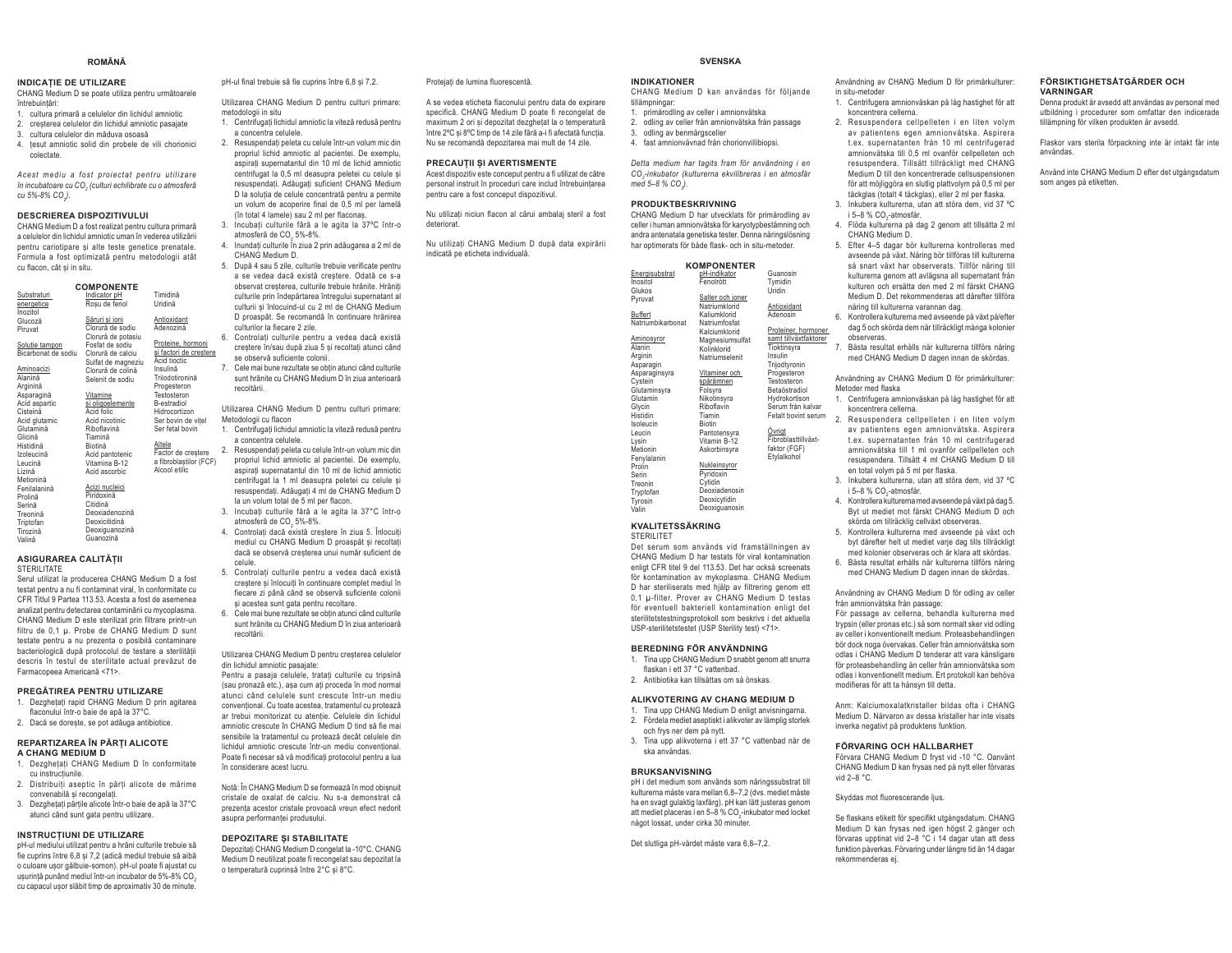## ROMÂNĂ

### INDICAȚIE DE UTILIZARE

CHANG Medium D se poate utiliza pentru următoarele întrebuințări:

1. cultura primară a celulelor din lichidul amniotic
2. creșterea celulelor din lichidul amniotic pasajate
3. cultura celulelor din măduva osoasă
4. țesut amniotic solid din probele de vili chorionici colectate.

*Acest mediu a fost proiectat pentru utilizare în incubatoare cu $CO_2$ (culturi echilibrate cu o atmosferă cu 5%-8% $CO_2$).*

### DESCRIEREA DISPOZITIVULUI

CHANG Medium D a fost realizat pentru cultura primară a celulelor din lichidul amniotic uman în vederea utilizării pentru cariotipare și alte teste genetice prenatale. Formula a fost optimizată pentru metodologii atât cu flacon, cât și în situ.

#### COMPONENTE

| Substraturi energetice | Indicator pH | Timidină |
|---|---|---|
| Inozitol | Roșu de fenol | Uridină |
| Glucoză | | |
| Piruvat | Săruri și ioni | Antioxidant |
| | Clorură de sodiu | Adenozină |
| Soluție tampon | Clorură de potasiu | |
| Bicarbonat de sodiu | Fosfat de sodiu | Proteine, hormoni și factori de creștere |
| | Clorură de calciu | Acid tioctic |
| Aminoacizi | Sulfat de magneziu | Insulină |
| Alanină | Clorură de colină | Triiodotironină |
| Arginină | Selenit de sodiu | Progesteron |
| Asparagină | | Testosteron |
| Acid aspartic | Vitamine și oligoelemente | B-estradiol |
| Cisteină | Acid folic | Hidrocortizon |
| Acid glutamic | Acid nicotinic | Ser bovin de vițel |
| Glutamină | Riboflavină | Ser fetal bovin |
| Glicină | Tiamină | |
| Histidină | Biotină | Altele |
| Izoleucină | Acid pantotenic | Factor de creștere a fibroblaștilor (FCF) |
| Leucină | Vitamina B-12 | Alcool etilic |
| Lizină | Acid ascorbic | |
| Metionină | | |
| Fenilalanină | Acizi nucleici | |
| Prolină | Piridoxină | |
| Serină | Citidină | |
| Treonină | Deoxiadenozină | |
| Triptofan | Deoxicitidină | |
| Tirozină | Deoxiguanozină | |
| Valină | Guanozină | |

### ASIGURAREA CALITĂȚII

STERILITATE

Serul utilizat la producerea CHANG Medium D a fost testat pentru a nu fi contaminat viral, în conformitate cu CFR Titlul 9 Partea 113.53. Acesta a fost de asemenea analizat pentru detectarea contaminării cu mycoplasma. CHANG Medium D este sterilizat prin filtrare printr-un filtru de 0,1 µ. Probe de CHANG Medium D sunt testate pentru a nu prezenta o posibilă contaminare bacteriologică după protocolul de testare a sterilității descris în testul de sterilitate actual prevăzut de Farmacopeea Americană <71>.

### PREGĂTIREA PENTRU UTILIZARE

1. Dezghețați rapid CHANG Medium D prin agitarea flaconului într-o baie de apă la 37°C.
2. Dacă se dorește, se pot adăuga antibiotice.

### REPARTIZAREA ÎN PĂRȚI ALICOTE A CHANG MEDIUM D

1. Dezghețați CHANG Medium D în conformitate cu instrucțiunile.
2. Distribuiți aseptic în părți alicote de mărime convenabilă și recongelați.
3. Dezghețați părțile alicote într-o baie de apă la 37°C atunci când sunt gata pentru utilizare.

### INSTRUCȚIUNI DE UTILIZARE

pH-ul mediului utilizat pentru a hrăni culturile trebuie să fie cuprins între 6,8 și 7,2 (adică mediul trebuie să aibă o culoare ușor gălbuie-somon). pH-ul poate fi ajustat cu ușurință punând mediul într-un incubator de 5%-8% $CO_2$ cu capacul ușor slăbit timp de aproximativ 30 de minute.

pH-ul final trebuie să fie cuprins între 6,8 și 7,2.

Utilizarea CHANG Medium D pentru culturi primare: metodologii in situ

1. Centrifugați lichidul amniotic la viteză redusă pentru a concentra celulele.
2. Resuspendați peleta cu celule într-un volum mic din propriul lichid amniotic al pacientei. De exemplu, aspirați supernatantul din 10 ml de lichid amniotic centrifugat la 0,5 ml deasupra peletei cu celule și resuspendați. Adăugați suficient CHANG Medium D la soluția de celule concentrată pentru a permite un volum de acoperire final de 0,5 ml per lamelă (în total 4 lamele) sau 2 ml per flaconaș.
3. Incubați culturile fără a le agita la 37ºC într-o atmosferă de $CO_2$ 5%-8%.
4. Inundați culturile în ziua 2 prin adăugarea a 2 ml de CHANG Medium D.
5. După 4 sau 5 zile, culturile trebuie verificate pentru a se vedea dacă există creștere. Odată ce s-a observat creșterea, culturile trebuie hrănite. Hrăniți culturile prin îndepărtarea întregului supernatant al culturii și înlocuind-ul cu 2 ml de CHANG Medium D proaspăt. Se recomandă în continuare hrănirea culturilor la fiecare 2 zile.
6. Controlați culturile pentru a vedea dacă există creștere și/sau după ziua 5 și recoltați atunci când se observă suficiente colonii.
7. Cele mai bune rezultate se obțin atunci când culturile sunt hrănite cu CHANG Medium D în ziua anterioară recoltării.

Utilizarea CHANG Medium D pentru culturi primare: Metodologii cu flacon

1. Centrifugați lichidul amniotic la viteză redusă pentru a concentra celulele.
2. Resuspendați peleta cu celule într-un volum mic din propriul lichid amniotic al pacientei. De exemplu, aspirați supernatantul din 10 ml de lichid amniotic centrifugat la 1 ml deasupra peletei cu celule și resuspendați. Adăugați 4 ml de CHANG Medium D la un volum total de 5 ml per flacon.
3. Incubați culturile fără a le agita la 37°C într-o atmosferă de $CO_2$ 5%-8%.
4. Controlați dacă există creștere în ziua 5. Înlocuiți mediul cu CHANG Medium D proaspăt și recoltați dacă se observă creșterea unui număr suficient de celule.
5. Controlați culturile pentru a vedea dacă există creștere și înlocuiți în continuare complet mediul în fiecare zi până când se observă suficiente colonii și acestea sunt gata pentru recoltare.
6. Cele mai bune rezultate se obțin atunci când culturile sunt hrănite cu CHANG Medium D în ziua anterioară recoltării.

Utilizarea CHANG Medium D pentru creșterea celulelor din lichidul amniotic pasajate:

Pentru a pasaja celulele, tratați culturile cu tripsină (sau pronază etc.), așa cum ați proceda în mod normal atunci când celulele sunt crescute într-un mediu convențional. Cu toate acestea, tratamentul cu protează ar trebui monitorizat cu atenție. Celulele din lichidul amniotic crescute în CHANG Medium D tind să fie mai sensibile la tratamentul cu protează decât celulele din lichidul amniotic crescute într-un mediu convențional. Poate fi necesar să vă modificați protocolul pentru a lua în considerare acest lucru.

Notă: În CHANG Medium D se formează în mod obișnuit cristale de oxalat de calciu. Nu s-a demonstrat că prezența acestor cristale provoacă vreun efect nedorit asupra performanței produsului.

### DEPOZITARE ȘI STABILITATE

Depozitați CHANG Medium D congelat la -10°C. CHANG Medium D neutilizat poate fi recongelat sau depozitat la o temperatură cuprinsă între 2°C și 8°C.

Protejați de lumina fluorescentă.

A se vedea eticheta flaconului pentru data de expirare specifică. CHANG Medium D poate fi recongelat de maximum 2 ori și depozitat dezghețat la o temperatură între 2ºC și 8ºC timp de 14 zile fără a-i fi afectată funcția. Nu se recomandă depozitarea mai mult de 14 zile.

### PRECAUȚII ȘI AVERTISMENTE

Acest dispozitiv este conceput pentru a fi utilizat de către personal instruit în proceduri care includ întrebuințarea pentru care a fost conceput dispozitivul.

Nu utilizați niciun flacon al cărui ambalaj steril a fost deteriorat.

Nu utilizați CHANG Medium D după data expirării indicată pe eticheta individuală.

## SVENSKA

### INDIKATIONER

CHANG Medium D kan användas för följande tillämpningar:

1. primärodling av celler i amnionvätska
2. odling av celler från amnionvätska från passage
3. odling av benmärgsceller
4. fast amnionvävnad från chorionvillibiopsi.

*Detta medium har tagits fram för användning i en $CO_2$-inkubator (kulturerna ekvilibreras i en atmosfär med 5–8 % $CO_2$).*

### PRODUKTBESKRIVNING

CHANG Medium D har utvecklats för primärodling av celler i human amnionvätska för karyotypbestämning och andra antenatala genetiska tester. Denna näringslösning har optimerats för både flask- och in situ-metoder.

#### KOMPONENTER

| Energisubstrat | pH-indikator | Guanosin |
|---|---|---|
| Inositol | Fenolrött | Tymidin |
| Glukos | | Uridin |
| Pyruvat | Salter och joner | |
| | Natriumklorid | Antioxidant |
| Buffert | Kaliumklorid | Adenosin |
| Natriumbikarbonat | Natriumfosfat | |
| | Kalciumklorid | Proteiner, hormoner samt tillväxtfaktorer |
| Aminosyror | Magnesiumsulfat | Tioktinsyra |
| Alanin | Kolinklorid | Insulin |
| Arginin | Natriumselenit | Trijodtyronin |
| Asparagin | | Progesteron |
| Asparaginsyra | Vitaminer och spårämnen | Testosteron |
| Cystein | | Betaöstradiol |
| Glutaminsyra | Folsyra | Hydrokortison |
| Glutamin | Nikotinsyra | Serum från kalvar |
| Glycin | Riboflavin | Fetalt bovint serum |
| Histidin | Tiamin | |
| Isoleucin | Biotin | Övrigt |
| Leucin | Pantotensyra | Fibroblasttillväxtfaktor (FGF) |
| Lysin | Vitamin B-12 | Etylalkohol |
| Metionin | Askorbinsyra | |
| Fenylalanin | | |
| Prolin | Nukleinsyror | |
| Serin | Pyridoxin | |
| Treonin | Cytidin | |
| Tryptofan | Deoxiadenosin | |
| Tyrosin | Deoxicytidin | |
| Valin | Deoxiguanosin | |

### KVALITETSSÄKRING

STERILITET

Det serum som används vid framställningen av CHANG Medium D har testats för viral kontamination enligt CFR titel 9 del 113.53. Det har också screenats för kontamination av mykoplasma. CHANG Medium D har steriliserats med hjälp av filtrering genom ett 0,1 µ-filter. Prover av CHANG Medium D testas för eventuell bakteriell kontamination enligt det sterilitetstestningsprotokoll som beskrivs i det aktuella USP-sterilitetstestet (USP Sterility test) <71>.

### BEREDNING FÖR ANVÄNDNING

1. Tina upp CHANG Medium D snabbt genom att snurra flaskan i ett 37 °C vattenbad.
2. Antibiotika kan tillsättas om så önskas.

### ALIKVOTERING AV CHANG MEDIUM D

1. Tina upp CHANG Medium D enligt anvisningarna.
2. Fördela mediet aseptiskt i alikvoter av lämplig storlek och frys ner dem på nytt.
3. Tina upp alikvoterna i ett 37 °C vattenbad när de ska användas.

### BRUKSANVISNING

pH i det medium som används som näringssubstrat till kulturerna måste vara mellan 6,8–7,2 (dvs. mediet måste ha en svagt gulaktig laxfärg). pH kan lätt justeras genom att mediet placeras i en 5–8 % $CO_2$-inkubator med locket något lossat, under cirka 30 minuter.

Det slutliga pH-värdet måste vara 6,8–7,2.

Användning av CHANG Medium D för primärkulturer: in situ-metoder

1. Centrifugera amnionvätskan på låg hastighet för att koncentrera cellerna.
2. Resuspendera cellpelleten i en liten volym av patientens egen amnionvätska. Aspirera t.ex. supernatanten från 10 ml centrifugerad amnionvätska till 0,5 ml ovanför cellpelleten och resuspendera. Tillsätt tillräckligt med CHANG Medium D till den koncentrerade cellsuspensionen för att möjliggöra en slutlig plattvolym på 0,5 ml per täckglas (totalt 4 täckglas), eller 2 ml per flaska.
3. Inkubera kulturerna, utan att störa dem, vid 37 ºC i 5–8 % $CO_2$-atmosfär.
4. Flöda kulturerna på dag 2 genom att tillsätta 2 ml CHANG Medium D.
5. Efter 4–5 dagar bör kulturerna kontrolleras med avseende på växt. Näring bör tillföras till kulturerna så snart växt har observerats. Tillför näring till kulturerna genom att avlägsna all supernatant från kulturen och ersätta den med 2 ml färskt CHANG Medium D. Det rekommenderas att därefter tillföra näring till kulturerna varannan dag.
6. Kontrollera kulturerna med avseende på växt på/efter dag 5 och skörda dem när tillräckligt många kolonier observeras.
7. Bästa resultat erhålls när kulturerna tillförs näring med CHANG Medium D dagen innan de skördas.

Användning av CHANG Medium D för primärkulturer: Metoder med flaska

1. Centrifugera amnionvätskan på låg hastighet för att koncentrera cellerna.
2. Resuspendera cellpelleten i en liten volym av patientens egen amnionvätska. Aspirera t.ex. supernatanten från 10 ml centrifugerad amnionvätska till 1 ml ovanför cellpelleten och resuspendera. Tillsätt 4 ml CHANG Medium D till en total volym på 5 ml per flaska.
3. Inkubera kulturerna, utan att störa dem, vid 37 ºC i 5–8 % $CO_2$-atmosfär.
4. Kontrollera kulturerna med avseende på växt på dag 5. Byt ut mediet mot färskt CHANG Medium D och skörda om tillräcklig cellväxt observeras.
5. Kontrollera kulturerna med avseende på växt och byt därefter helt ut mediet varje dag tills tillräckligt med kolonier observeras och är klara att skördas.
6. Bästa resultat erhålls när kulturerna tillförs näring med CHANG Medium D dagen innan de skördas.

Användning av CHANG Medium D för odling av celler från amnionvätska från passage:

För passage av cellerna, behandla kulturerna med trypsin (eller pronas etc.) så som normalt sker vid odling av celler i konventionellt medium. Proteasbehandlingen bör dock noga övervakas. Celler från amnionvätska som odlas i CHANG Medium D tenderar att vara känsligare för proteasbehandling än celler från amnionvätska som odlas i konventionellt medium. Ert protokoll kan behöva modifieras för att ta hänsyn till detta.

Anm: Kalciumoxalatkristaller bildas ofta i CHANG Medium D. Närvaron av dessa kristaller har inte visats inverka negativt på produktens funktion.

### FÖRVARING OCH HÅLLBARHET

Förvara CHANG Medium D fryst vid -10 °C. Oanvänt CHANG Medium D kan frysas ned på nytt eller förvaras vid 2–8 °C.

Skyddas mot fluorescerande ljus.

Se flaskans etikett för specifikt utgångsdatum. CHANG Medium D kan frysas ned igen högst 2 gånger och förvaras upptinat vid 2–8 °C i 14 dagar utan att dess funktion påverkas. Förvaring under längre tid än 14 dagar rekommenderas ej.

### FÖRSIKTIGHETSÅTGÄRDER OCH VARNINGAR

Denna produkt är avsedd att användas av personal med utbildning i procedurer som omfattar den indikerade tillämpning för vilken produkten är avsedd.

Flaskor vars sterila förpackning inte är intakt får inte användas.

Använd inte CHANG Medium D efter det utgångsdatum som anges på etiketten.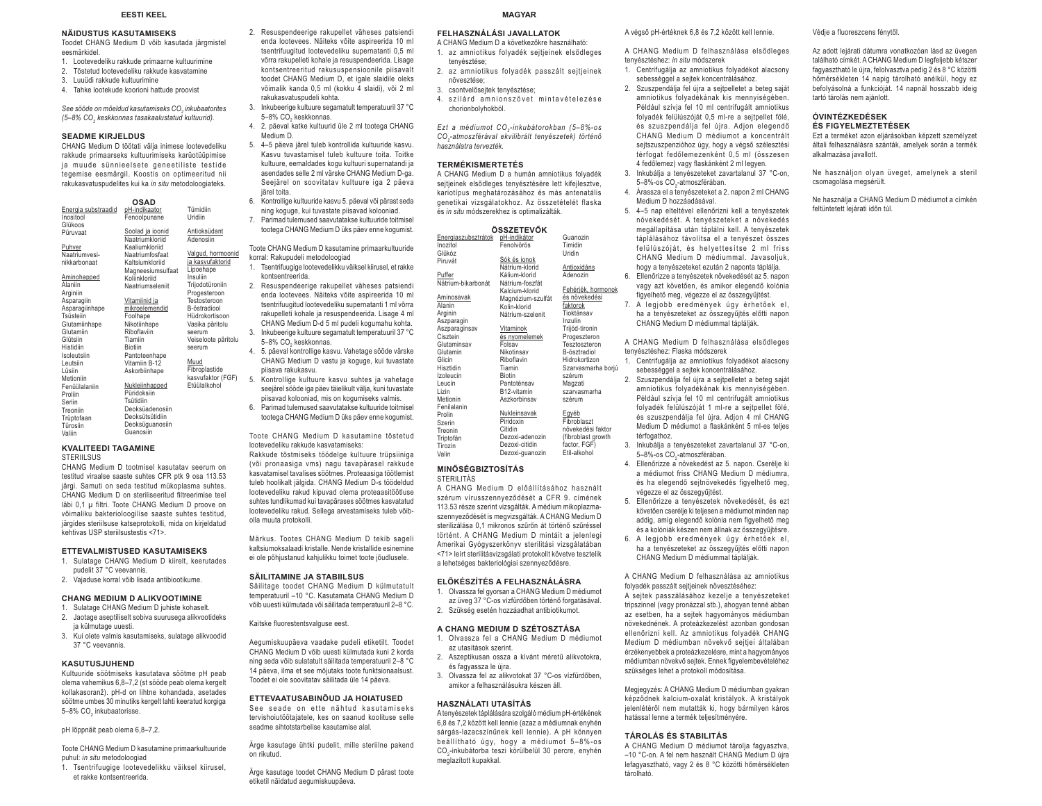## EESTI KEEL

### NÄIDUSTUS KASUTAMISEKS

Toodet CHANG Medium D võib kasutada järgmistel eesmärkidel.

1. Lootevedeliku rakkude primaarne kultuurimine
2. Tõstetud lootevedeliku rakkude kasvatamine
3. Luuüdi rakkude kultuurimine
4. Tahke lootekude koorioni hattude proovist

*See sööde on mõeldud kasutamiseks $CO_2$ inkubaatorites (5–8% $CO_2$ keskkonnas tasakaalustatud kultuurid).*

### SEADME KIRJELDUS

CHANG Medium D töötati välja inimese lootevedeliku rakkude primaarseks kultuurimiseks karüotüüpimise ja muude sünnieelsete geneetiliste testide tegemise eesmärgil. Koostis on optimeeritud nii rakukasvatuspudelites kui ka *in situ* metodoloogiateks.

#### OSAD

| | | |
|---|---|---|
| Energia substraadid | pH-indikaator | Tümidiin |
| Inositool | Fenoolpunane | Uridiin |
| Glükoos | | |
| Püruvaat | Soolad ja ioonid | Antioksüdant |
| | Naatriumkloriid | Adenosiin |
| Puhver | Kaaliumkloriid | |
| Naatriumvesi-nikkarbonaat | Naatriumfosfaat | Valgud, hormoonid ja kasvufaktorid |
| | Kaltsiumkloriid | Lipoehape |
| | Magneesiumsulfaat | Insuliin |
| Aminohapped | Koliinkloriid | Trijodotüroniin |
| Alaniin | Naatriumseleniit | Progesteroon |
| Arginiin | | Testosteroon |
| Asparagiin | Vitamiinid ja mikroelemendid | B-östradiool |
| Asparagiinhape | Foolhape | Hüdrokortisoon |
| Tsüsteiin | Nikotiinhape | Vasika päritolu seerum |
| Glutamiinhape | Riboflaviin | Veiseloote päritolu seerum |
| Glutamiin | Tiamiin | |
| Glütsiin | Biotiin | |
| Histidiin | Pantoteenhape | Muud |
| Isoleutsiin | Vitamiin B-12 | Fibroplastide kasvufaktor (FGF) |
| Leutsiin | Askorbiinhape | Etüülalkohol |
| Lüsiin | | |
| Metioniin | Nukleiinhapped | |
| Fenüülalaniin | Püridoksiin | |
| Proliin | Tsütidiin | |
| Seriin | Deoksüadenosiin | |
| Treoniin | Deoksütsütidiin | |
| Trüptofaan | Deoksüguanosiin | |
| Türosiin | Guanosiin | |
| Valiin | | |

### KVALITEEDI TAGAMINE

STERIILSUS

CHANG Medium D tootmisel kasutatav seerum on testitud viiruslise saaste suhtes CFR ptk 9 osa 113.53 järgi. Samuti on seda testitud mükoplasma suhtes. CHANG Medium D on steriliseeritud filtreerimise teel läbi 0,1 µ filtri. Toote CHANG Medium D proove on võimaliku bakterioloogilise saaste suhtes testitud, järgides steriilsuse katseprotokolli, mida on kirjeldatud kehtivas USP steriilsustestis <71>.

### ETTEVALMISTUSED KASUTAMISEKS

1. Sulatage CHANG Medium D kiirelt, keerutades pudelit 37 °C veevannis.
2. Vajaduse korral võib lisada antibiootikume.

### CHANG MEDIUM D ALIKVOOTIMINE

1. Sulatage CHANG Medium D juhiste kohaselt.
2. Jaotage aseptiliselt sobiva suurusega alikvootideks ja külmutage uuesti.
3. Kui olete valmis kasutamiseks, sulatage alikvoodid 37 °C veevannis.

### KASUTUSJUHEND

Kultuuride söötmiseks kasutatava söötme pH peab olema vahemikus 6,8–7,2 (st sööde peab olema kergelt kollakasoranž). pH-d on lihtne kohandada, asetades söötme umbes 30 minutiks kergelt lahti keeratud korgiga 5–8% $CO_2$ inkubaatorisse.

pH lõppnäit peab olema 6,8–7,2.

Toote CHANG Medium D kasutamine primaarkultuuride puhul: *in situ* metodoloogiad

1. Tsentrifuugige lootevedelikku väiksel kiirusel, et rakke kontsentreerida.
2. Resuspendeerige rakupellet väheses patsiendi enda lootevees. Näiteks võite aspireerida 10 ml tsentrifuugitud lootevedeliku supernatanti 0,5 ml võrra rakupelleti kohale ja resuspendeerida. Lisage kontsentreeritud rakususpensioonile piisavalt toodet CHANG Medium D, et igale slaidile oleks võimalik kanda 0,5 ml (kokku 4 slaidi), või 2 ml rakukasvatuspudeli kohta.
3. Inkubeerige kultuure segamatult temperatuuril 37 °C 5–8% $CO_2$ keskkonnas.
4. 2. päeval katke kultuurid üle 2 ml tootega CHANG Medium D.
5. 4–5 päeva järel tuleb kontrollida kultuuride kasvu. Kasvu tuvastamisel tuleb kultuure toita. Toitke kultuure, eemaldades kogu kultuuri supernatandi ja asendades selle 2 ml värske CHANG Medium D-ga. Seejärel on soovitatav kultuure iga 2 päeva järel toita.
6. Kontrollige kultuuride kasvu 5. päeval või pärast seda ning koguge, kui tuvastate piisavad kolooniad.
7. Parimad tulemused saavutatakse kultuuride toitmisel tootega CHANG Medium D üks päev enne kogumist.

Toote CHANG Medium D kasutamine primaarkultuuride korral: Rakupudeli metodoloogiad

1. Tsentrifuugige lootevedelikku väikesel kiirusel, et rakke kontsentreerida.
2. Resuspendeerige rakupellet väheses patsiendi enda lootevees. Näiteks võite aspireerida 10 ml tsentrifuugitud lootevedeliku supernatanti 1 ml võrra rakupelleti kohale ja resuspendeerida. Lisage 4 ml CHANG Medium D-d 5 ml pudeli kogumahu kohta.
3. Inkubeerige kultuure segamatult temperatuuril 37 °C 5–8% $CO_2$ keskkonnas.
4. 5. päeval kontrollige kasvu. Vahetage sööde värske CHANG Medium D vastu ja koguge, kui tuvastate piisava rakukasvu.
5. Kontrollige kultuure kasvu suhtes ja vahetage seejärel sööde iga päev täielikult välja, kuni tuvastate piisavad kolooniad, mis on kogumiseks valmis.
6. Parimad tulemused saavutatakse kultuuride toitmisel tootega CHANG Medium D üks päev enne kogumist.

Toote CHANG Medium D kasutamine tõstetud lootevedeliku rakkude kasvatamiseks:

Rakkude tõstmiseks töödelge kultuure trüpsiiniga (või pronaasiga vms) nagu tavapärasel rakkude kasvatamisel tavalises söötmes. Proteaasiga töötlemist tuleb hoolikalt jälgida. CHANG Medium D-s töödeldud lootevedeliku rakud kipuvad olema proteaasitöötluse suhtes tundlikumad kui tavapärases söötmes kasvatatud lootevedeliku rakud. Sellega arvestamiseks tuleb võib-olla muuta protokolli.

Märkus. Tootes CHANG Medium D tekib sageli kaltsiumoksalaadi kristalle. Nende kristallide esinemine ei ole põhjustanud kahjulikku toimet toote jõudlusele.

### SÄILITAMINE JA STABIILSUS

Säilitage toodet CHANG Medium D külmutatult temperatuuril –10 °C. Kasutamata CHANG Medium D võib uuesti külmutada või säilitada temperatuuril 2–8 °C.

Kaitske fluorestentsvalguse eest.

Aegumiskuupäeva vaadake pudeli etiketilt. Toodet CHANG Medium D võib uuesti külmutada kuni 2 korda ning seda võib sulatatult säilitada temperatuuril 2–8 °C 14 päeva, ilma et see mõjutaks toote funktsionaalsust. Toodet ei ole soovitatav säilitada üle 14 päeva.

### ETTEVAATUSABINÕUD JA HOIATUSED

See seade on ette nähtud kasutamiseks tervishoiutöötajatele, kes on saanud koolituse selle seadme sihtotstarbelise kasutamise alal.

Ärge kasutage ühtki pudelit, mille steriilne pakend on rikutud.

Ärge kasutage toodet CHANG Medium D pärast toote etiketil näidatud aegumiskuupäeva.

## MAGYAR

### FELHASZNÁLÁSI JAVALLATOK

A CHANG Medium D a következőkre használható:

1. az amniotikus folyadék sejtjeinek elsődleges tenyésztése;
2. az amniotikus folyadék passzált sejtjeinek növesztése;
3. csontvelősejtek tenyésztése;
4. szilárd amnionszövet mintavételezése chorionbolyhokból.

*Ezt a médiumot $CO_2$-inkubátorokban (5–8%-os $CO_2$-atmoszférával ekvilibrált tenyészetek) történő használatra tervezték.*

### TERMÉKISMERTETÉS

A CHANG Medium D a humán amniotikus folyadék sejtjeinek elsődleges tenyésztésére lett kifejlesztve, kariotípus meghatározásához és más antenatális genetikai vizsgálatokhoz. Az összetételét flaska és *in situ* módszerekhez is optimalizálták.

#### ÖSSZETEVŐK

| | | |
|---|---|---|
| Energiaszubsztrátok | pH-indikátor | Guanozin |
| Inozitol | Fenolvörös | Timidin |
| Glükóz | | Uridin |
| Piruvát | Sók és ionok | |
| | Nátrium-klorid | Antioxidáns |
| Puffer | Kálium-klorid | Adenozin |
| Nátrium-bikarbonát | Nátrium-foszfát | |
| | Kalcium-klorid | Fehérjék, hormonok és növekedési faktorok |
| Aminosavak | Magnézium-szulfát | Lipoinsav |
| Alanin | Kolin-klorid | Inzulin |
| Arginin | Nátrium-szelenit | Trijód-tironin |
| Aszparagin | | Progeszteron |
| Aszparaginsav | Vitaminok és nyomelemek | Tesztoszteron |
| Cisztein | Folsav | B-ösztradiol |
| Glutaminsav | Nikotinsav | Hidrokortizon |
| Glutamin | Riboflavin | Szarvasmarha borjú szérum |
| Glicin | Tiamin | Magzati szarvasmarha szérum |
| Hisztidin | Biotin | |
| Izoleucin | Pantoténsav | |
| Leucin | B12-vitamin | |
| Lizin | Aszkorbinsav | |
| Metionin | | Egyéb |
| Fenilalanin | Nukleinsavak | Fibroblaszt növekedési faktor (fibroblast growth factor, FGF) |
| Prolin | Piridoxin | Etil-alkohol |
| Szerin | Citidin | |
| Treonin | Dezoxi-adenozin | |
| Triptofán | Dezoxi-citidin | |
| Tirozin | Dezoxi-guanozin | |
| Valin | | |

### MINŐSÉGBIZTOSÍTÁS

STERILITÁS

A CHANG Medium D előállításához használt szérum vírusszennyeződését a CFR 9. címének 113.53 része szerint vizsgálták. A médium mikoplazma-szennyeződését is megvizsgálták. A CHANG Medium D sterilizálása 0,1 mikronos szűrőn át történő szűréssel történt. A CHANG Medium D mintáit a jelenlegi Amerikai Gyógyszerkönyv sterilitási vizsgálatában <71> leírt sterilitásvizsgálati protokollt követve tesztelik a lehetséges bakteriológiai szennyeződésre.

### ELŐKÉSZÍTÉS A FELHASZNÁLÁSRA

1. Olvassza fel gyorsan a CHANG Medium D médiumot az üveg 37 °C-os vízfürdőben történő forgatásával.
2. Szükség esetén hozzáadhat antibiotikumot.

### A CHANG MEDIUM D SZÉTOSZTÁSA

1. Olvassza fel a CHANG Medium D médiumot az utasítások szerint.
2. Aszeptikusan ossza a kívánt méretű alikvotokra, és fagyassza le újra.
3. Olvassza fel az alikvotokat 37 °C-os vízfürdőben, amikor a felhasználásukra készen áll.

### HASZNÁLATI UTASÍTÁS

A tenyészetek táplálására szolgáló médium pH-értékének 6,8 és 7,2 között kell lennie (azaz a médiumnak enyhén sárgás-lazacszínűnek kell lennie). A pH könnyen beállítható úgy, hogy a médiumot 5–8%-os $CO_2$-inkubátorba teszi körülbelül 30 percre, enyhén meglazított kupakkal.

A végső pH-értéknek 6,8 és 7,2 között kell lennie.

A CHANG Medium D felhasználása elsődleges tenyésztéshez: *in situ* módszerek

1. Centrifugálja az amniotikus folyadékot alacsony sebességgel a sejtek koncentrálásához.
2. Szuszpendálja fel újra a sejtpelletet a beteg saját amniotikus folyadékának kis mennyiségében. Például szívja fel 10 ml centrifugált amniotikus folyadék felülúszóját 0,5 ml-re a sejtpellet fölé, és szuszpendálja fel újra. Adjon elegendő CHANG Medium D médiumot a koncentrált sejtszuszpenzióhoz úgy, hogy a végső szélesztési térfogat fedőlemezenként 0,5 ml (összesen 4 fedőlemez) vagy flaskánként 2 ml legyen.
3. Inkubálja a tenyészeteket zavartalanul 37 °C-on, 5–8%-os $CO_2$-atmoszférában.
4. Árassza el a tenyészeteket a 2. napon 2 ml CHANG Medium D hozzáadásával.
5. 4–5 nap elteltével ellenőrizni kell a tenyészetek növekedését. A tenyészeteket a növekedés megállapítása után táplálni kell. A tenyészetek táplálásához távolítsa el a tenyészet összes felülúszóját, és helyettesítse 2 ml friss CHANG Medium D médiummal. Javasoljuk, hogy a tenyészeteket ezután 2 naponta táplálja.
6. Ellenőrizze a tenyészetek növekedését az 5. napon vagy azt követően, és amikor elegendő kolónia figyelhető meg, végezze el az összegyűjtést.
7. A legjobb eredmények úgy érhetőek el, ha a tenyészeteket az összegyűjtés előtti napon CHANG Medium D médiummal táplálják.

A CHANG Medium D felhasználása elsődleges tenyésztéshez: Flaska módszerek

1. Centrifugálja az amniotikus folyadékot alacsony sebességgel a sejtek koncentrálásához.
2. Szuszpendálja fel újra a sejtpelletet a beteg saját amniotikus folyadékának kis mennyiségében. Például szívja fel 10 ml centrifugált amniotikus folyadék felülúszóját 1 ml-re a sejtpellet fölé, és szuszpendálja fel újra. Adjon 4 ml CHANG Medium D médiumot a flaskánként 5 ml-es teljes térfogathoz.
3. Inkubálja a tenyészeteket zavartalanul 37 °C-on, 5–8%-os $CO_2$-atmoszférában.
4. Ellenőrizze a növekedést az 5. napon. Cserélje ki a médiumot friss CHANG Medium D médiumra, és ha elegendő sejtnövekedés figyelhető meg, végezze el az összegyűjtést.
5. Ellenőrizze a tenyészetek növekedését, és ezt követően cserélje ki teljesen a médiumot minden nap addig, amíg elegendő kolónia nem figyelhető meg és a kolóniák készen nem állnak az összegyűjtésre.
6. A legjobb eredmények úgy érhetőek el, ha a tenyészeteket az összegyűjtés előtti napon CHANG Medium D médiummal táplálják.

A CHANG Medium D felhasználása az amniotikus folyadék passzált sejtjeinek növesztéséhez:

A sejtek passzálásához kezelje a tenyészeteket tripszinnel (vagy pronázzal stb.), ahogyan tenné abban az esetben, ha a sejtek hagyományos médiumban növekednének. A proteázkezelést azonban gondosan ellenőrizni kell. Az amniotikus folyadék CHANG Medium D médiumban növekvő sejtjei általában érzékenyebbek a proteázkezelésre, mint a hagyományos médiumban növekvő sejtek. Ennek figyelembevételéhez szükséges lehet a protokoll módosítása.

Megjegyzés: A CHANG Medium D médiumban gyakran képződnek kalcium-oxalát kristályok. A kristályok jelenlétéről nem mutatták ki, hogy bármilyen káros hatással lenne a termék teljesítményére.

### TÁROLÁS ÉS STABILITÁS

A CHANG Medium D médiumot tárolja fagyasztva, –10 °C-on. A fel nem használt CHANG Medium D újra lefagyasztható, vagy 2 és 8 °C közötti hőmérsékleten tárolható.

Védje a fluoreszcens fénytől.

Az adott lejárati dátumra vonatkozóan lásd az üvegen található címkét. A CHANG Medium D legfeljebb kétszer fagyasztható le újra, felolvasztva pedig 2 és 8 °C közötti hőmérsékleten 14 napig tárolható anélkül, hogy ez befolyásolná a funkcióját. 14 napnál hosszabb ideig tartó tárolás nem ajánlott.

### ÓVINTÉZKEDÉSEK ÉS FIGYELMEZTETÉSEK

Ezt a terméket azon eljárásokban képzett személyzet általi felhasználásra szánták, amelyek során a termék alkalmazása javallott.

Ne használjon olyan üveget, amelynek a steril csomagolása megsérült.

Ne használja a CHANG Medium D médiumot a címkén feltüntetett lejárati időn túl.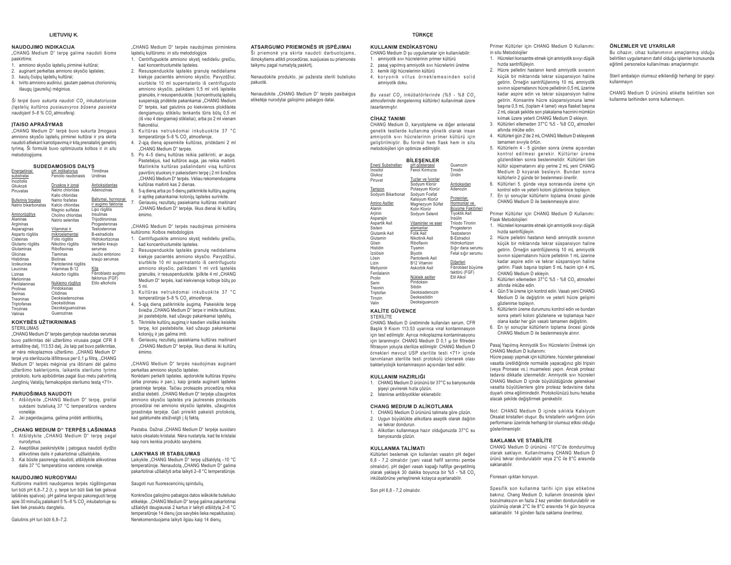## LIETUVIŲ K.

### NAUDOJIMO INDIKACIJA

„CHANG Medium D" terpė galima naudoti šioms paskirtims:

1. amniono skysčio ląstelių pirminei kultūrai;
2. auginant perkeltas amniono skysčio ląsteles;
3. kaulų čiulpų ląstelių kultūrai;
4. tvirto amniono audiniui, gautam paėmus chorioninių išaugų (gaurelių) mėginius.

*Ši terpė buvo sukurta naudoti $CO_2$ inkubatoriuose (ląstelių kultūros pusiausvyros būsena pasiekta naudojant 5–8 % $CO_2$ atmosferą).*

### ĮTAISO APRAŠYMAS

„CHANG Medium D" terpė buvo sukurta žmogaus amniono skysčio ląstelių pirminei kultūrai ir yra skirta naudoti atliekant kariotipavimą ir kitą prenatalinį genetinį tyrimą. Ši formulė buvo optimizuota kolbos ir *in situ* metodologijoms.

### SUDEDAMOSIOS DALYS

| | | |
|---|---|---|
| Energetiniai substratai | pH indikatorius | Timidinas |
| Inozitolis | Fenolio raudonasis | Uridinas |
| Gliukozė | | |
| Piruvatas | Druskos ir jonai | Antioksidantas |
| | Natrio chloridas | Adenozinas |
| Buferinis tirpalas | Kalio chloridas | |
| Natrio bikarbonatas | Natrio fosfatas | Baltymai, hormonai ir augimo faktoriai |
| | Kalcio chloridas | Lipo rūgštis |
| Aminorūgštys | Magnio sulfatas | Insulinas |
| Alaninas | Cholino chloridas | Trijodtironinas |
| Argininas | Natrio selenitas | Progesteronas |
| Asparaginas | | Testosteronas |
| Asparto rūgštis | Vitaminai ir mikroelementai | B-estradiolis |
| Cisteinas | Folio rūgštis | Hidrokortizonas |
| Glutamo rūgštis | Nikotino rūgštis | Veršelio kraujo serumas |
| Glutaminas | Riboflavinas | Jaučio embriono kraujo serumas |
| Glicinas | Tiaminas | |
| Histidinas | Biotinas | Kita |
| Izoleucinas | Pantoteninė rūgštis | Fibroblasto augimo faktorius (FGF) |
| Leucinas | Vitaminas B-12 | Etilo alkoholis |
| Lizinas | Askorbo rūgštis | |
| Metioninas | | |
| Fenilalaninas | Nukleino rūgštys | |
| Prolinas | Piridoksinas | |
| Serinas | Citidinas | |
| Treoninas | Deoksiadenozinas | |
| Triptofanas | Deoksitidinas | |
| Tirozinas | Dezoksiguanozinas | |
| Valinas | Guanozinas | |

### KOKYBĖS UŽTIKRINIMAS

STERILUMAS

„CHANG Medium D" terpės gamyboje naudotas serumas buvo patikrintas dėl užteršimo virusais pagal CFR 9 antraštinę dalį, 113.53 dalį. Jis taip pat buvo patikrintas, ar nėra mikoplazmos užteršimo. „CHANG Medium D" terpė yra sterilizuota išfiltravus per 0,1 μ filtrą. „CHANG Medium D" terpės mėginiai yra ištiriami dėl galimo užteršimo bakterijomis, laikantis sterilumo tyrimo protokolo, kuris apibūdintas pagal šiuo metu patvirtintą Jungtinių Valstijų farmakopėjos sterilumo testą <71>.

### PARUOŠIMAS NAUDOTI

1. Atšildykite „CHANG Medium D" terpę, greitai sukdami buteliuką 37 °C temperatūros vandens vonelėje.
2. Jei pageidaujama, galima pridėti antibiotikų.

### „CHANG MEDIUM D" TERPĖS LAŠINIMAS

1. Atšildykite „CHANG Medium D" terpę pagal nurodymus.
2. Aseptiškai paskirstykite į patogaus naudoti dydžio alikvotines dalis ir pakartotinai užšaldykite.
3. Kai būsite pasirengę naudoti, atšildykite alikvotines dalis 37 °C temperatūros vandens vonelėje.

### NAUDOJIMO NURODYMAI

Kultūroms maitinti naudojamos terpės rūgštingumas turi būti pH 6,8–7,2 (t. y. terpė turi būti šiek tiek gelsvai lašišinės spalvos). pH galima lengvai pakoreguoti terpę apie 30 minučių palaikant 5 %–8 % $CO_2$ inkubatoriuje su šiek tiek prasuktu dangteliu.

Galutinis pH turi būti 6,8–7,2.

„CHANG Medium D" terpės naudojimas pirminėms ląstelių kultūroms: *in situ* metodologijos

1. Centrifuguokite amniono skystį nedideliu greičiu, kad koncentruotumėte ląsteles.
2. Resuspenduokite ląstelės granulę nedideliame kiekyje pacientės amniono skysčio. Pavyzdžiui, siurbkite 10 ml supernatanto iš centrifuguoto amniono skysčio, palikdami 0,5 ml virš ląstelės granulės, ir resuspenduokite. Į koncentruotą ląstelių suspensiją pridėkite pakankamai „CHANG Medium D" terpės, kad galutinis po kiekvienos plokštelės dengiamuoju stikleliu tenkantis tūris būtų 0,5 ml (iš viso 4 dengiamieji stikleliai), arba po 2 ml vienam flakonėliui.
3. Kultūras netrukdomai inkubuokite 37 °C temperatūroje 5–8 % $CO_2$ atmosferoje.
4. 2-ąją dieną apsemkite kultūras, pridėdami 2 ml „CHANG Medium D" terpės.
5. Po 4–5 dienų kultūras reikia patikrinti, ar auga. Pastebėjus, kad kultūros auga, jas reikia maitinti. Maitinkite kultūras pašalindami visą kultūros paviršinį sluoksnį ir pakeisdami terpę į 2 ml šviežios „CHANG Medium D" terpės. Vėliau rekomenduojama kultūras maitinti kas 2 dienas.
6. 5-ą dieną arba po 5 dienų patikrinkite kultūrų augimą ir aptikę pakankamai kolonijų ląsteles surinkite.
7. Geriausių rezultatų pasiekiama kultūras maitinant „CHANG Medium D" terpėje, likus dienai iki kultūrų ėmimo.

„CHANG Medium D" terpės naudojimas pirminėms kultūroms: Kolbos metodologijos

1. Centrifuguokite amniono skystį nedideliu greičiu, kad koncentruotumėte ląsteles.
2. Resuspenduokite ląstelės granulę nedideliame kiekyje pacientės amniono skysčio. Pavyzdžiui, siurbkite 10 ml supernatanto iš centrifuguoto amniono skysčio, palikdami 1 ml virš ląstelės granulės, ir resuspenduokite. Įpilkite 4 ml „CHANG Medium D" terpės, kad kiekvienoje kolboje būtų po 5 ml.
3. Kultūras netrukdomai inkubuokite 37 °C temperatūroje 5–8 % $CO_2$ atmosferoje.
4. 5-ąją dieną patikrinkite augimą. Pakeiskite terpę šviežia „CHANG Medium D" terpe ir imkite kultūras, jei pastebėjote, kad užaugo pakankamai ląstelių.
5. Tikrinkite kultūrų augimą ir kasdien visiškai keiskite terpę, kol pastebėsite, kad užaugo pakankamai kolonijų ir jas galima imti.
6. Geriausių rezultatų pasiekiama kultūras maitinant „CHANG Medium D" terpėje, likus dienai iki kultūrų ėmimo.

„CHANG Medium D" terpės naudojimas auginant perkeltas amniono skysčio ląsteles:

Norėdami perkelti ląsteles, apdorokite kultūras tripsinu (arba pronasu ir pan.), kaip įprasta auginant ląsteles įprastinėje terpėje. Tačiau proteazės procedūrą reikia atidžiai stebėti. „CHANG Medium D" terpėje užaugintos amniono skysčio ląstelės yra jautresnės proteazės procedūrai nei amniono skysčio ląstelės, užaugintos įprastinėje terpėje. Gali prireikti pakeisti protokolą, kad galėtumėte atsižvelgti į šį faktą.

Pastaba. Dažnai „CHANG Medium D" terpėje susidaro kalcio oksalato kristalai. Nėra nustatyta, kad tie kristalai kaip nors kenkia produkto savybėms.

### LAIKYMAS IR STABILUMAS

Laikykite „CHANG Medium D" terpę užšaldytą –10 °C temperatūroje. Nenaudotą „CHANG Medium D" galima pakartotinai užšaldyti arba laikyti 2–8 °C temperatūroje.

Saugoti nuo fluorescencinių spindulių.

Konkrečios galiojimo pabaigos datos ieškokite buteliuko etiketėje. „CHANG Medium D" terpę galima pakartotinai užšaldyti daugiausiai 2 kartus ir laikyti atšildytą 2–8 °C temperatūroje 14 dienų (jos savybės lieka nepakitusios). Nerekomenduojama laikyti ilgiau kaip 14 dienų.

### ATSARGUMO PRIEMONĖS IR ĮSPĖJIMAI

Ši priemonė yra skirta naudoti darbuotojams, išmokytiems atlikti procedūras, susijusias su priemonės taikymu pagal numatytą paskirtį.

Nenaudokite produkto, jei pažeista sterili buteliuko pakuotė.

Nenaudokite „CHANG Medium D" terpės pasibaigus etiketėje nurodytai galiojimo pabaigos datai.

## TÜRKÇE

### KULLANIM ENDİKASYONU

CHANG Medium D şu uygulamalar için kullanılabilir:

1. amniyotik sıvı hücrelerinin primer kültürü
2. pasaj yapılmış amniyotik sıvı hücrelerini üretme
3. kemik iliği hücrelerinin kültürü
4. koryonik villus örneklemesinden solid amniyotik doku.

*Bu vasat $CO_2$ inkübatörlerinde (%5 - %8 $CO_2$ atmosferinde dengelenmiş kültürler) kullanılmak üzere tasarlanmıştır.*

### CİHAZ TANIMI

CHANG Medium D, karyotipleme ve diğer antenatal genetik testlerde kullanıma yönelik olarak insan amniyotik sıvı hücrelerinin primer kültürü için geliştirilmiştir. Bu formül hem flask hem in situ metodolojileri için optimize edilmiştir.

### BİLEŞENLER

| | | |
|---|---|---|
| Enerji Substratları | pH göstergesi | Guanozin |
| İnositol | Fenol Kırmızısı | Timidin |
| Glukoz | | Üridin |
| Piruvat | Tuzlar ve İyonlar | |
| | Sodyum Klorür | Antioksidan |
| Tampon | Potasyum Klorür | Adenozin |
| Sodyum Bikarbonat | Sodyum Fosfat | |
| | Kalsiyum Klorür | Proteinler, Hormonlar ve Büyüme Faktörleri |
| Amino Asitler | Magnezyum Sülfat | Tiyoktik Asit |
| Alanin | Kolin Klorür | İnsülin |
| Arjinin | Sodyum Selenit | Triiodo Tironin |
| Asparajin | | Progesteron |
| Aspartik Asit | Vitaminler ve eser elemanlar | Testosteron |
| Sistein | Folik Asit | B-Estradiol |
| Glutamik Asit | Nikotinik Asit | Hidrokortizon |
| Glutamin | Riboflavin | Sığır dana serumu |
| Glisin | Tiyamin | Fetal sığır serumu |
| Histidin | Biyotin | |
| İzolösin | Pantotenik Asit | Diğerleri |
| Lösin | B12 Vitamini | Fibroblast büyüme faktörü (FGF) |
| Lizin | Askorbik Asit | Etil Alkol |
| Metiyonin | | |
| Fenilalanin | Nükleik asitler | |
| Prolin | Piridoksin | |
| Serin | Sitidin | |
| Treonin | Deoksiadenozin | |
| Triptofan | Deoksisitidin | |
| Tirozin | Deoksiguanozin | |
| Valin | | |

### KALİTE GÜVENCE

STERİLİTE

CHANG Medium D üretiminde kullanılan serum, CFR Başlık 9 Kısım 113.53 uyarınca viral kontaminasyon için test edilmiştir. Ayrıca mikoplazma kontaminasyonu için taranmıştır. CHANG Medium D 0,1 μ bir filtreden filtrasyon yoluyla sterilize edilmiştir. CHANG Medium D örnekleri mevcut USP sterilite testi <71> içinde tanımlanan sterilite testi protokolü izlenerek olası bakteriyolojik kontaminasyon açısından test edilir.

### KULLANIM HAZIRLIĞI

1. CHANG Medium D ürününü bir 37°C su banyosunda şişeyi çevirerek hızla çözün.
2. İstenirse antibiyotikler eklenebilir.

### CHANG MEDIUM D ALİKOTLAMA

1. CHANG Medium D ürününü talimata göre çözün.
2. Uygun büyüklükte alikotlara aseptik olarak dağıtın ve tekrar dondurun.
3. Alikotları kullanmaya hazır olduğunuzda 37°C su banyosunda çözün.

### KULLANMA TALİMATI

Kültürleri beslemek için kullanılan vasatın pH değeri 6,8 - 7,2 olmalıdır (yani vasat hafif sarımsı pembe olmalıdır). pH değeri vasatı kapağı hafifçe gevşetilmiş olarak yaklaşık 30 dakika boyunca bir %5 - %8 $CO_2$ inkübatörüne yerleştirerek kolayca ayarlanabilir.

Son pH 6,8 - 7,2 olmalıdır.

Primer Kültürler için CHANG Medium D Kullanımı: in situ Metodolojiler

1. Hücreleri konsantre etmek için amniyotik sıvıyı düşük hızda santrifüjleyin.
2. Hücre pelletini hastanın kendi amniyotik sıvısının küçük bir miktarında tekrar süspansiyon haline getirin. Örneğin santrifüjlenmiş 10 mL amniyotik sıvının süpernatanını hücre pelletinin 0,5 mL üzerine kadar aspire edin ve tekrar süspansiyon haline getirin. Konsantre hücre süspansiyonuna lamel başına 0,5 mL (toplam 4 lamel) veya flasket başına 2 mL olacak şekilde son plakalama hacmini mümkün kılmak üzere yeterli CHANG Medium D ekleyin.
3. Kültürleri ellemeden 37°C %5 - %8 $CO_2$ atmosferi altında inkübe edin.
4. Kültürleri gün 2'de 2 mL CHANG Medium D ekleyerek tamamen sıvıyla örtün.
5. Kültürlerin 4 - 5 günden sonra üreme açısından kontrol edilmesi gerekir. Kültürler üreme gözlendikten sonra beslenmelidir. Kültürleri tüm kültür süpernatanını alıp yerine 2 mL yeni CHANG Medium D koyarak besleyin. Bundan sonra kültürlerin 2 günde bir beslenmesi önerilir.
6. Kültüreri 5. günde veya sonrasında üreme için kontrol edin ve yeterli koloni gözlenince toplayın.
7. En iyi sonuçlar kültürlerin toplama öncesi günde CHANG Medium D ile beslenmesiyle alınır.

Primer Kültürler için CHANG Medium D Kullanımı: Flask Metodolojileri

1. Hücreleri konsantre etmek için amniyotik sıvıyı düşük hızda santrifüjleyin.
2. Hücre pelletini hastanın kendi amniyotik sıvısının küçük bir miktarında tekrar süspansiyon haline getirin. Örneğin santrifüjlenmiş 10 mL amniyotik sıvının süpernatanını hücre pelletinin 1 mL üzerine kadar aspire edin ve tekrar süspansiyon haline getirin. Flask başına toplam 5 mL hacim için 4 mL CHANG Medium D ekleyin.
3. Kültürleri ellemeden 37°C %5 - %8 $CO_2$ atmosferi altında inkübe edin.
4. Gün 5'te üreme için kontrol edin. Vasatı yeni CHANG Medium D ile değiştirin ve yeterli hücre gelişimi gözlenirse toplayın.
5. Kültürlerin üreme durumunu kontrol edin ve bundan sonra yeterli koloni gözlenene ve toplamaya hazır olana kadar her gün vasatı tamamen değiştirin.
6. En iyi sonuçlar kültürlerin toplama öncesi günde CHANG Medium D ile beslenmesiyle alınır.

Pasaj Yapılmış Amniyotik Sıvı Hücrelerini Üretmek için CHANG Medium D kullanımı:

Hücre pasajı yapmak için kültürlere, hücreler geleneksel vasatta üretildiğinde normalde yapacağınız gibi tripsin (veya Pronase vs.) muamelesi yapın. Ancak proteaz tedavisi dikkatle izlenmelidir. Amniyotik sıvı hücreleri CHANG Medium D içinde büyütüldüğünde geleneksel vasatta büyütülenlere göre proteaz tedavisine daha duyarlı olma eğilimindedir. Protokolünüzü bunu hesaba alacak şekilde değiştirmek gerekebilir.

Not: CHANG Medium D içinde sıklıkla Kalsiyum Oksalat kristalleri oluşur. Bu kristallerin varlığının ürün performansı üzerinde herhangi bir olumsuz etkisi olduğu gösterilmemiştir.

### SAKLAMA VE STABİLİTE

CHANG Medium D ürününü -10°C'de dondurulmuş olarak saklayın. Kullanılmamış CHANG Medium D ürünü tekrar dondurulabilir veya 2°C ile 8°C arasında saklanabilir.

Floresan ışıktan koruyun.

Spesifik son kullanma tarihi için şişe etiketine bakınız. Chang Medium D, kullanım öncesinde işlevi bozulmaksızın en fazla 2 kez yeniden dondurulabilir ve çözülmüş olarak 2°C ile 8°C arasında 14 gün boyunca saklanabilir. 14 günden fazla saklama önerilmez.

### ÖNLEMLER VE UYARILAR

Bu cihazın, cihaz kullanımının amaçlanmış olduğu belirtilen uygulamanın dahil olduğu işlemler konusunda eğitimli personelce kullanılması amaçlanmıştır.

Steril ambalajın olumsuz etkilendiği herhangi bir şişeyi kullanmayın

CHANG Medium D ürününü etikette belirtilen son kullanma tarihinden sonra kullanmayın.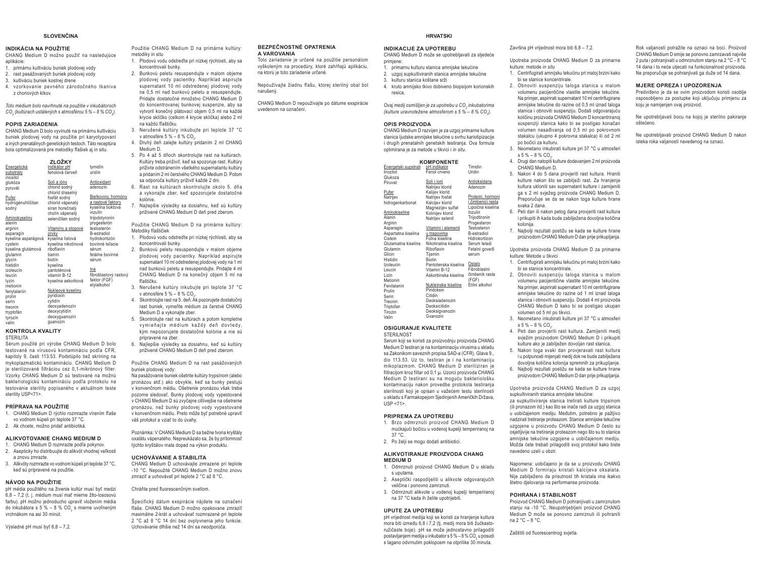# SLOVENČINA

## INDIKÁCIA NA POUŽITIE

CHANG Medium D možno použiť na nasledujúce aplikácie:

1. primárnu kultiváciu buniek plodovej vody
2. rast pasážovaných buniek plodovej vody
3. kultiváciu buniek kostnej drene
4. vzorkovanie pevného zárodočného tkaniva z choriových klkov.

*Toto médium bolo navrhnuté na použitie v inkubátoroch $CO_2$ (kultúrach ustálených s atmosférou 5 % – 8 % $CO_2$).*

## POPIS ZARIADENIA

CHANG Medium D bolo vyvinuté na primárnu kultiváciu buniek plodovej vody na použitie pri karyotypovaní a iných prenatálnych genetických testoch. Táto receptúra bola optimalizovaná pre metodiky fľašiek aj in situ.

### ZLOŽKY

| | | |
|---|---|---|
| Energetické substráty | Indikátor pH | tymidín |
| inositol | fenolová červeň | uridín |
| glukóza | | |
| pyruvát | Soli a ióny | Antioxidant |
| | chlorid sodný | adenozín |
| Pufer | chlorid draselný | |
| hydrogénuhličitan sodný | fosfát sodný | Bielkoviny, hormóny a rastové faktory |
| | chlorid vápenatý | kyselina tioktová |
| Aminokyseliny | síran horečnatý | inzulín |
| alanín | cholín vápenatý | trijódtyronín |
| arginín | seleničitan sodný | progesterón |
| asparagín | | testosterón |
| kyselina asparágová | Vitamíny a stopové prvky | B-estradiol |
| cysteín | kyselina listová | hydrokortizón |
| kyselina glutámová | kyselina nikotínová | bovinné teľacie sérum |
| glutamín | riboflavín | fetálne bovinné sérum |
| glycín | tiamín | |
| histidín | biotín | Iné |
| izoleucín | kyselina panténová | fibroblastový rastový faktor (FGF) |
| leucín | vitamín B-12 | etylalkohol |
| lyzín | kyselina askorbová | |
| metionín | | |
| fenylalanín | Nukleové kyseliny | |
| prolín | pyridoxín | |
| serín | cytidín | |
| treonín | deoxyadenozín | |
| tryptofán | deoxycytidín | |
| tyrozín | deoxyguanozín | |
| valín | guanozín | |

## KONTROLA KVALITY

STERILITA

Sérum použité pri výrobe CHANG Medium D bolo testované na vírusovú kontamináciu podľa CFR, kapitoly 9, časti 113.53. Podstúpilo tiež skríning na mykoplazmatickú kontamináciu. CHANG Medium D je sterilizované filtráciou cez 0,1-mikrónový filter. Vzorky CHANG Medium D sú testované na možnú bakteriologickú kontamináciu podľa protokolu na testovanie sterility popísaného v aktuálnom teste sterility USP<71>.

## PRÍPRAVA NA POUŽITIE

1. CHANG Medium D rýchlo rozmrazte vírením fľaše vo vodnom kúpeli pri teplote 37 °C.
2. Ak chcete, možno pridať antibiotiká.

## ALIKVOTOVANIE CHANG MEDIUM D

1. CHANG Medium D rozmrazte podľa pokynov.
2. Asepticky ho distribuujte do alikvót vhodnej veľkosti a znovu zmrazte.
3. Alikvóty rozmrazte vo vodnom kúpeli pri teplote 37 °C, keď sú pripravené na použitie.

## NÁVOD NA POUŽITIE

pH média použitého na živenie kultúr musí byť medzi 6,8 – 7,2 (t. j. médium musí mať mierne žlto-lososovú farbu). pH možno jednoducho upraviť vložením média do inkubátora s 5 % – 8 % $CO_2$ s mierne uvoľneným vrchnákom na asi 30 minút.

Výsledné pH musí byť 6,8 – 7,2.

Použitie CHANG Medium D na primárne kultúry: metodiky in situ

1. Plodovú vodu odstreďte pri nízkej rýchlosti, aby sa koncentrovali bunky.
2. Bunkovú peletu resuspendujte v malom objeme plodovej vody pacientky. Napríklad aspirujte supernatant 10 ml odstredenej plodovej vody na 0,5 ml nad bunkovú peletu a resuspendujte. Pridajte dostatočné množstvo CHANG Medium D do koncentrovanej bunkovej suspenzie, aby sa vytvoril konečný plátovací objem 0,5 ml na každé krycie sklíčko (celkom 4 krycie sklíčka) alebo 2 ml na každú fľaštičku.
3. Nerušené kultúry inkubujte pri teplote 37 °C v atmosfére 5 % – 8 % $CO_2$.
4. Druhý deň zalejte kultúry pridaním 2 ml CHANG Medium D.
5. Po 4 až 5 dňoch skontrolujte rast na kultúrach. Kultúry treba priživiť, keď sa spozoruje rast. Kultúry priživte odstránením všetkého supernatantu kultúry a pridaním 2 ml čerstvého CHANG Medium D. Potom sa odporúča kultúry priživiť každé 2 dni.
6. Rast na kultúrach skontrolujte okolo 5. dňa a vykonajte zber, keď spozorujete dostatočné kolónie.
7. Najlepšie výsledky sa dosiahnu, keď sú kultúry priživené CHANG Medium D deň pred zberom.

Použitie CHANG Medium D na primárne kultúry: Metodiky fľaštičiek

1. Plodovú vodu odstreďte pri nízkej rýchlosti, aby sa koncentrovali bunky.
2. Bunkovú peletu resuspendujte v malom objeme plodovej vody pacientky. Napríklad aspirujte supernatant 10 ml odstredenej plodovej vody na 1 ml nad bunkovú peletu a resuspendujte. Pridajte 4 ml CHANG Medium D na konečný objem 5 ml na fľaštičku.
3. Nerušené kultúry inkubujte pri teplote 37 °C v atmosfére 5 % – 8 % $CO_2$.
4. Skontrolujte rast na 5. deň. Ak pozorujete dostatočný rast buniek, vymeňte médium za čerstvé CHANG Medium D a vykonajte zber.
5. Skontrolujte rast na kultúrach a potom kompletne vymieňajte médium každý deň dovtedy, kým nepozorujete dostatočné kolónie a nie sú pripravené na zber.
6. Najlepšie výsledky sa dosiahnu, keď sú kultúry priživené CHANG Medium D deň pred zberom.

Použitie CHANG Medium D na rast pasážovaných buniek plodovej vody:

Na pasážovanie buniek ošetrite kultúry trypsínom (alebo pronázou atď.) ako obvykle, keď sa bunky pestujú v konvenčnom médiu. Ošetrenie pronázou však treba pozorne sledovať. Bunky plodovej vody vypestované v CHANG Medium D sú zvyčajne citlivejšie na ošetrenie pronázou, než bunky plodovej vody vypestované v konvenčnom médiu. Preto môže byť potrebné upraviť váš protokol a vziať to do úvahy.

Poznámka: V CHANG Medium D sa bežne tvoria kryštály oxalátu vápenatého. Nepreukázalo sa, že by prítomnosť týchto kryštálov mala dopad na výkon produktu.

## UCHOVÁVANIE A STABILITA

CHANG Medium D uchovávajte zmrazené pri teplote -10 °C. Nepoužité CHANG Medium D možno znovu zmraziť a uchovávať pri teplote 2 °C až 8 °C.

Chráňte pred fluorescenčným svetlom.

Špecifický dátum expirácie nájdete na označení fľaše. CHANG Medium D možno opakovane zmraziť maximálne 2-krát a uchovávať rozmrazené pri teplote 2 °C až 8 °C 14 dní bez ovplyvnenia jeho funkcie. Uchovávanie dlhšie než 14 dní sa neodporúča.

## BEZPEČNOSTNÉ OPATRENIA A VAROVANIA

Toto zariadenie je určené na použitie personálom vyškoleným na procedúry, ktoré zahŕňajú aplikáciu, na ktorú je toto zariadenie určené.

Nepoužívajte žiadnu fľašu, ktorej sterilný obal bol narušený.

CHANG Medium D nepoužívajte po dátume expirácie uvedenom na označení.

# HRVATSKI

## INDIKACIJE ZA UPOTREBU

CHANG Medium D može se upotrebljavati za sljedeće primjene:

1. primarnu kulturu stanica amnijske tekućine
2. uzgoj supkultiviranih stanica amnijske tekućine
3. kulturu stanica koštane srži
4. kruto amnijsko tkivo dobiveno biopsijom korionskih resica.

*Ovaj medij osmišljen je za upotrebu u $CO_2$ inkubatorima (kulture uravnotežene atmosferom s 5 % – 8 % $CO_2$).*

## OPIS PROIZVODA

CHANG Medium D razvijen je za uzgoj primarne kulture stanica ljudske amnijske tekućine u svrhu kariotipizacije i drugih prenatalnih genetskih testiranja. Ova formula optimirana je za metode u tikvici i *in situ*.

### KOMPONENTE

| | | |
|---|---|---|
| Energetski supstrati | pH indikator | Timidin |
| Inozitol | Fenol crveno | Uridin |
| Glukoza | | |
| Piruvat | Soli i ioni | Antioksidans |
| | Natrijev klorid | Adenozin |
| Pufer | Kalijev klorid | |
| Natrijev hidrogenkarbonat | Natrijev fosfat | Proteini, hormoni i čimbenici rasta |
| | Kalcijev klorid | Lipoična kiselina |
| | Magnezijev sulfat | Inzulin |
| Aminokiseline | Kolinijev klorid | Trijodtironin |
| Alanin | Natrijev selenit | Progesteron |
| Arginin | | Testosteron |
| Asparagin | Vitamini i elementi u tragovima | B-estradiol |
| Aspartatna kiselina | Folna kiselina | Hidrokortizon |
| Cistein | Nikotinatna kiselina | Serum teladi |
| Glutamatna kiselina | Riboflavin | Fetalni goveđi serum |
| Glutamin | Tijamin | |
| Glicin | Biotin | |
| Histidin | Pantotenska kiselina | Ostalo |
| Izoleucin | Vitamin B-12 | Fibroblastni čimbenik rasta (FGF) |
| Leucin | Askorbinska kiselina | Etilni alkohol |
| Lizin | | |
| Metionin | Nukleinske kiseline | |
| Fenilalanin | Piridoksin | |
| Prolin | Citidin | |
| Serin | Deoksiadenozin | |
| Treonin | Deoksicitidin | |
| Triptofan | Deoksigvanozin | |
| Tirozin | Gvanozin | |
| Valin | | |

## OSIGURANJE KVALITETE

STERILNOST

Serum koji se koristi za proizvodnju proizvoda CHANG Medium D testiran je na kontaminaciju virusima u skladu sa Zakonikom saveznih propisa SAD-a (CFR), Glava 9., dio 113.53. Uz to, testiran je i na kontaminaciju mikoplazmom. CHANG Medium D steriliziran je filtracijom kroz filtar od 0,1 µ. Uzorci proizvoda CHANG Medium D testirani su na moguću bakteriološku kontaminaciju kako bi se mogao provesti protokol testiranja sterilnosti koji je opisan u važećem testu sterilnosti u skladu s Farmakopejom Sjedinjenih Američkih Država, USP <71>.

## PRIPREMA ZA UPOTREBU

1. Brzo odmrznuti proizvod CHANG Medium D mućkajući bočicu u vodenoj kupelji temperiranoj na 37 °C.
2. Po želji se mogu dodati antibiotici.

## ALIKVOTIRANJE PROIZVODA CHANG MEDIUM D

1. Odmrznuti proizvod CHANG Medium D u skladu s uputama.
2. Aseptički raspodijeliti u alikvote odgovarajućih veličina i ponovno zamrznuti.
3. Odmrznuti alikvote u vodenoj kupelji temperiranoj na 37 °C kada ih želite upotrijebiti.

## UPUTE ZA UPOTREBU

pH vrijednost medija koji se koristi za hranjenje kultura mora biti između 6,8 i 7,2 (tj. medij mora biti žućkasto-ružičaste boje). pH se može jednostavno prilagoditi postavljanjem medija u inkubator s 5 % – 8 % $CO_2$ u posudi s lagano odvrnutim poklopcem na otprilike 30 minuta.

Završna pH vrijednost mora biti 6,8 – 7,2.

Upotreba proizvoda CHANG Medium D za primarne kulture: metode *in situ*

1. Centrifugirati amnijsku tekućinu pri maloj brzini kako bi se stanice koncentrirale.
2. Obnoviti suspenziju taloga stanica u malom volumenu pacijentičine vlastite amnijske tekućine. Na primjer, aspirirati supernatant 10 ml centrifugirane amnijske tekućine do razine od 0,5 ml iznad taloga stanica i obnoviti suspenziju. Dodati odgovarajuću količinu proizvoda CHANG Medium D koncentriranoj suspenziji stanica kako bi se postigao konačan volumen nasađivanja od 0,5 ml po pokrovnom stakalcu (ukupno 4 pokrovna stakalca) ili od 2 ml po bočici za kulturu.
3. Neometano inkubirati kulture pri 37 °C u atmosferi s 5 % – 8 % $CO_2$.
4. Drugi dan natopiti kulture dodavanjem 2 ml proizvoda CHANG Medium D.
5. Nakon 4 do 5 dana provjeriti rast kultura. Hraniti kulture nakon što se zabilježi rast. Za hranjenje kultura ukloniti sav supernatant kulture i zamijeniti ga s 2 ml svježeg proizvoda CHANG Medium D. Preporučuje se da se nakon toga kulture hrane svaka 2 dana.
6. Peti dan ili nakon petog dana provjeriti rast kultura i prikupiti ih kada bude zabilježena dovoljna količina kolonija.
7. Najbolji rezultati postižu se kada se kulture hrane proizvodom CHANG Medium D dan prije prikupljanja.

Upotreba proizvoda CHANG Medium D za primarne kulture: Metode u tikvici

1. Centrifugirati amnijsku tekućinu pri maloj brzini kako bi se stanice koncentrirale.
2. Obnoviti suspenziju taloga stanica u malom volumenu pacijentičine vlastite amnijske tekućine. Na primjer, aspirirati supernatant 10 ml centrifugirane amnijske tekućine do razine od 1 ml iznad taloga stanica i obnoviti suspenziju. Dodati 4 ml proizvoda CHANG Medium D kako bi se postigao ukupan volumen od 5 ml po tikvici.
3. Neometano inkubirati kulture pri 37 °C u atmosferi s 5 % – 8 % $CO_2$.
4. Peti dan provjeriti rast kultura. Zamijeniti medij svježim proizvodom CHANG Medium D i prikupiti kulture ako je zabilježen dovoljan rast stanica.
5. Nakon toga svaki dan provjeravati rast kultura i u potpunosti mijenjati medij dok ne bude zabilježena dovoljna količina kolonija spremnih za prikupljanje.
6. Najbolji rezultati postižu se kada se kulture hrane proizvodom CHANG Medium D dan prije prikupljanja.

Upotreba proizvoda CHANG Medium D za uzgoj supkultiviranih stanica amnijske tekućine:

za supkultiviranje stanica tretirati kulture tripsinom (ili pronazom itd.) kao što se inače radi za uzgoj stanica u uobičajenom mediju. Međutim, potrebno je pažljivo nadzirati tretiranje proteazom. Stanice amnijske tekućine uzgojene u proizvodu CHANG Medium D često su osjetljivije na tretiranje proteazom nego što su to stanice amnijske tekućine uzgojene u uobičajenom mediju. Možda ćete trebati prilagoditi svoj protokol kako biste navedeno uzeli u obzir.

Napomena: uobičajeno je da se u proizvodu CHANG Medium D formiraju kristali kalcijeva oksalata. Nije zabilježeno da prisutnost tih kristala ima ikakvo štetno djelovanje na performanse proizvoda.

## POHRANA I STABILNOST

Proizvod CHANG Medium D pohranjivati u zamrznutom stanju na -10 °C. Neupotrijebljeni proizvod CHANG Medium D može se ponovno zamrznuti ili pohraniti na 2 °C – 8 °C.

Zaštititi od fluorescentnog svjetla.

Rok valjanosti potražite na oznaci na boci. Proizvod CHANG Medium D smije se ponovno zamrzavati najviše 2 puta i pohranjivati u odmrznutom stanju na 2 °C – 8 °C 14 dana i to neće utjecati na funkcionalnost proizvoda. Ne preporučuje se pohranjivati ga duže od 14 dana.

## MJERE OPREZA I UPOZORENJA

Predviđeno je da se ovim proizvodom koristi osoblje osposobljeno za postupke koji uključuju primjenu za koju je namijenjen ovaj proizvod.

Ne upotrebljavati bocu na kojoj je sterilno pakiranje oštećeno.

Ne upotrebljavati proizvod CHANG Medium D nakon isteka roka valjanosti navedenog na oznaci.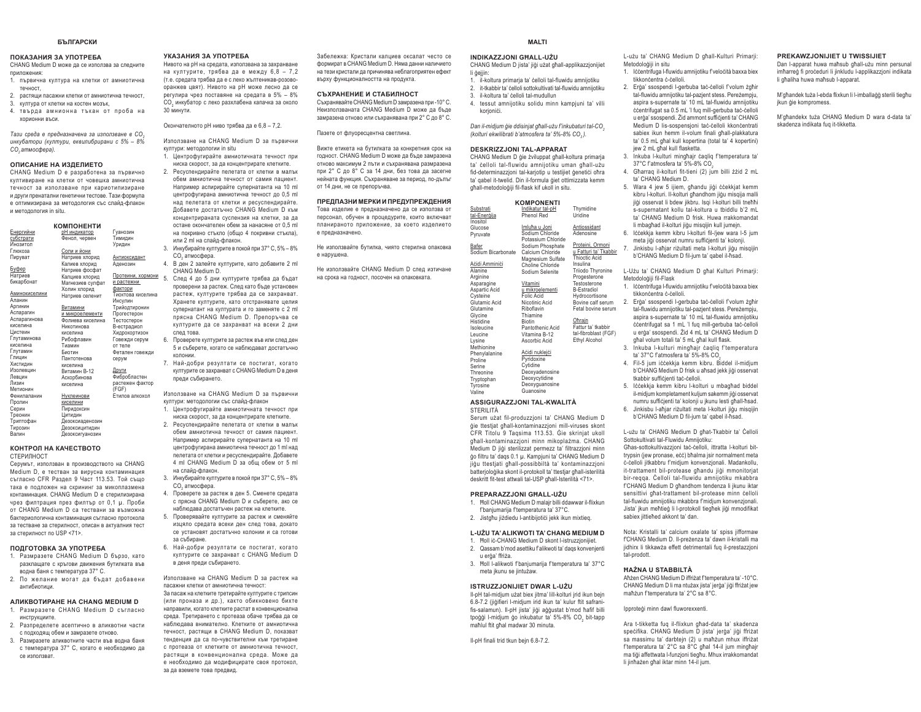# БЪЛГАРСКИ

## ПОКАЗАНИЯ ЗА УПОТРЕБА

CHANG Medium D може да се използва за следните приложения:

1. първична култура на клетки от амниотична течност,
2. растящи пасажни клетки от амниотична течност,
3. култура от клетки на костен мозък,
4. твърда амнионна тъкан от проба на хорионни въси.

*Тази среда е предназначена за използване в $CO_2$ инкубатори (култури, еквилибрирани с 5% – 8% $CO_2$ атмосфера).*

## ОПИСАНИЕ НА ИЗДЕЛИЕТО

CHANG Medium D е разработена за първично култивиране на клетки от човешка амниотична течност за използване при кариотипизиране и други пренатални генетични тестове. Тази формула е оптимизирана за методология със слайд-флакон и методология in situ.

## КОМПОНЕНТИ

**Енергийни субстрати**
Инозитол
Глюкоза
Пируват

**Буфер**
Натриев бикарбонат

**Аминокиселини**
Аланин
Аргинин
Аспарагин
Аспарагинова киселина
Цистеин
Глутаминова киселина
Глутамин
Глицин
Хистидин
Изолевцин
Левцин
Лизин
Метионин
Фенилаланин
Пролин
Серин
Треонин
Триптофан
Тирозин
Валин

**pH индикатор**
Фенол, червен

**Соли и йони**
Натриев хлорид
Калиев хлорид
Натриев фосфат
Калциев хлорид
Магнезиев сулфат
Холин хлорид
Натриев селенит

**Витамини и микроелементи**
Фолиева киселина
Никотинова киселина
Рибофлавин
Тиамин
Биотин
Пантотенова киселина
Витамин B-12
Аскорбинова киселина

**Нуклеинови киселини**
Пиридоксин
Цитидин
Дезоксиаденозин
Дезоксицитидин
Дезоксигуанозин
Гуанозин
Тимидин
Уридин

**Антиоксидант**
Аденозин

**Протеини, хормони и растежни фактори**
Тиоктова киселина
Инсулин
Трийодтиронин
Прогестерон
Тестостерон
B-естрадиол
Хидрокортизон
Говежди серум от теле
Фетален говежди серум

**Други**
Фибробластен растежен фактор (FGF)
Етилов алкохол

## КОНТРОЛ НА КАЧЕСТВОТО

СТЕРИЛНОСТ

Серумът, използван в производството на CHANG Medium D, е тестван за вирусна контаминация съгласно CFR Раздел 9 Част 113.53. Той също така е подложен на скрининг за микоплазмена контаминация. CHANG Medium D е стерилизирана чрез филтрация през филтър от 0,1 µ. Проби от CHANG Medium D са тествани за възможна бактериологична контаминация съгласно протокола за тестване за стерилност, описан в актуалния тест за стерилност по USP <71>.

## ПОДГОТОВКА ЗА УПОТРЕБА

1. Размразете CHANG Medium D бързо, като разклащате с кръгови движения бутилката във водна баня с температура 37° C.
2. По желание могат да бъдат добавени антибиотици.

## АЛИКВОТИРАНЕ НА CHANG MEDIUM D

1. Размразете CHANG Medium D съгласно инструкциите.
2. Разпределете асептично в аликвотни части с подходящ обем и замразете отново.
3. Размразете аликвотните части във водна баня с температура 37° C, когато е необходимо да се използват.

## УКАЗАНИЯ ЗА УПОТРЕБА

Нивото на pH на средата, използвана за захранване на културите, трябва да е между 6,8 – 7,2 (т.е. средата трябва да е с леко жълтеникав-розово-оранжев цвят). Нивото на pH може лесно да се регулира чрез поставяне на средата в 5% – 8% $CO_2$ инкубатор с леко разхлабена капачка за около 30 минути.

Окончателното pH ниво трябва да е 6,8 – 7,2.

Използване на CHANG Medium D за първични култури: методология in situ

1. Центрофугирайте амниотичната течност при ниска скорост, за да концентрирате клетките.
2. Ресуспендирайте пелетата от клетки в малък обем амниотична течност от самия пациент. Например аспирирайте супернатанта на 10 ml центрофугирана амниотична течност до 0,5 ml над пелетата от клетки и ресуспендирайте. Добавете достатъчно CHANG Medium D към концентрираната суспензия на клетки, за да остане окончателен обем за нанасяне от 0,5 ml на покривно стъкло (общо 4 покривни стъкла), или 2 ml на слайд-флакон.
3. Инкубирайте културите в покой при 37° C, 5% – 8% $CO_2$ атмосфера.
4. В ден 2 залейте културите, като добавите 2 ml CHANG Medium D.
5. След 4 до 5 дни културите трябва да бъдат проверени за растеж. След като бъде установен растеж, културите трябва да се захранват. Хранете културите, като отстранявате целия супернатант на културата и го замените с 2 ml прясна CHANG Medium D. Препоръчва се културите да се захранват на всеки 2 дни след това.
6. Проверете културите за растеж във или след ден 5 и съберете, когато се наблюдават достатъчно колонии.
7. Най-добри резултати се постигат, когато културите се захранват с CHANG Medium D в деня преди събирането.

Използване на CHANG Medium D за първични култури: методология със слайд-флакон

1. Центрофугирайте амниотичната течност при ниска скорост, за да концентрирате клетките.
2. Ресуспендирайте пелетата от клетки в малък обем амниотична течност от самия пациент. Например аспирирайте супернатанта на 10 ml центрофугирана амниотична течност до 1 ml над пелетата от клетки и ресуспендирайте. Добавете 4 ml CHANG Medium D за общ обем от 5 ml на слайд-флакон.
3. Инкубирайте културите в покой при 37° C, 5% – 8% $CO_2$ атмосфера.
4. Проверете за растеж в ден 5. Сменете средата с прясна CHANG Medium D и съберете, ако се наблюдава достатъчен растеж на клетките.
5. Проверявайте културите за растеж и сменяйте изцяло средата всеки ден след това, докато се установят достатъчно колонии и са готови за събиране.
6. Най-добри резултати се постигат, когато културите се захранват с CHANG Medium D в деня преди събирането.

Използване на CHANG Medium D за растеж на пасажни клетки от амниотична течност:

За пасаж на клетките третирайте културите с трипсин (или проназа и др.), както обикновено бихте направили, когато клетките растат в конвенционална среда. Третирането с протеаза обаче трябва да се наблюдава внимателно. Клетките от амниотична течност, растящи в CHANG Medium D, показват тенденция да са по-чувствителни към третиране с протеаза от клетките от амниотична течност, растящи в конвенционална среда. Може да е необходимо да модифицирате своя протокол, за да вземете това предвид.

Забележка: Кристали калциев оксалат често се формират в CHANG Medium D. Няма данни наличието на тези кристали да причинява неблагоприятен ефект върху функционалността на продукта.

## СЪХРАНЕНИЕ И СТАБИЛНОСТ

Съхранявайте CHANG Medium D замразена при -10° C. Неизползваната CHANG Medium D може да бъде замразена отново или съхранявана при 2° C до 8° C.

Пазете от флуоресцентна светлина.

Вижте етикета на бутилката за конкретния срок на годност. CHANG Medium D може да бъде замразена отново максимум 2 пъти и съхранявана размразена при 2° C до 8° C за 14 дни, без това да засегне нейната функция. Съхраняване за период, по-дълъг от 14 дни, не се препоръчва.

## ПРЕДПАЗНИ МЕРКИ И ПРЕДУПРЕЖДЕНИЯ

Това изделие е предназначено да се използва от персонал, обучен в процедурите, които включват планираното приложение, за което изделието е предназначено.

Не използвайте бутилка, чиято стерилна опаковка е нарушена.

Не използвайте CHANG Medium D след изтичане на срока на годност, посочен на опаковката.

# MALTI

## INDIKAZZJONI GĦALL-UŻU

CHANG Medium D jista' jiġi użat għall-applikazzjonijiet li ġejjin:

1. il-koltura primarja ta' ċelloli tal-fluwidu amnijotiku
2. it-tkabbir ta' ċelloli sottokultivati tal-fluwidu amnijotiku
3. il-koltura ta' ċelloli tal-mudullun
4. tessut amnijotiku solidu minn kampjuni ta' villi korjoniċi.

*Dan il-midjum ġie ddisinjat għall-użu f'inkubaturi tal-$CO_2$ (kolturi ekwilibrati b'atmosfera ta' 5%-8% $CO_2$).*

## DESKRIZZJONI TAL-APPARAT

CHANG Medium D ġie żviluppat għall-koltura primarja ta' ċelloli tal-fluwidu amnijotiku uman għall-użu fid-determinazzjoni tal-karjotip u testijiet ġenetiċi oħra ta' qabel it-twelid. Din il-formula ġiet ottimizzata kemm għall-metodoloġiji fil-flask kif ukoll in situ.

## KOMPONENTI

**Substrati tal-Enerġija**
Inositol
Glucose
Pyruvate

**Bafer**
Sodium Bicarbonate

**Aċidi Amminiċi**
Alanine
Arginine
Asparagine
Aspartic Acid
Cysteine
Glutamic Acid
Glutamine
Glycine
Histidine
Isoleucine
Leucine
Lysine
Methionine
Phenylalanine
Proline
Serine
Threonine
Tryptophan
Tyrosine
Valine

**Indikatur tal-pH**
Phenol Red

**Imluħa u Joni**
Sodium Chloride
Potassium Chloride
Sodium Phosphate
Calcium Chloride
Magnesium Sulfate
Choline Chloride
Sodium Selenite

**Vitamini u mikroelementi**
Folic Acid
Nicotinic Acid
Riboflavin
Thiamine
Biotin
Pantothenic Acid
Vitamina B-12
Ascorbic Acid

**Aċidi nuklejċi**
Pyridoxine
Cytidine
Deoxyadenosine
Deoxycytidine
Deoxyguanosine
Guanosine
Thymidine
Uridine

**Antiossidant**
Adenosine

**Proteini, Ormoni u Fatturi ta' Tkabbir**
Thioctic Acid
Insulina
Triiodo Thyronine
Progesterone
Testosterone
B-Estradiol
Hydrocortisone
Bovine calf serum
Fetal bovine serum

**Oħrajn**
Fattur ta' tkabbir tal-fibroblast (FGF)
Ethyl Alcohol

## ASSIGURAZZJONI TAL-KWALITÀ

STERILITÀ

Serum użat fil-produzzjoni ta' CHANG Medium D ġie ttestjat għall-kontaminazzjoni mill-viruses skont CFR Titolu 9 Taqsima 113.53. Ġie skrinjat ukoll għall-kontaminazzjoni minn mikoplażma. CHANG Medium D jiġi sterilizzat permezz ta' filtrazzjoni minn ġo filtru ta' daqs 0.1 µ. Kampjuni ta' CHANG Medium D jiġu ttestjati għall-possibbiltà ta' kontaminazzjoni batterjoloġika skont il-protokoll ta' ttestjar għall-isterilità deskritt fit-test attwali tal-USP għall-Isterilità <71>.

## PREPARAZZJONI GĦALL-UŻU

1. Ħoll CHANG Medium D malajr billi ddawwar il-flixkun f'banjumarija f'temperatura ta' 37°C.
2. Jistgħu jiżdiedu l-antibijotiċi jekk ikun mixtieq.

## L-UŻU TA' ALIKWOTI TA' CHANG MEDIUM D

1. Ħoll iċ-CHANG Medium D skont l-istruzzjonijiet.
2. Qassam b'mod asettiku f'alikwoti ta' daqs konvenjenti u erġa' friża.
3. Ħoll l-alikwoti f'banjumarija f'temperatura ta' 37°C meta jkunu se jintużaw.

## ISTRUZZJONIJIET DWAR L-UŻU

Il-pH tal-midjum użat biex jitma' lill-kolturi jrid ikun bejn 6.8-7.2 (jiġifieri l-midjum irid ikun ta' kulur ftit safrani-fis-salamun). Il-pH jista' jiġi aġġustat b'mod faċli billi tpoġġi l-midjum ġo inkubatur ta' 5%-8% $CO_2$ bit-tapp maħlul ftit għal madwar 30 minuta.

Il-pH finali trid tkun bejn 6.8-7.2.

L-użu ta' CHANG Medium D għall-Kulturi Primarji: Metodoloġiji in situ

1. Iċċentrifuga l-fluwidu amnijotiku f'veloċità baxxa biex tikkonċentra ċ-ċelloli.
2. Erġa' ssospendi l-gerbuba taċ-ċelloli f'volum żgħir tal-fluwidu amnijotiku tal-pazjent stess. Pereżempju, aspira s-supernate ta' 10 mL tal-fluwidu amnijotiku ċċentrifugat sa 0.5 mL 'l fuq mill-gerbuba taċ-ċelloli u erġa' ssospendi. Żid ammont suffiċjenti ta' CHANG Medium D lis-sospensjoni taċ-ċelloli kkonċentrati sabiex ikun hemm il-volum finali għall-plakkatura ta' 0.5 mL għal kull kopertina (total ta' 4 kopertini) jew 2 mL għal kull flasketta.
3. Inkuba l-kulturi mingħajr ċaqliq f'temperatura ta' 37°C f'atmosfera ta' 5%-8% $CO_2$
4. Għarraq il-kolturi fit-tieni (2) jum billi żżid 2 mL ta' CHANG Medium D.
5. Wara 4 jew 5 ijiem, għandu jiġi ċċekkjat kemm kibru l-kolturi. Il-kolturi għandhom jiġu misqija malli jiġi osservat li bdew jikbru. Isqi l-kolturi billi tneħħi s-supernatant kollu tal-koltura u tbiddlu b'2 mL ta' CHANG Medium D frisk. Huwa rrakkomandat li mbagħad il-kolturi jiġu misqijin kull jumejn.
6. Iċċekkja kemm kibru l-kolturi fil-/jew wara l-5 jum meta jiġi osservat numru suffiċjenti ta' kolonji.
7. Jinkisbu l-aħjar riżultati meta l-kolturi jiġu misqijin b'CHANG Medium D fil-jum ta' qabel il-ħsad.

L-Użu ta' CHANG Medium D għal Kulturi Primarji: Metodoloġiji fil-Flask

1. Iċċentrifuga l-fluwidu amnijotiku f'veloċità baxxa biex tikkonċentra ċ-ċelloli.
2. Erġa' ssospendi l-gerbuba taċ-ċelloli f'volum żgħir tal-fluwidu amnijotiku tal-pazjent stess. Pereżempju, aspira s-supernate ta' 10 mL tal-fluwidu amnijotiku ċċentrifugat sa 1 mL 'l fuq mill-gerbuba taċ-ċelloli u erġa' ssospendi. Żid 4 mL ta' CHANG Medium D għal volum totali ta' 5 mL għal kull flask.
3. Inkuba l-kulturi mingħajr ċaqliq f'temperatura ta' 37°C f'atmosfera ta' 5%-8% $CO_2$
4. Fil-5 jum iċċekkja kemm kibru. Biddel il-midjum b'CHANG Medium D frisk u aħsad jekk jiġi osservat tkabbir suffiċjenti taċ-ċelloli.
5. Iċċekkja kemm kibru l-kolturi u mbagħad biddel il-midjum kompletament kuljum sakemm jiġi osservat numru suffiċjenti ta' kolonji u jkunu lesti għall-ħsad.
6. Jinkisbu l-aħjar riżultati meta l-kolturi jiġu misqijin b'CHANG Medium D fil-jum ta' qabel il-ħsad.

L-użu ta' CHANG Medium D għat-Tkabbir ta' Ċelloli Sottokultivati tal-Fluwidu Amnijotiku:

Għas-sottokultivazzjoni taċ-ċelloli, ittratta l-kolturi bit-trypsin (jew pronase, eċċ) bħalma jsir normalment meta ċ-ċelloli jitkabbru f'midjum konvenzjonali. Madankollu, it-trattament bil-protease għandu jiġi mmonitorjat bir-reqqa. Ċelloli tal-fluwidu amnijotiku mkabbra f'CHANG Medium D għandhom tendenza li jkunu iktar sensittivi għat-trattament bil-protease minn ċelloli tal-fluwidu amnijotiku mkabbra f'midjum konvenzjonali. Jista' jkun meħtieġ li l-protokoll tiegħek jiġi mmodifikat sabiex jittieħed akkont ta' dan.

Nota: Kristalli ta' calcium oxalate ta' spiss jifformaw f'CHANG Medium D. Il-preżenza ta' dawn il-kristalli ma jidhirx li tikkawża effett detrimentali fuq il-prestazzjoni tal-prodott.

## ĦAŻNA U STABBILTÀ

Aħżen CHANG Medium D iffriżat f'temperatura ta' -10°C. CHANG Medium D li ma ntużax jista' jerġa' jiġi ffriżat jew maħżun f'temperatura ta' 2°C sa 8°C.

Ipproteġi minn dawl fluworexxenti.

Ara t-tikketta fuq il-flixkun għad-data ta' skadenza speċifika. CHANG Medium D jista' jerġa' jiġi ffriżat sa massimu ta' darbtejn (2) u maħżun mhux iffriżat f'temperatura ta' 2°C sa 8°C għal 14-il jum mingħajr ma tiġi affettwata l-funzjoni tiegħu. Mhux irrakkomandat li jinħażen għal iktar minn 14-il jum.

## PREKAWZJONIJIET U TWISSIJIET

Dan l-apparat huwa maħsub għall-użu minn persunal imħarreġ fi proċeduri li jinkludu l-applikazzjoni indikata li għaliha huwa maħsub l-apparat.

M'għandek tuża l-ebda flixkun li l-imballaġġ sterili tiegħu jkun ġie kompromess.

M'għandekx tuża CHANG Medium D wara d-data ta' skadenza indikata fuq it-tikketta.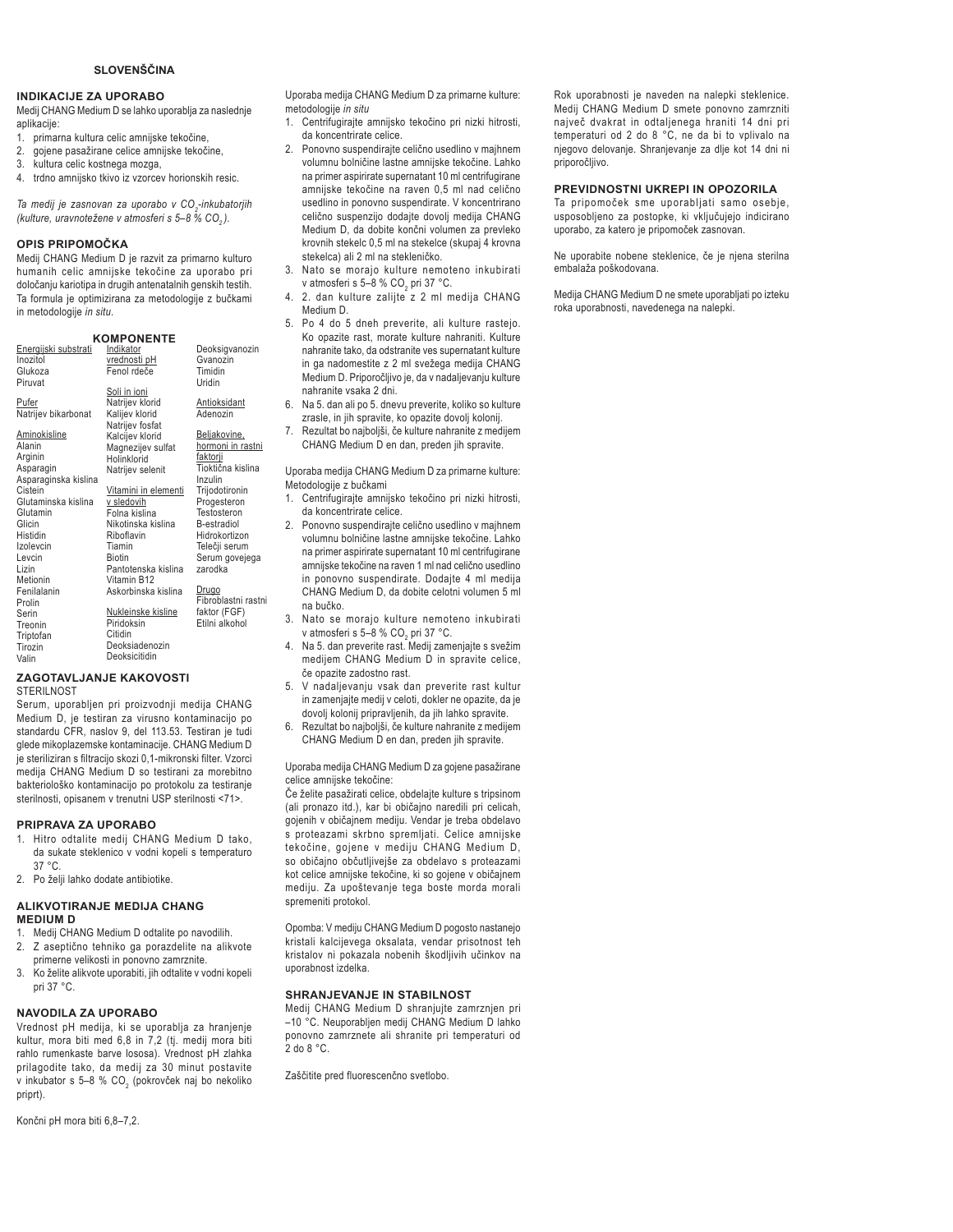**SLOVENŠČINA**

## INDIKACIJE ZA UPORABO

Medij CHANG Medium D se lahko uporablja za naslednje aplikacije:

1. primarna kultura celic amnijske tekočine,
2. gojene pasažirane celice amnijske tekočine,
3. kultura celic kostnega mozga,
4. trdno amnijsko tkivo iz vzorcev horionskih resic.

*Ta medij je zasnovan za uporabo v $CO_2$-inkubatorjih (kulture, uravnotežene v atmosferi s 5–8 % $CO_2$).*

## OPIS PRIPOMOČKA

Medij CHANG Medium D je bil razvit za primarno kulturo humanih celic amnijske tekočine za uporabo pri določanju kariotipa in drugih antenatalnih genskih testih. Ta formula je optimizirana za metodologije z bučkami in metodologije *in situ*.

### KOMPONENTE

| | | |
|---|---|---|
| Energijski substrati | Indikator vrednosti pH | Deoksigvanozin |
| Inozitol | Fenol rdeče | Gvanozin |
| Glukoza | | Timidin |
| Piruvat | Soli in ioni | Uridin |
| Pufer | Natrijev klorid | Antioksidant |
| Natrijev bikarbonat | Kalijev klorid | Adenozin |
| | Natrijev fosfat | |
| Aminokisline | Kalcijev klorid | Beljakovine, hormoni in rastni faktorji |
| Alanin | Magnezijev sulfat | |
| Arginin | Holinklorid | |
| Asparagin | Natrijev selenit | Tioktična kislina |
| Asparaginska kislina | | Inzulin |
| Cistein | Vitamini in elementi v sledovih | Trijodotironin |
| Glutaminska kislina | | Progesteron |
| Glutamin | Folna kislina | Testosteron |
| Glicin | Nikotinska kislina | B-estradiol |
| Histidin | Riboflavin | Hidrokortizon |
| Izolevcin | Tiamin | Telečji serum |
| Levcin | Biotin | Serum govejega zarodka |
| Lizin | Pantotenska kislina | |
| Metionin | Vitamin B12 | |
| Fenilalanin | Askorbinska kislina | Drugo |
| Prolin | | Fibroblastni rastni faktor (FGF) |
| Serin | Nukleinske kisline | |
| Treonin | Piridoksin | Etilni alkohol |
| Triptofan | Citidin | |
| Tirozin | Deoksiadenozin | |
| Valin | Deoksicitidin | |

## ZAGOTAVLJANJE KAKOVOSTI

STERILNOST

Serum, uporabljen pri proizvodnji medija CHANG Medium D, je testiran za virusno kontaminacijo po standardu CFR, naslov 9, del 113.53. Testiran je tudi glede mikoplazemske kontaminacije. CHANG Medium D je steriliziran s filtracijo skozi 0,1-mikronski filter. Vzorci medija CHANG Medium D so testirani za morebitno bakteriološko kontaminacijo po protokolu za testiranje sterilnosti, opisanem v trenutni USP sterilnosti <71>.

## PRIPRAVA ZA UPORABO

1. Hitro odtalite medij CHANG Medium D tako, da sukate steklenico v vodni kopeli s temperaturo 37 °C.
2. Po želji lahko dodate antibiotike.

## ALIKVOTIRANJE MEDIJA CHANG MEDIUM D

1. Medij CHANG Medium D odtalite po navodilih.
2. Z aseptično tehniko ga porazdelite na alikvote primerne velikosti in ponovno zamrznite.
3. Ko želite alikvote uporabiti, jih odtalite v vodni kopeli pri 37 °C.

## NAVODILA ZA UPORABO

Vrednost pH medija, ki se uporablja za hranjenje kultur, mora biti med 6,8 in 7,2 (tj. medij mora biti rahlo rumenkaste barve lososa). Vrednost pH zlahka prilagodite tako, da medij za 30 minut postavite v inkubator s 5–8 % $CO_2$ (pokrovček naj bo nekoliko priprt).

Končni pH mora biti 6,8–7,2.

Uporaba medija CHANG Medium D za primarne kulture: metodologije *in situ*

1. Centrifugirajte amnijsko tekočino pri nizki hitrosti, da koncentrirate celice.
2. Ponovno suspendirajte celično usedlino v majhnem volumnu bolničine lastne amnijske tekočine. Lahko na primer aspirirate supernatant 10 ml centrifugirane amnijske tekočine na raven 0,5 ml nad celično usedlino in ponovno suspendirate. V koncentrirano celično suspenzijo dodajte dovolj medija CHANG Medium D, da dobite končni volumen za prevleko krovnih stekelc 0,5 ml na stekelce (skupaj 4 krovna stekelca) ali 2 ml na stekleničko.
3. Nato se morajo kulture nemoteno inkubirati v atmosferi s 5–8 % $CO_2$ pri 37 °C.
4. 2. dan kulture zalijte z 2 ml medija CHANG Medium D.
5. Po 4 do 5 dneh preverite, ali kulture rastejo. Ko opazite rast, morate kulture nahraniti. Kulture nahranite tako, da odstranite ves supernatant kulture in ga nadomestite z 2 ml svežega medija CHANG Medium D. Priporočljivo je, da v nadaljevanju kulture nahranite vsaka 2 dni.
6. Na 5. dan ali po 5. dnevu preverite, koliko so kulture zrasle, in jih spravite, ko opazite dovolj kolonij.
7. Rezultat bo najboljši, če kulture nahranite z medijem CHANG Medium D en dan, preden jih spravite.

Uporaba medija CHANG Medium D za primarne kulture: Metodologije z bučkami

1. Centrifugirajte amnijsko tekočino pri nizki hitrosti, da koncentrirate celice.
2. Ponovno suspendirajte celično usedlino v majhnem volumnu bolničine lastne amnijske tekočine. Lahko na primer aspirirate supernatant 10 ml centrifugirane amnijske tekočine na raven 1 ml nad celično usedlino in ponovno suspendirate. Dodajte 4 ml medija CHANG Medium D, da dobite celotni volumen 5 ml na bučko.
3. Nato se morajo kulture nemoteno inkubirati v atmosferi s 5–8 % $CO_2$ pri 37 °C.
4. Na 5. dan preverite rast. Medij zamenjajte s svežim medijem CHANG Medium D in spravite celice, če opazite zadostno rast.
5. V nadaljevanju vsak dan preverite rast kultur in zamenjajte medij v celoti, dokler ne opazite, da je dovolj kolonij pripravljenih, da jih lahko spravite.
6. Rezultat bo najboljši, če kulture nahranite z medijem CHANG Medium D en dan, preden jih spravite.

Uporaba medija CHANG Medium D za gojene pasažirane celice amnijske tekočine:

Če želite pasažirati celice, obdelajte kulture s tripsinom (ali pronazo itd.), kar bi običajno naredili pri celicah, gojenih v običajnem mediju. Vendar je treba obdelavo s proteazami skrbno spremljati. Celice amnijske tekočine, gojene v mediju CHANG Medium D, so običajno občutljivejše za obdelavo s proteazami kot celice amnijske tekočine, ki so gojene v običajnem mediju. Za upoštevanje tega boste morda morali spremeniti protokol.

Opomba: V mediju CHANG Medium D pogosto nastanejo kristali kalcijevega oksalata, vendar prisotnost teh kristalov ni pokazala nobenih škodljivih učinkov na uporabnost izdelka.

## SHRANJEVANJE IN STABILNOST

Medij CHANG Medium D shranjujte zamrznjen pri –10 °C. Neuporabljen medij CHANG Medium D lahko ponovno zamrznete ali shranite pri temperaturi od 2 do 8 °C.

Zaščitite pred fluorescenčno svetlobo.

Rok uporabnosti je naveden na nalepki steklenice. Medij CHANG Medium D smete ponovno zamrzniti največ dvakrat in odtaljenega hraniti 14 dni pri temperaturi od 2 do 8 °C, ne da bi to vplivalo na njegovo delovanje. Shranjevanje za dlje kot 14 dni ni priporočljivo.

## PREVIDNOSTNI UKREPI IN OPOZORILA

Ta pripomoček sme uporabljati samo osebje, usposobljeno za postopke, ki vključujejo indicirano uporabo, za katero je pripomoček zasnovan.

Ne uporabite nobene steklenice, če je njena sterilna embalaža poškodovana.

Medija CHANG Medium D ne smete uporabljati po izteku roka uporabnosti, navedenega na nalepki.